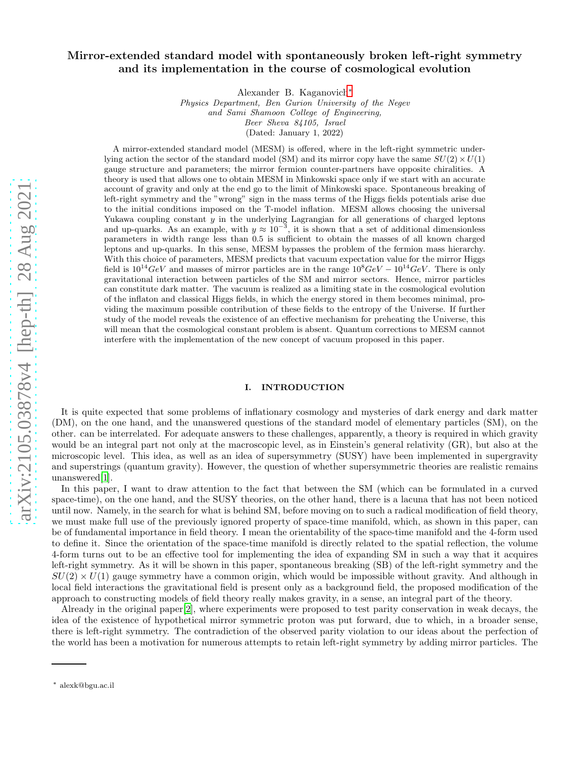# Mirror-extended standard model with spontaneously broken left-right symmetry and its implementation in the course of cosmological evolution

Alexander B. Kaganovich[*]

*Physics Department, Ben Gurion University of the Negev*
*and Sami Shamoon College of Engineering,*
*Beer Sheva 84105, Israel*
(Dated: January 1, 2022)

A mirror-extended standard model (MESM) is offered, where in the left-right symmetric underlying action the sector of the standard model (SM) and its mirror copy have the same $SU(2) \times U(1)$ gauge structure and parameters; the mirror fermion counter-partners have opposite chiralities. A theory is used that allows one to obtain MESM in Minkowski space only if we start with an accurate account of gravity and only at the end go to the limit of Minkowski space. Spontaneous breaking of left-right symmetry and the "wrong" sign in the mass terms of the Higgs fields potentials arise due to the initial conditions imposed on the T-model inflation. MESM allows choosing the universal Yukawa coupling constant $y$ in the underlying Lagrangian for all generations of charged leptons and up-quarks. As an example, with $y \approx 10^{-3}$, it is shown that a set of additional dimensionless parameters in width range less than 0.5 is sufficient to obtain the masses of all known charged leptons and up-quarks. In this sense, MESM bypasses the problem of the fermion mass hierarchy. With this choice of parameters, MESM predicts that vacuum expectation value for the mirror Higgs field is $10^{14}GeV$ and masses of mirror particles are in the range $10^{8}GeV - 10^{14}GeV$. There is only gravitational interaction between particles of the SM and mirror sectors. Hence, mirror particles can constitute dark matter. The vacuum is realized as a limiting state in the cosmological evolution of the inflaton and classical Higgs fields, in which the energy stored in them becomes minimal, providing the maximum possible contribution of these fields to the entropy of the Universe. If further study of the model reveals the existence of an effective mechanism for preheating the Universe, this will mean that the cosmological constant problem is absent. Quantum corrections to MESM cannot interfere with the implementation of the new concept of vacuum proposed in this paper.

## I. INTRODUCTION

It is quite expected that some problems of inflationary cosmology and mysteries of dark energy and dark matter (DM), on the one hand, and the unanswered questions of the standard model of elementary particles (SM), on the other. can be interrelated. For adequate answers to these challenges, apparently, a theory is required in which gravity would be an integral part not only at the macroscopic level, as in Einstein's general relativity (GR), but also at the microscopic level. This idea, as well as an idea of supersymmetry (SUSY) have been implemented in supergravity and superstrings (quantum gravity). However, the question of whether supersymmetric theories are realistic remains unanswered[1].

In this paper, I want to draw attention to the fact that between the SM (which can be formulated in a curved space-time), on the one hand, and the SUSY theories, on the other hand, there is a lacuna that has not been noticed until now. Namely, in the search for what is behind SM, before moving on to such a radical modification of field theory, we must make full use of the previously ignored property of space-time manifold, which, as shown in this paper, can be of fundamental importance in field theory. I mean the orientability of the space-time manifold and the 4-form used to define it. Since the orientation of the space-time manifold is directly related to the spatial reflection, the volume 4-form turns out to be an effective tool for implementing the idea of expanding SM in such a way that it acquires left-right symmetry. As it will be shown in this paper, spontaneous breaking (SB) of the left-right symmetry and the $SU(2) \times U(1)$ gauge symmetry have a common origin, which would be impossible without gravity. And although in local field interactions the gravitational field is present only as a background field, the proposed modification of the approach to constructing models of field theory really makes gravity, in a sense, an integral part of the theory.

Already in the original paper[2], where experiments were proposed to test parity conservation in weak decays, the idea of the existence of hypothetical mirror symmetric proton was put forward, due to which, in a broader sense, there is left-right symmetry. The contradiction of the observed parity violation to our ideas about the perfection of the world has been a motivation for numerous attempts to retain left-right symmetry by adding mirror particles. The

[*] alexk@bgu.ac.il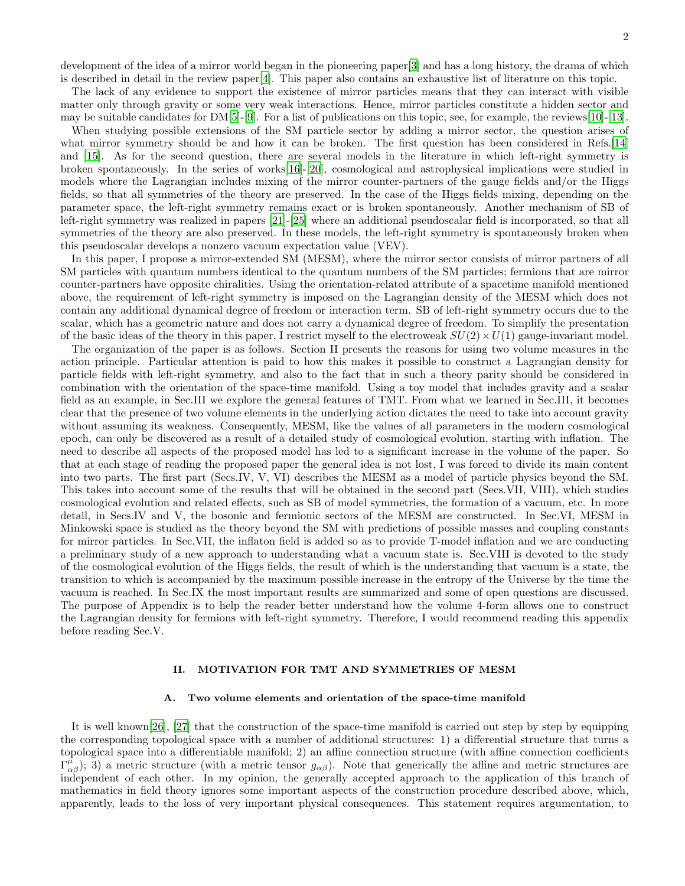development of the idea of a mirror world began in the pioneering paper[3] and has a long history, the drama of which is described in detail in the review paper[4]. This paper also contains an exhaustive list of literature on this topic.

The lack of any evidence to support the existence of mirror particles means that they can interact with visible matter only through gravity or some very weak interactions. Hence, mirror particles constitute a hidden sector and may be suitable candidates for DM[5]-[9]. For a list of publications on this topic, see, for example, the reviews[10]-[13].

When studying possible extensions of the SM particle sector by adding a mirror sector, the question arises of what mirror symmetry should be and how it can be broken. The first question has been considered in Refs.[14] and [15]. As for the second question, there are several models in the literature in which left-right symmetry is broken spontaneously. In the series of works[16]-[20], cosmological and astrophysical implications were studied in models where the Lagrangian includes mixing of the mirror counter-partners of the gauge fields and/or the Higgs fields, so that all symmetries of the theory are preserved. In the case of the Higgs fields mixing, depending on the parameter space, the left-right symmetry remains exact or is broken spontaneously. Another mechanism of SB of left-right symmetry was realized in papers [21]-[25] where an additional pseudoscalar field is incorporated, so that all symmetries of the theory are also preserved. In these models, the left-right symmetry is spontaneously broken when this pseudoscalar develops a nonzero vacuum expectation value (VEV).

In this paper, I propose a mirror-extended SM (MESM), where the mirror sector consists of mirror partners of all SM particles with quantum numbers identical to the quantum numbers of the SM particles; fermions that are mirror counter-partners have opposite chiralities. Using the orientation-related attribute of a spacetime manifold mentioned above, the requirement of left-right symmetry is imposed on the Lagrangian density of the MESM which does not contain any additional dynamical degree of freedom or interaction term. SB of left-right symmetry occurs due to the scalar, which has a geometric nature and does not carry a dynamical degree of freedom. To simplify the presentation of the basic ideas of the theory in this paper, I restrict myself to the electroweak $SU(2)\times U(1)$ gauge-invariant model.

The organization of the paper is as follows. Section II presents the reasons for using two volume measures in the action principle. Particular attention is paid to how this makes it possible to construct a Lagrangian density for particle fields with left-right symmetry, and also to the fact that in such a theory parity should be considered in combination with the orientation of the space-time manifold. Using a toy model that includes gravity and a scalar field as an example, in Sec.III we explore the general features of TMT. From what we learned in Sec.III, it becomes clear that the presence of two volume elements in the underlying action dictates the need to take into account gravity without assuming its weakness. Consequently, MESM, like the values of all parameters in the modern cosmological epoch, can only be discovered as a result of a detailed study of cosmological evolution, starting with inflation. The need to describe all aspects of the proposed model has led to a significant increase in the volume of the paper. So that at each stage of reading the proposed paper the general idea is not lost, I was forced to divide its main content into two parts. The first part (Secs.IV, V, VI) describes the MESM as a model of particle physics beyond the SM. This takes into account some of the results that will be obtained in the second part (Secs.VII, VIII), which studies cosmological evolution and related effects, such as SB of model symmetries, the formation of a vacuum, etc. In more detail, in Secs.IV and V, the bosonic and fermionic sectors of the MESM are constructed. In Sec.VI, MESM in Minkowski space is studied as the theory beyond the SM with predictions of possible masses and coupling constants for mirror particles. In Sec.VII, the inflaton field is added so as to provide T-model inflation and we are conducting a preliminary study of a new approach to understanding what a vacuum state is. Sec.VIII is devoted to the study of the cosmological evolution of the Higgs fields, the result of which is the understanding that vacuum is a state, the transition to which is accompanied by the maximum possible increase in the entropy of the Universe by the time the vacuum is reached. In Sec.IX the most important results are summarized and some of open questions are discussed. The purpose of Appendix is to help the reader better understand how the volume 4-form allows one to construct the Lagrangian density for fermions with left-right symmetry. Therefore, I would recommend reading this appendix before reading Sec.V.

## II. MOTIVATION FOR TMT AND SYMMETRIES OF MESM

### A. Two volume elements and orientation of the space-time manifold

It is well known[26], [27] that the construction of the space-time manifold is carried out step by step by equipping the corresponding topological space with a number of additional structures: 1) a differential structure that turns a topological space into a differentiable manifold; 2) an affine connection structure (with affine connection coefficients $\Gamma^{\mu}_{\alpha\beta}$); 3) a metric structure (with a metric tensor $g_{\alpha\beta}$). Note that generically the affine and metric structures are independent of each other. In my opinion, the generally accepted approach to the application of this branch of mathematics in field theory ignores some important aspects of the construction procedure described above, which, apparently, leads to the loss of very important physical consequences. This statement requires argumentation, to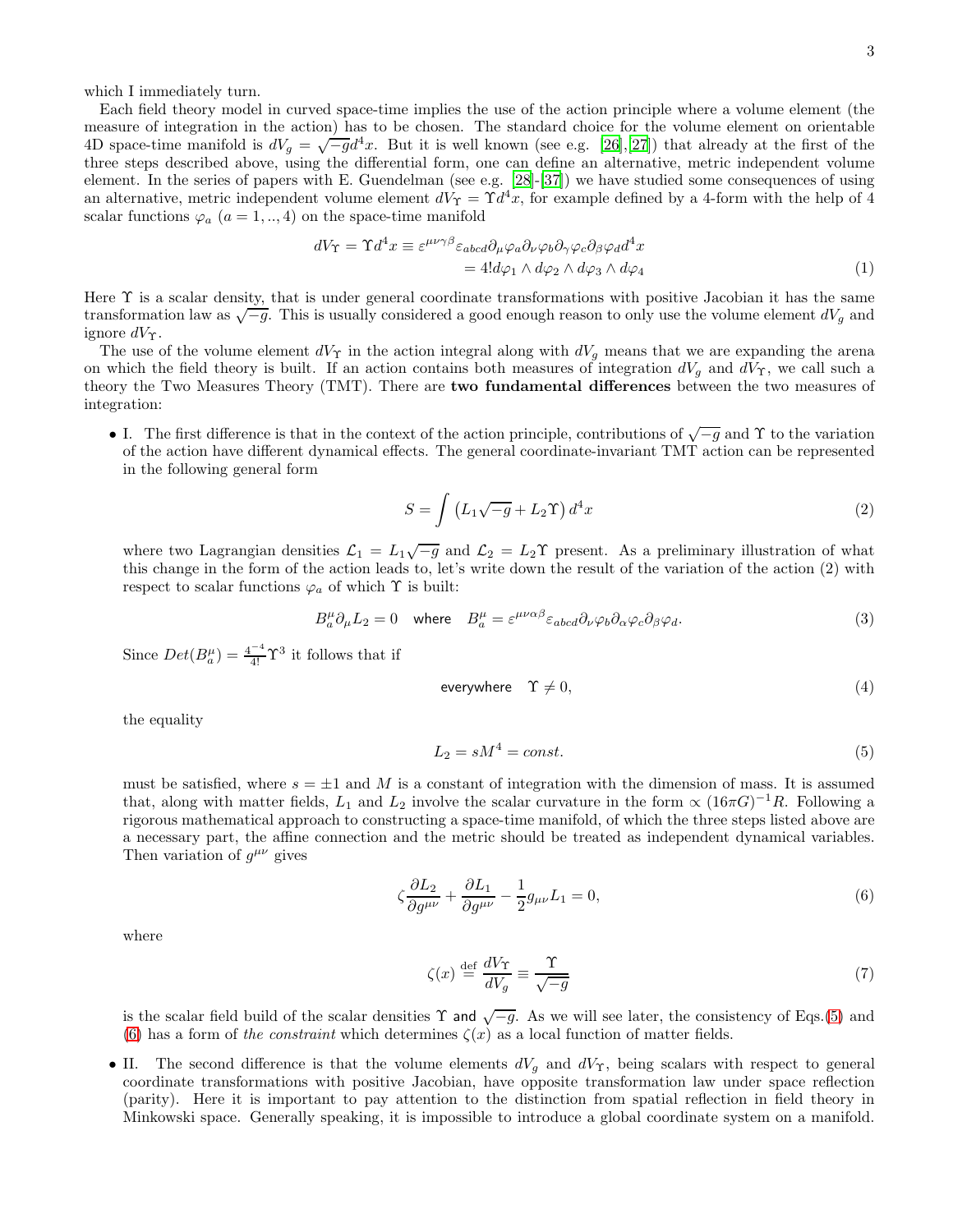which I immediately turn.

Each field theory model in curved space-time implies the use of the action principle where a volume element (the measure of integration in the action) has to be chosen. The standard choice for the volume element on orientable 4D space-time manifold is $dV_g = \sqrt{-g}d^4x$. But it is well known (see e.g. [26],[27]) that already at the first of the three steps described above, using the differential form, one can define an alternative, metric independent volume element. In the series of papers with E. Guendelman (see e.g. [28]-[37]) we have studied some consequences of using an alternative, metric independent volume element $dV_\Upsilon = \Upsilon d^4x$, for example defined by a 4-form with the help of 4 scalar functions $\varphi_a$ $(a = 1, .., 4)$ on the space-time manifold

$$
\begin{aligned}
dV_\Upsilon = \Upsilon d^4x \equiv \varepsilon^{\mu\nu\gamma\beta}\varepsilon_{abcd}\partial_\mu\varphi_a\partial_\nu\varphi_b\partial_\gamma\varphi_c\partial_\beta\varphi_d d^4x \\
= 4! d\varphi_1 \wedge d\varphi_2 \wedge d\varphi_3 \wedge d\varphi_4
\end{aligned}
\tag{1}
$$

Here $\Upsilon$ is a scalar density, that is under general coordinate transformations with positive Jacobian it has the same transformation law as $\sqrt{-g}$. This is usually considered a good enough reason to only use the volume element $dV_g$ and ignore $dV_\Upsilon$.

The use of the volume element $dV_\Upsilon$ in the action integral along with $dV_g$ means that we are expanding the arena on which the field theory is built. If an action contains both measures of integration $dV_g$ and $dV_\Upsilon$, we call such a theory the Two Measures Theory (TMT). There are **two fundamental differences** between the two measures of integration:

- I. The first difference is that in the context of the action principle, contributions of $\sqrt{-g}$ and $\Upsilon$ to the variation of the action have different dynamical effects. The general coordinate-invariant TMT action can be represented in the following general form

$$
S = \int \left(L_1\sqrt{-g} + L_2\Upsilon\right) d^4x \tag{2}
$$

where two Lagrangian densities $\mathcal{L}_1 = L_1\sqrt{-g}$ and $\mathcal{L}_2 = L_2\Upsilon$ present. As a preliminary illustration of what this change in the form of the action leads to, let's write down the result of the variation of the action (2) with respect to scalar functions $\varphi_a$ of which $\Upsilon$ is built:

$$
B^\mu_a\partial_\mu L_2 = 0 \quad \text{where} \quad B^\mu_a = \varepsilon^{\mu\nu\alpha\beta}\varepsilon_{abcd}\partial_\nu\varphi_b\partial_\alpha\varphi_c\partial_\beta\varphi_d. \tag{3}
$$

Since $Det(B^\mu_a) = \frac{4^{-4}}{4!}\Upsilon^3$ it follows that if

$$
\text{everywhere} \quad \Upsilon \neq 0, \tag{4}
$$

the equality

$$
L_2 = sM^4 = const. \tag{5}
$$

must be satisfied, where $s = \pm 1$ and $M$ is a constant of integration with the dimension of mass. It is assumed that, along with matter fields, $L_1$ and $L_2$ involve the scalar curvature in the form $\propto (16\pi G)^{-1}R$. Following a rigorous mathematical approach to constructing a space-time manifold, of which the three steps listed above are a necessary part, the affine connection and the metric should be treated as independent dynamical variables. Then variation of $g^{\mu\nu}$ gives

$$
\zeta\frac{\partial L_2}{\partial g^{\mu\nu}} + \frac{\partial L_1}{\partial g^{\mu\nu}} - \frac{1}{2}g_{\mu\nu}L_1 = 0, \tag{6}
$$

where

$$
\zeta(x) \stackrel{\text{def}}{=} \frac{dV_\Upsilon}{dV_g} \equiv \frac{\Upsilon}{\sqrt{-g}} \tag{7}
$$

is the scalar field build of the scalar densities $\Upsilon$ and $\sqrt{-g}$. As we will see later, the consistency of Eqs.(5) and (6) has a form of *the constraint* which determines $\zeta(x)$ as a local function of matter fields.

- II. The second difference is that the volume elements $dV_g$ and $dV_\Upsilon$, being scalars with respect to general coordinate transformations with positive Jacobian, have opposite transformation law under space reflection (parity). Here it is important to pay attention to the distinction from spatial reflection in field theory in Minkowski space. Generally speaking, it is impossible to introduce a global coordinate system on a manifold.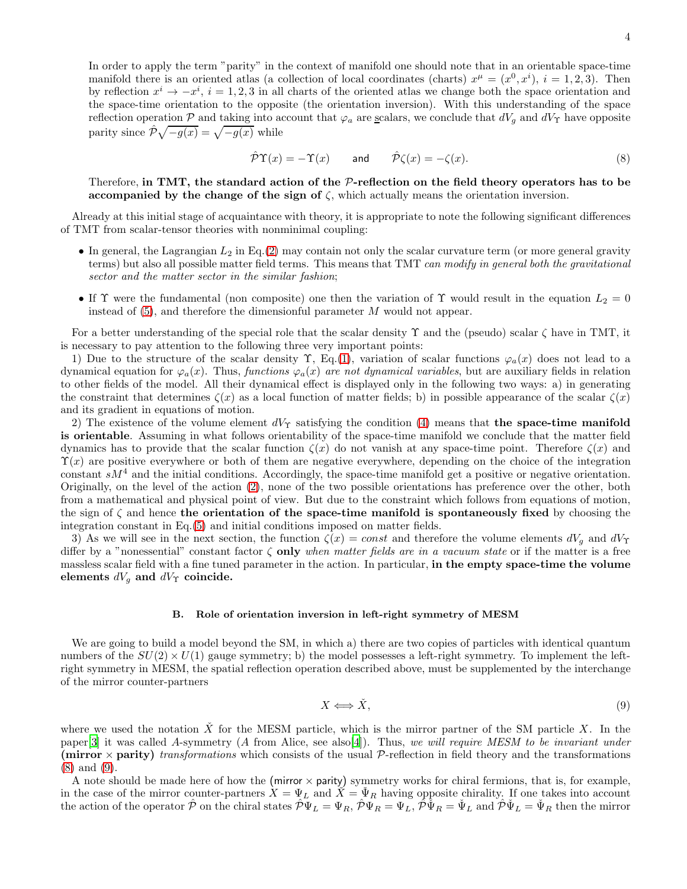In order to apply the term "parity" in the context of manifold one should note that in an orientable space-time manifold there is an oriented atlas (a collection of local coordinates (charts) $x^\mu = (x^0, x^i)$, $i = 1, 2, 3$). Then by reflection $x^i \to -x^i$, $i = 1, 2, 3$ in all charts of the oriented atlas we change both the space orientation and the space-time orientation to the opposite (the orientation inversion). With this understanding of the space reflection operation $\mathcal{P}$ and taking into account that $\varphi_a$ are scalars, we conclude that $dV_g$ and $dV_\Upsilon$ have opposite parity since $\hat{\mathcal{P}}\sqrt{-g(x)} = \sqrt{-g(x)}$ while

$$\hat{\mathcal{P}}\Upsilon(x) = -\Upsilon(x) \qquad \text{and} \qquad \hat{\mathcal{P}}\zeta(x) = -\zeta(x). \tag{8}$$

Therefore, **in TMT, the standard action of the $\mathcal{P}$-reflection on the field theory operators has to be accompanied by the change of the sign of $\zeta$**, which actually means the orientation inversion.

Already at this initial stage of acquaintance with theory, it is appropriate to note the following significant differences of TMT from scalar-tensor theories with nonminimal coupling:

- In general, the Lagrangian $L_2$ in Eq.(2) may contain not only the scalar curvature term (or more general gravity terms) but also all possible matter field terms. This means that TMT *can modify in general both the gravitational sector and the matter sector in the similar fashion*;
- If $\Upsilon$ were the fundamental (non composite) one then the variation of $\Upsilon$ would result in the equation $L_2 = 0$ instead of (5), and therefore the dimensionful parameter $M$ would not appear.

For a better understanding of the special role that the scalar density $\Upsilon$ and the (pseudo) scalar $\zeta$ have in TMT, it is necessary to pay attention to the following three very important points:

1) Due to the structure of the scalar density $\Upsilon$, Eq.(1), variation of scalar functions $\varphi_a(x)$ does not lead to a dynamical equation for $\varphi_a(x)$. Thus, *functions $\varphi_a(x)$ are not dynamical variables*, but are auxiliary fields in relation to other fields of the model. All their dynamical effect is displayed only in the following two ways: a) in generating the constraint that determines $\zeta(x)$ as a local function of matter fields; b) in possible appearance of the scalar $\zeta(x)$ and its gradient in equations of motion.

2) The existence of the volume element $dV_\Upsilon$ satisfying the condition (4) means that **the space-time manifold is orientable**. Assuming in what follows orientability of the space-time manifold we conclude that the matter field dynamics has to provide that the scalar function $\zeta(x)$ do not vanish at any space-time point. Therefore $\zeta(x)$ and $\Upsilon(x)$ are positive everywhere or both of them are negative everywhere, depending on the choice of the integration constant $sM^4$ and the initial conditions. Accordingly, the space-time manifold get a positive or negative orientation. Originally, on the level of the action (2), none of the two possible orientations has preference over the other, both from a mathematical and physical point of view. But due to the constraint which follows from equations of motion, the sign of $\zeta$ and hence **the orientation of the space-time manifold is spontaneously fixed** by choosing the integration constant in Eq.(5) and initial conditions imposed on matter fields.

3) As we will see in the next section, the function $\zeta(x) = const$ and therefore the volume elements $dV_g$ and $dV_\Upsilon$ differ by a "nonessential" constant factor $\zeta$ **only** *when matter fields are in a vacuum state* or if the matter is a free massless scalar field with a fine tuned parameter in the action. In particular, **in the empty space-time the volume elements $dV_g$ and $dV_\Upsilon$ coincide.**

### B. Role of orientation inversion in left-right symmetry of MESM

We are going to build a model beyond the SM, in which a) there are two copies of particles with identical quantum numbers of the $SU(2) \times U(1)$ gauge symmetry; b) the model possesses a left-right symmetry. To implement the left-right symmetry in MESM, the spatial reflection operation described above, must be supplemented by the interchange of the mirror counter-partners

$$X \Longleftrightarrow \check{X}, \tag{9}$$

where we used the notation $\check{X}$ for the MESM particle, which is the mirror partner of the SM particle $X$. In the paper[3] it was called $A$-symmetry ($A$ from Alice, see also[4]). Thus, *we will require MESM to be invariant under* **(mirror $\times$ parity)** *transformations* which consists of the usual $\mathcal{P}$-reflection in field theory and the transformations (8) and (9).

A note should be made here of how the (mirror $\times$ parity) symmetry works for chiral fermions, that is, for example, in the case of the mirror counter-partners $X = \Psi_L$ and $\check{X} = \check{\Psi}_R$ having opposite chirality. If one takes into account the action of the operator $\hat{\mathcal{P}}$ on the chiral states $\hat{\mathcal{P}}\Psi_L = \Psi_R$, $\hat{\mathcal{P}}\Psi_R = \Psi_L$, $\hat{\mathcal{P}}\check{\Psi}_R = \check{\Psi}_L$ and $\hat{\mathcal{P}}\check{\Psi}_L = \check{\Psi}_R$ then the mirror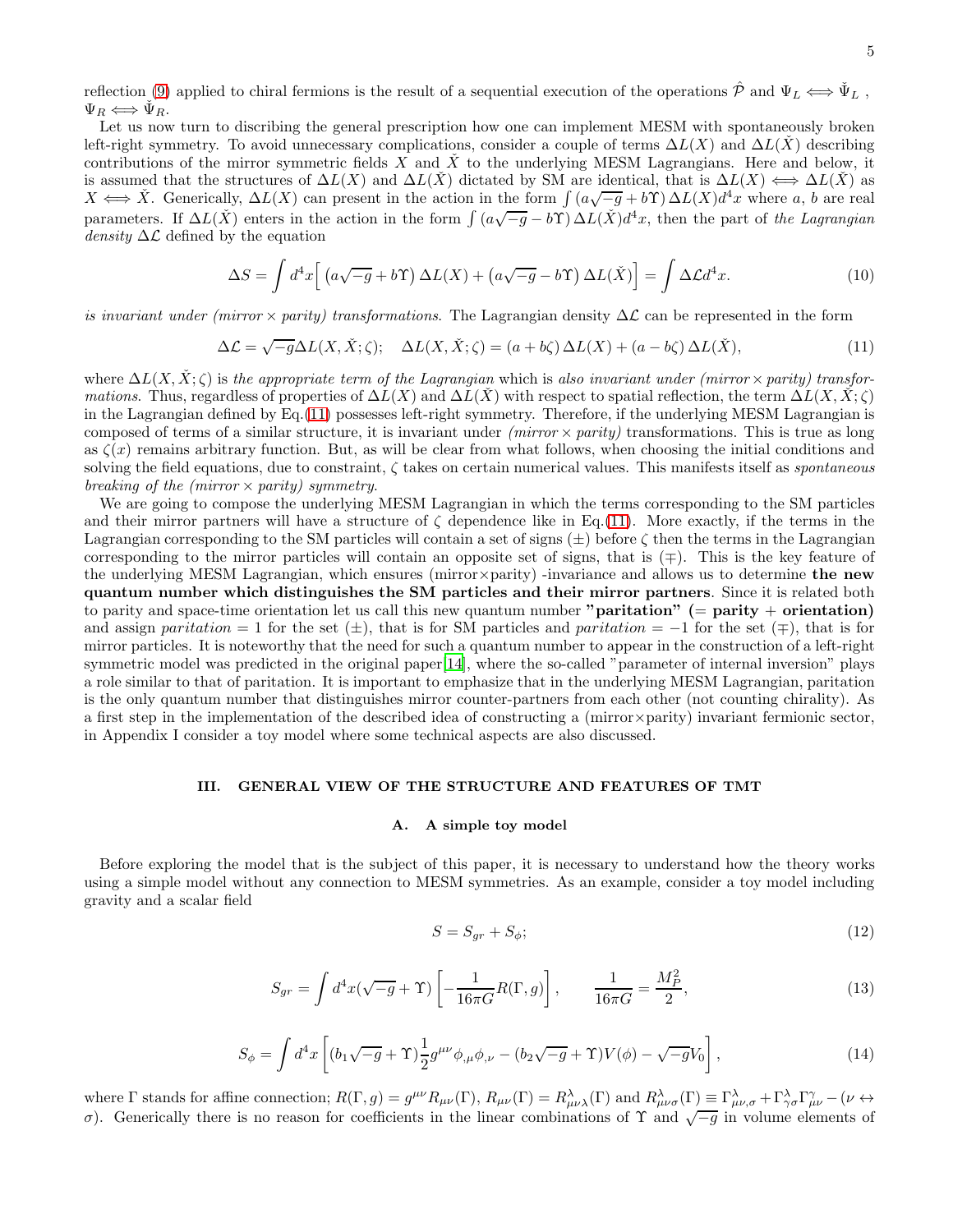reflection (9) applied to chiral fermions is the result of a sequential execution of the operations $\hat{\mathcal{P}}$ and $\Psi_L \Longleftrightarrow \check{\Psi}_L$ , $\Psi_R \Longleftrightarrow \check{\Psi}_R$.

Let us now turn to discribing the general prescription how one can implement MESM with spontaneously broken left-right symmetry. To avoid unnecessary complications, consider a couple of terms $\Delta L(X)$ and $\Delta L(\check{X})$ describing contributions of the mirror symmetric fields $X$ and $\check{X}$ to the underlying MESM Lagrangians. Here and below, it is assumed that the structures of $\Delta L(X)$ and $\Delta L(\check{X})$ dictated by SM are identical, that is $\Delta L(X) \Longleftrightarrow \Delta L(\check{X})$ as $X \Longleftrightarrow \check{X}$. Generically, $\Delta L(X)$ can present in the action in the form $\int \left(a\sqrt{-g} + b\Upsilon\right)\Delta L(X) d^4x$ where $a$, $b$ are real parameters. If $\Delta L(\check{X})$ enters in the action in the form $\int \left(a\sqrt{-g} - b\Upsilon\right)\Delta L(\check{X}) d^4x$, then the part of *the Lagrangian density* $\Delta\mathcal{L}$ defined by the equation

$$\Delta S = \int d^4x \Big[ \left(a\sqrt{-g} + b\Upsilon\right)\Delta L(X) + \left(a\sqrt{-g} - b\Upsilon\right)\Delta L(\check{X}) \Big] = \int \Delta\mathcal{L} d^4x. \tag{10}$$

*is invariant under (mirror × parity) transformations*. The Lagrangian density $\Delta\mathcal{L}$ can be represented in the form

$$\Delta\mathcal{L} = \sqrt{-g}\Delta L(X, \check{X}; \zeta); \quad \Delta L(X, \check{X}; \zeta) = (a + b\zeta)\Delta L(X) + (a - b\zeta)\Delta L(\check{X}), \tag{11}$$

where $\Delta L(X, \check{X}; \zeta)$ is *the appropriate term of the Lagrangian* which is *also invariant under (mirror × parity) transformations*. Thus, regardless of properties of $\Delta L(X)$ and $\Delta L(\check{X})$ with respect to spatial reflection, the term $\Delta L(X, \check{X}; \zeta)$ in the Lagrangian defined by Eq.(11) possesses left-right symmetry. Therefore, if the underlying MESM Lagrangian is composed of terms of a similar structure, it is invariant under *(mirror × parity)* transformations. This is true as long as $\zeta(x)$ remains arbitrary function. But, as will be clear from what follows, when choosing the initial conditions and solving the field equations, due to constraint, $\zeta$ takes on certain numerical values. This manifests itself as *spontaneous breaking of the (mirror × parity) symmetry.*

We are going to compose the underlying MESM Lagrangian in which the terms corresponding to the SM particles and their mirror partners will have a structure of $\zeta$ dependence like in Eq.(11). More exactly, if the terms in the Lagrangian corresponding to the SM particles will contain a set of signs $(\pm)$ before $\zeta$ then the terms in the Lagrangian corresponding to the mirror particles will contain an opposite set of signs, that is $(\mp)$. This is the key feature of the underlying MESM Lagrangian, which ensures (mirror×parity) -invariance and allows us to determine **the new quantum number which distinguishes the SM particles and their mirror partners**. Since it is related both to parity and space-time orientation let us call this new quantum number **"paritation" (= parity + orientation)** and assign *paritation* = 1 for the set $(\pm)$, that is for SM particles and *paritation* = −1 for the set $(\mp)$, that is for mirror particles. It is noteworthy that the need for such a quantum number to appear in the construction of a left-right symmetric model was predicted in the original paper[14], where the so-called "parameter of internal inversion" plays a role similar to that of paritation. It is important to emphasize that in the underlying MESM Lagrangian, paritation is the only quantum number that distinguishes mirror counter-partners from each other (not counting chirality). As a first step in the implementation of the described idea of constructing a (mirror×parity) invariant fermionic sector, in Appendix I consider a toy model where some technical aspects are also discussed.

## III. GENERAL VIEW OF THE STRUCTURE AND FEATURES OF TMT

### A. A simple toy model

Before exploring the model that is the subject of this paper, it is necessary to understand how the theory works using a simple model without any connection to MESM symmetries. As an example, consider a toy model including gravity and a scalar field

$$S = S_{gr} + S_{\phi}; \tag{12}$$

$$S_{gr} = \int d^4x(\sqrt{-g} + \Upsilon)\left[-\frac{1}{16\pi G}R(\Gamma, g)\right], \qquad \frac{1}{16\pi G} = \frac{M_P^2}{2}, \tag{13}$$

$$S_{\phi} = \int d^4x \left[(b_1\sqrt{-g} + \Upsilon)\frac{1}{2}g^{\mu\nu}\phi_{,\mu}\phi_{,\nu} - (b_2\sqrt{-g} + \Upsilon)V(\phi) - \sqrt{-g}V_0\right], \tag{14}$$

where $\Gamma$ stands for affine connection; $R(\Gamma, g) = g^{\mu\nu}R_{\mu\nu}(\Gamma)$, $R_{\mu\nu}(\Gamma) = R^{\lambda}_{\mu\nu\lambda}(\Gamma)$ and $R^{\lambda}_{\mu\nu\sigma}(\Gamma) \equiv \Gamma^{\lambda}_{\mu\nu,\sigma} + \Gamma^{\lambda}_{\gamma\sigma}\Gamma^{\gamma}_{\mu\nu} - (\nu \leftrightarrow \sigma)$. Generically there is no reason for coefficients in the linear combinations of $\Upsilon$ and $\sqrt{-g}$ in volume elements of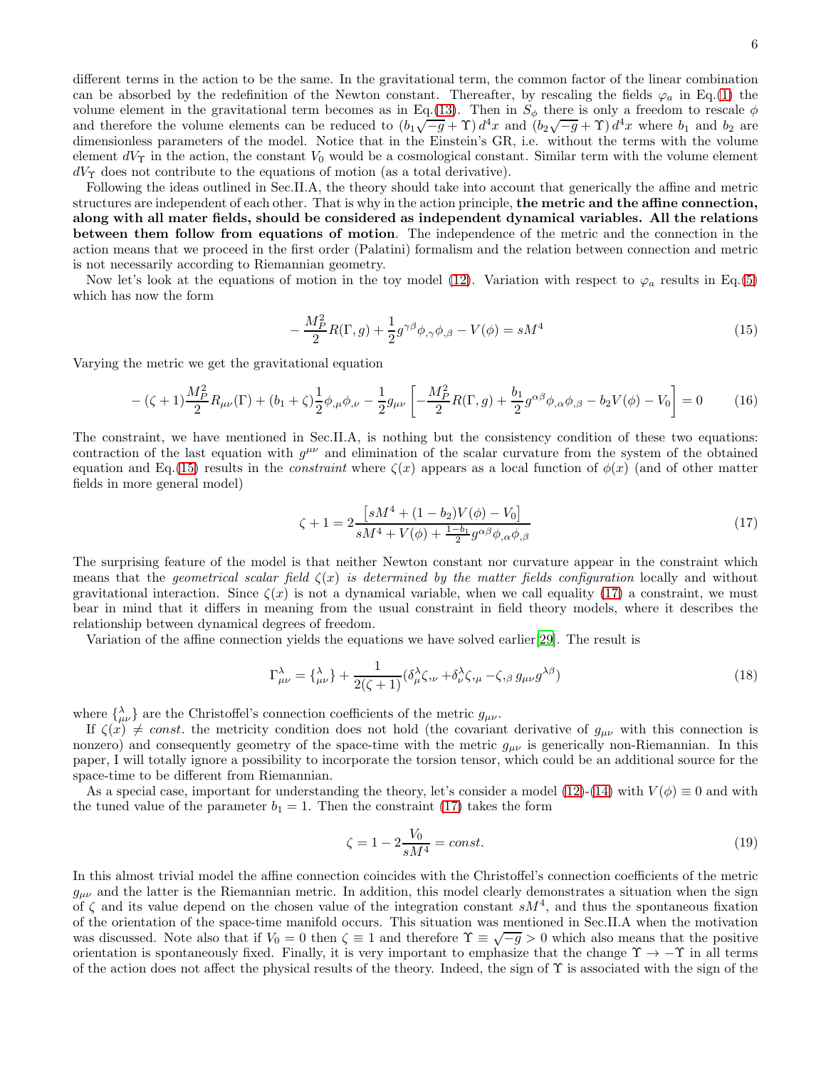different terms in the action to be the same. In the gravitational term, the common factor of the linear combination can be absorbed by the redefinition of the Newton constant. Thereafter, by rescaling the fields $\varphi_a$ in Eq.(1) the volume element in the gravitational term becomes as in Eq.(13). Then in $S_\phi$ there is only a freedom to rescale $\phi$ and therefore the volume elements can be reduced to $(b_1\sqrt{-g}+\Upsilon)\,d^4x$ and $(b_2\sqrt{-g}+\Upsilon)\,d^4x$ where $b_1$ and $b_2$ are dimensionless parameters of the model. Notice that in the Einstein's GR, i.e. without the terms with the volume element $dV_\Upsilon$ in the action, the constant $V_0$ would be a cosmological constant. Similar term with the volume element $dV_\Upsilon$ does not contribute to the equations of motion (as a total derivative).

Following the ideas outlined in Sec.II.A, the theory should take into account that generically the affine and metric structures are independent of each other. That is why in the action principle, **the metric and the affine connection, along with all mater fields, should be considered as independent dynamical variables. All the relations between them follow from equations of motion**. The independence of the metric and the connection in the action means that we proceed in the first order (Palatini) formalism and the relation between connection and metric is not necessarily according to Riemannian geometry.

Now let's look at the equations of motion in the toy model (12). Variation with respect to $\varphi_a$ results in Eq.(5) which has now the form

$$-\frac{M_P^2}{2}R(\Gamma,g)+\frac{1}{2}g^{\gamma\beta}\phi_{,\gamma}\phi_{,\beta}-V(\phi)=sM^4 \tag{15}$$

Varying the metric we get the gravitational equation

$$-(\zeta+1)\frac{M_P^2}{2}R_{\mu\nu}(\Gamma)+(b_1+\zeta)\frac{1}{2}\phi_{,\mu}\phi_{,\nu}-\frac{1}{2}g_{\mu\nu}\left[-\frac{M_P^2}{2}R(\Gamma,g)+\frac{b_1}{2}g^{\alpha\beta}\phi_{,\alpha}\phi_{,\beta}-b_2V(\phi)-V_0\right]=0 \tag{16}$$

The constraint, we have mentioned in Sec.II.A, is nothing but the consistency condition of these two equations: contraction of the last equation with $g^{\mu\nu}$ and elimination of the scalar curvature from the system of the obtained equation and Eq.(15) results in the *constraint* where $\zeta(x)$ appears as a local function of $\phi(x)$ (and of other matter fields in more general model)

$$\zeta+1=2\frac{\left[sM^4+(1-b_2)V(\phi)-V_0\right]}{sM^4+V(\phi)+\frac{1-b_1}{2}g^{\alpha\beta}\phi_{,\alpha}\phi_{,\beta}} \tag{17}$$

The surprising feature of the model is that neither Newton constant nor curvature appear in the constraint which means that the *geometrical scalar field* $\zeta(x)$ *is determined by the matter fields configuration* locally and without gravitational interaction. Since $\zeta(x)$ is not a dynamical variable, when we call equality (17) a constraint, we must bear in mind that it differs in meaning from the usual constraint in field theory models, where it describes the relationship between dynamical degrees of freedom.

Variation of the affine connection yields the equations we have solved earlier[29]. The result is

$$\Gamma^\lambda_{\mu\nu}=\{^{\lambda}_{\mu\nu}\}+\frac{1}{2(\zeta+1)}(\delta^\lambda_\mu\zeta_{,\nu}+\delta^\lambda_\nu\zeta_{,\mu}-\zeta_{,\beta}\,g_{\mu\nu}g^{\lambda\beta}) \tag{18}$$

where $\{^{\lambda}_{\mu\nu}\}$ are the Christoffel's connection coefficients of the metric $g_{\mu\nu}$.

If $\zeta(x)\neq const.$ the metricity condition does not hold (the covariant derivative of $g_{\mu\nu}$ with this connection is nonzero) and consequently geometry of the space-time with the metric $g_{\mu\nu}$ is generically non-Riemannian. In this paper, I will totally ignore a possibility to incorporate the torsion tensor, which could be an additional source for the space-time to be different from Riemannian.

As a special case, important for understanding the theory, let's consider a model (12)-(14) with $V(\phi)\equiv 0$ and with the tuned value of the parameter $b_1=1$. Then the constraint (17) takes the form

$$\zeta=1-2\frac{V_0}{sM^4}=const. \tag{19}$$

In this almost trivial model the affine connection coincides with the Christoffel's connection coefficients of the metric $g_{\mu\nu}$ and the latter is the Riemannian metric. In addition, this model clearly demonstrates a situation when the sign of $\zeta$ and its value depend on the chosen value of the integration constant $sM^4$, and thus the spontaneous fixation of the orientation of the space-time manifold occurs. This situation was mentioned in Sec.II.A when the motivation was discussed. Note also that if $V_0=0$ then $\zeta\equiv 1$ and therefore $\Upsilon\equiv\sqrt{-g}>0$ which also means that the positive orientation is spontaneously fixed. Finally, it is very important to emphasize that the change $\Upsilon\to-\Upsilon$ in all terms of the action does not affect the physical results of the theory. Indeed, the sign of $\Upsilon$ is associated with the sign of the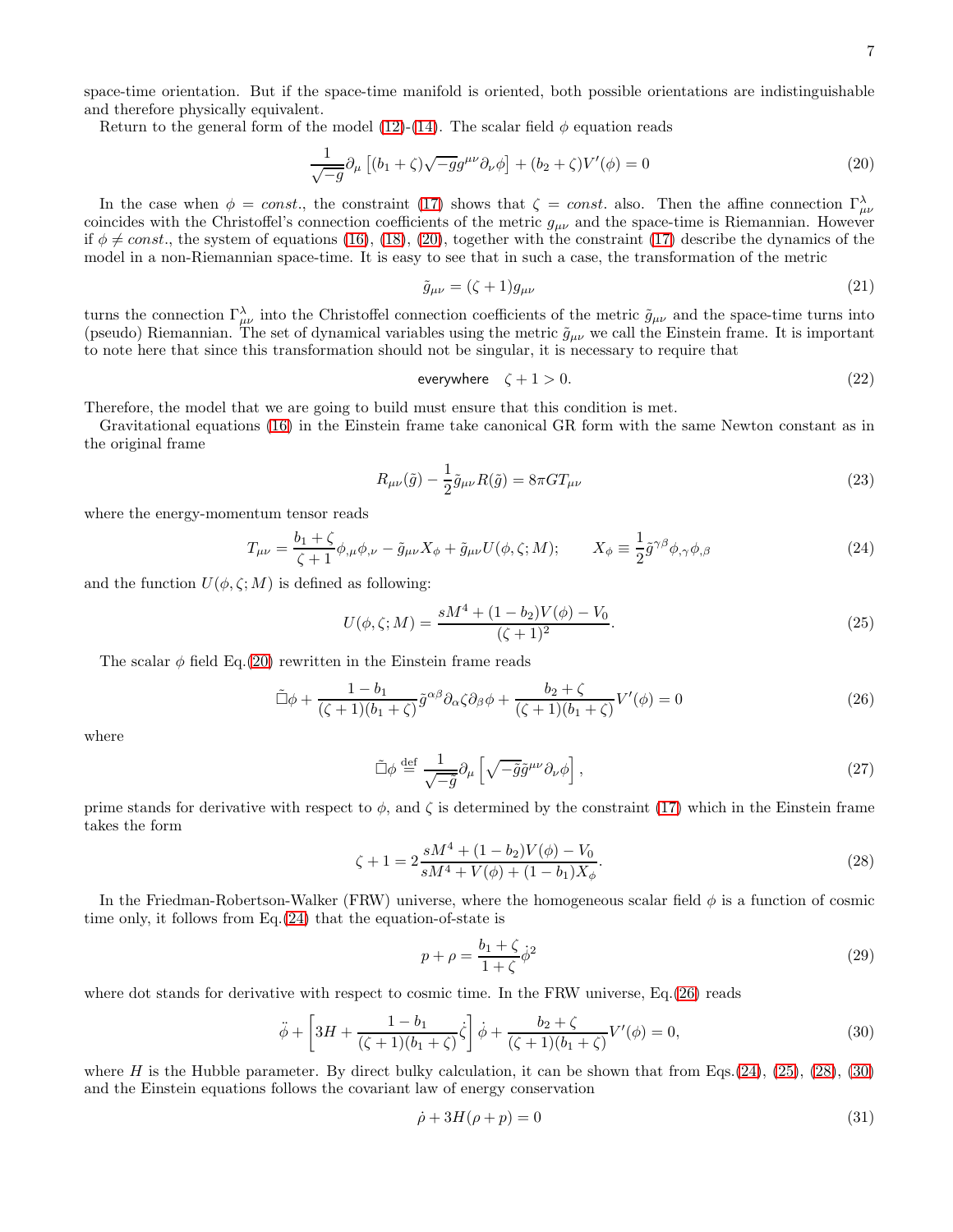space-time orientation. But if the space-time manifold is oriented, both possible orientations are indistinguishable and therefore physically equivalent.

Return to the general form of the model (12)-(14). The scalar field $\phi$ equation reads

$$\frac{1}{\sqrt{-g}}\partial_\mu\left[(b_1+\zeta)\sqrt{-g}g^{\mu\nu}\partial_\nu\phi\right]+(b_2+\zeta)V'(\phi)=0 \tag{20}$$

In the case when $\phi = const.$, the constraint (17) shows that $\zeta = const.$ also. Then the affine connection $\Gamma^\lambda_{\mu\nu}$ coincides with the Christoffel's connection coefficients of the metric $g_{\mu\nu}$ and the space-time is Riemannian. However if $\phi \neq const.$, the system of equations (16), (18), (20), together with the constraint (17) describe the dynamics of the model in a non-Riemannian space-time. It is easy to see that in such a case, the transformation of the metric

$$\tilde{g}_{\mu\nu}=(\zeta+1)g_{\mu\nu} \tag{21}$$

turns the connection $\Gamma^\lambda_{\mu\nu}$ into the Christoffel connection coefficients of the metric $\tilde{g}_{\mu\nu}$ and the space-time turns into (pseudo) Riemannian. The set of dynamical variables using the metric $\tilde{g}_{\mu\nu}$ we call the Einstein frame. It is important to note here that since this transformation should not be singular, it is necessary to require that

$$\text{everywhere} \quad \zeta+1>0. \tag{22}$$

Therefore, the model that we are going to build must ensure that this condition is met.

Gravitational equations (16) in the Einstein frame take canonical GR form with the same Newton constant as in the original frame

$$R_{\mu\nu}(\tilde{g})-\frac{1}{2}\tilde{g}_{\mu\nu}R(\tilde{g})=8\pi G T_{\mu\nu} \tag{23}$$

where the energy-momentum tensor reads

$$T_{\mu\nu}=\frac{b_1+\zeta}{\zeta+1}\phi_{,\mu}\phi_{,\nu}-\tilde{g}_{\mu\nu}X_\phi+\tilde{g}_{\mu\nu}U(\phi,\zeta;M); \qquad X_\phi\equiv\frac{1}{2}\tilde{g}^{\gamma\beta}\phi_{,\gamma}\phi_{,\beta} \tag{24}$$

and the function $U(\phi,\zeta;M)$ is defined as following:

$$U(\phi,\zeta;M)=\frac{sM^4+(1-b_2)V(\phi)-V_0}{(\zeta+1)^2}. \tag{25}$$

The scalar $\phi$ field Eq.(20) rewritten in the Einstein frame reads

$$\tilde{\Box}\phi+\frac{1-b_1}{(\zeta+1)(b_1+\zeta)}\tilde{g}^{\alpha\beta}\partial_\alpha\zeta\partial_\beta\phi+\frac{b_2+\zeta}{(\zeta+1)(b_1+\zeta)}V'(\phi)=0 \tag{26}$$

where

$$\tilde{\Box}\phi\stackrel{\text{def}}{=}\frac{1}{\sqrt{-\tilde{g}}}\partial_\mu\left[\sqrt{-\tilde{g}}\tilde{g}^{\mu\nu}\partial_\nu\phi\right], \tag{27}$$

prime stands for derivative with respect to $\phi$, and $\zeta$ is determined by the constraint (17) which in the Einstein frame takes the form

$$\zeta+1=2\frac{sM^4+(1-b_2)V(\phi)-V_0}{sM^4+V(\phi)+(1-b_1)X_\phi}. \tag{28}$$

In the Friedman-Robertson-Walker (FRW) universe, where the homogeneous scalar field $\phi$ is a function of cosmic time only, it follows from Eq.(24) that the equation-of-state is

$$p+\rho=\frac{b_1+\zeta}{1+\zeta}\dot{\phi}^2 \tag{29}$$

where dot stands for derivative with respect to cosmic time. In the FRW universe, Eq.(26) reads

$$\ddot{\phi}+\left[3H+\frac{1-b_1}{(\zeta+1)(b_1+\zeta)}\dot{\zeta}\right]\dot{\phi}+\frac{b_2+\zeta}{(\zeta+1)(b_1+\zeta)}V'(\phi)=0, \tag{30}$$

where $H$ is the Hubble parameter. By direct bulky calculation, it can be shown that from Eqs.(24), (25), (28), (30) and the Einstein equations follows the covariant law of energy conservation

$$\dot{\rho}+3H(\rho+p)=0 \tag{31}$$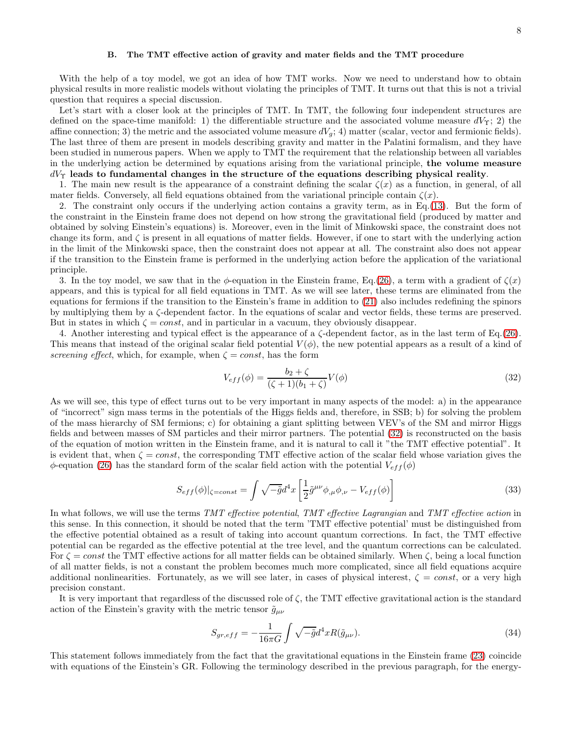### B. The TMT effective action of gravity and mater fields and the TMT procedure

With the help of a toy model, we got an idea of how TMT works. Now we need to understand how to obtain physical results in more realistic models without violating the principles of TMT. It turns out that this is not a trivial question that requires a special discussion.

Let's start with a closer look at the principles of TMT. In TMT, the following four independent structures are defined on the space-time manifold: 1) the differentiable structure and the associated volume measure $dV_\Upsilon$; 2) the affine connection; 3) the metric and the associated volume measure $dV_g$; 4) matter (scalar, vector and fermionic fields). The last three of them are present in models describing gravity and matter in the Palatini formalism, and they have been studied in numerous papers. When we apply to TMT the requirement that the relationship between all variables in the underlying action be determined by equations arising from the variational principle, **the volume measure $dV_\Upsilon$ leads to fundamental changes in the structure of the equations describing physical reality**.

1. The main new result is the appearance of a constraint defining the scalar $\zeta(x)$ as a function, in general, of all mater fields. Conversely, all field equations obtained from the variational principle contain $\zeta(x)$.

2. The constraint only occurs if the underlying action contains a gravity term, as in Eq.(13). But the form of the constraint in the Einstein frame does not depend on how strong the gravitational field (produced by matter and obtained by solving Einstein's equations) is. Moreover, even in the limit of Minkowski space, the constraint does not change its form, and $\zeta$ is present in all equations of matter fields. However, if one to start with the underlying action in the limit of the Minkowski space, then the constraint does not appear at all. The constraint also does not appear if the transition to the Einstein frame is performed in the underlying action before the application of the variational principle.

3. In the toy model, we saw that in the $\phi$-equation in the Einstein frame, Eq.(26), a term with a gradient of $\zeta(x)$ appears, and this is typical for all field equations in TMT. As we will see later, these terms are eliminated from the equations for fermions if the transition to the Einstein's frame in addition to (21) also includes redefining the spinors by multiplying them by a $\zeta$-dependent factor. In the equations of scalar and vector fields, these terms are preserved. But in states in which $\zeta = const$, and in particular in a vacuum, they obviously disappear.

4. Another interesting and typical effect is the appearance of a $\zeta$-dependent factor, as in the last term of Eq.(26). This means that instead of the original scalar field potential $V(\phi)$, the new potential appears as a result of a kind of *screening effect*, which, for example, when $\zeta = const$, has the form

$$V_{eff}(\phi) = \frac{b_2 + \zeta}{(\zeta + 1)(b_1 + \zeta)} V(\phi) \tag{32}$$

As we will see, this type of effect turns out to be very important in many aspects of the model: a) in the appearance of "incorrect" sign mass terms in the potentials of the Higgs fields and, therefore, in SSB; b) for solving the problem of the mass hierarchy of SM fermions; c) for obtaining a giant splitting between VEV's of the SM and mirror Higgs fields and between masses of SM particles and their mirror partners. The potential (32) is reconstructed on the basis of the equation of motion written in the Einstein frame, and it is natural to call it "the TMT effective potential". It is evident that, when $\zeta = const$, the corresponding TMT effective action of the scalar field whose variation gives the $\phi$-equation (26) has the standard form of the scalar field action with the potential $V_{eff}(\phi)$

$$S_{eff}(\phi)|_{\zeta=const} = \int \sqrt{-\tilde{g}} d^4x \left[ \frac{1}{2} \tilde{g}^{\mu\nu} \phi_{,\mu} \phi_{,\nu} - V_{eff}(\phi) \right] \tag{33}$$

In what follows, we will use the terms *TMT effective potential*, *TMT effective Lagrangian* and *TMT effective action* in this sense. In this connection, it should be noted that the term 'TMT effective potential' must be distinguished from the effective potential obtained as a result of taking into account quantum corrections. In fact, the TMT effective potential can be regarded as the effective potential at the tree level, and the quantum corrections can be calculated. For $\zeta = const$ the TMT effective actions for all matter fields can be obtained similarly. When $\zeta$, being a local function of all matter fields, is not a constant the problem becomes much more complicated, since all field equations acquire additional nonlinearities. Fortunately, as we will see later, in cases of physical interest, $\zeta = const$, or a very high precision constant.

It is very important that regardless of the discussed role of $\zeta$, the TMT effective gravitational action is the standard action of the Einstein's gravity with the metric tensor $\tilde{g}_{\mu\nu}$

$$S_{gr,eff} = -\frac{1}{16\pi G} \int \sqrt{-\tilde{g}} d^4x R(\tilde{g}_{\mu\nu}). \tag{34}$$

This statement follows immediately from the fact that the gravitational equations in the Einstein frame (23) coincide with equations of the Einstein's GR. Following the terminology described in the previous paragraph, for the energy-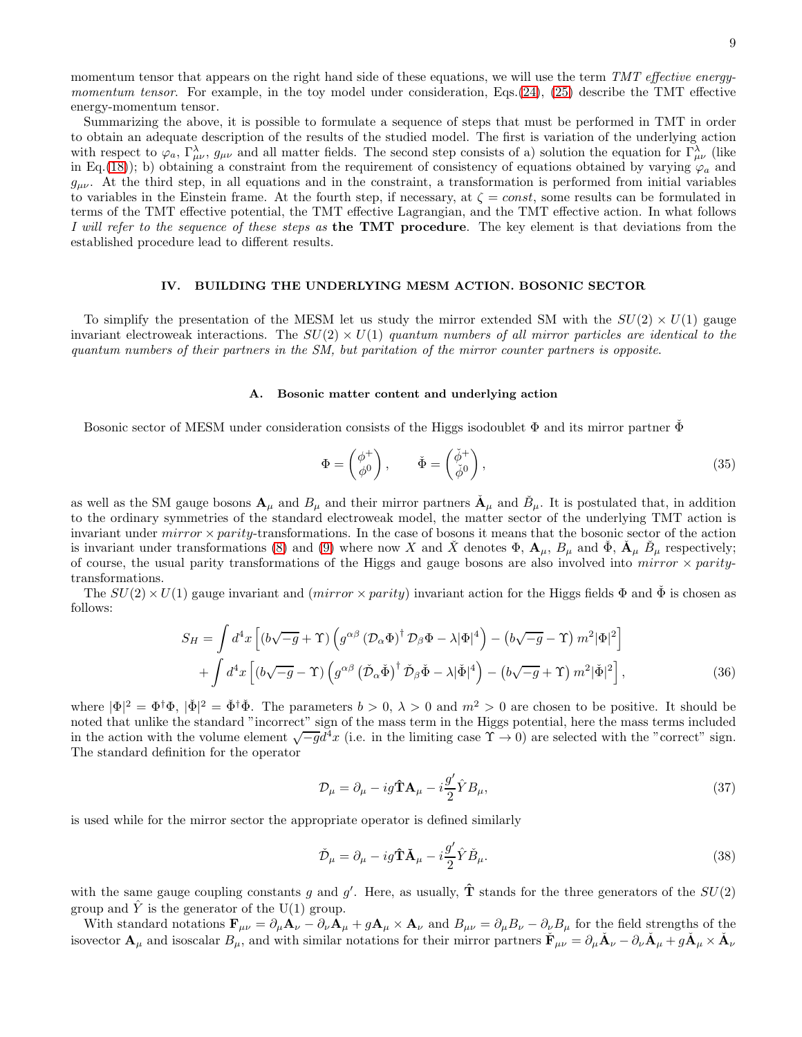momentum tensor that appears on the right hand side of these equations, we will use the term *TMT effective energy-momentum tensor*. For example, in the toy model under consideration, Eqs.(24), (25) describe the TMT effective energy-momentum tensor.

Summarizing the above, it is possible to formulate a sequence of steps that must be performed in TMT in order to obtain an adequate description of the results of the studied model. The first is variation of the underlying action with respect to $\varphi_a$, $\Gamma^{\lambda}_{\mu\nu}$, $g_{\mu\nu}$ and all matter fields. The second step consists of a) solution the equation for $\Gamma^{\lambda}_{\mu\nu}$ (like in Eq.(18)); b) obtaining a constraint from the requirement of consistency of equations obtained by varying $\varphi_a$ and $g_{\mu\nu}$. At the third step, in all equations and in the constraint, a transformation is performed from initial variables to variables in the Einstein frame. At the fourth step, if necessary, at $\zeta = const$, some results can be formulated in terms of the TMT effective potential, the TMT effective Lagrangian, and the TMT effective action. In what follows *I will refer to the sequence of these steps as* **the TMT procedure**. The key element is that deviations from the established procedure lead to different results.

## IV. BUILDING THE UNDERLYING MESM ACTION. BOSONIC SECTOR

To simplify the presentation of the MESM let us study the mirror extended SM with the $SU(2)\times U(1)$ gauge invariant electroweak interactions. The $SU(2)\times U(1)$ *quantum numbers of all mirror particles are identical to the quantum numbers of their partners in the SM, but paritation of the mirror counter partners is opposite*.

### A. Bosonic matter content and underlying action

Bosonic sector of MESM under consideration consists of the Higgs isodoublet $\Phi$ and its mirror partner $\check{\Phi}$

$$
\Phi = \begin{pmatrix} \phi^{+} \\ \phi^{0} \end{pmatrix}, \qquad \check{\Phi} = \begin{pmatrix} \check{\phi}^{+} \\ \check{\phi}^{0} \end{pmatrix}, \tag{35}
$$

as well as the SM gauge bosons $\mathbf{A}_\mu$ and $B_\mu$ and their mirror partners $\check{\mathbf{A}}_\mu$ and $\check{B}_\mu$. It is postulated that, in addition to the ordinary symmetries of the standard electroweak model, the matter sector of the underlying TMT action is invariant under *mirror* $\times$ *parity*-transformations. In the case of bosons it means that the bosonic sector of the action is invariant under transformations (8) and (9) where now $X$ and $\check{X}$ denotes $\Phi$, $\mathbf{A}_\mu$, $B_\mu$ and $\check{\Phi}$, $\check{\mathbf{A}}_\mu$ $\check{B}_\mu$ respectively; of course, the usual parity transformations of the Higgs and gauge bosons are also involved into *mirror* $\times$ *parity*-transformations.

The $SU(2)\times U(1)$ gauge invariant and $(mirror\times parity)$ invariant action for the Higgs fields $\Phi$ and $\check{\Phi}$ is chosen as follows:

$$
\begin{aligned}
S_H = &\int d^4x \left[ \left(b\sqrt{-g}+\Upsilon\right)\left(g^{\alpha\beta}\left(\mathcal{D}_\alpha \Phi\right)^{\dagger}\mathcal{D}_\beta\Phi - \lambda|\Phi|^4\right) - \left(b\sqrt{-g}-\Upsilon\right)m^2|\Phi|^2\right] \\
&+ \int d^4x \left[ \left(b\sqrt{-g}-\Upsilon\right)\left(g^{\alpha\beta}\left(\check{\mathcal{D}}_\alpha \check{\Phi}\right)^{\dagger}\check{\mathcal{D}}_\beta\check{\Phi} - \lambda|\check{\Phi}|^4\right) - \left(b\sqrt{-g}+\Upsilon\right)m^2|\check{\Phi}|^2\right],
\end{aligned} \tag{36}
$$

where $|\Phi|^2 = \Phi^{\dagger}\Phi$, $|\check{\Phi}|^2 = \check{\Phi}^{\dagger}\check{\Phi}$. The parameters $b>0$, $\lambda>0$ and $m^2>0$ are chosen to be positive. It should be noted that unlike the standard "incorrect" sign of the mass term in the Higgs potential, here the mass terms included in the action with the volume element $\sqrt{-g}d^4x$ (i.e. in the limiting case $\Upsilon\to 0$) are selected with the "correct" sign. The standard definition for the operator

$$
\mathcal{D}_\mu = \partial_\mu - ig\hat{\mathbf{T}}\mathbf{A}_\mu - i\frac{g'}{2}\hat{Y}B_\mu, \tag{37}
$$

is used while for the mirror sector the appropriate operator is defined similarly

$$
\check{\mathcal{D}}_\mu = \partial_\mu - ig\hat{\mathbf{T}}\check{\mathbf{A}}_\mu - i\frac{g'}{2}\hat{Y}\check{B}_\mu. \tag{38}
$$

with the same gauge coupling constants $g$ and $g'$. Here, as usually, $\hat{\mathbf{T}}$ stands for the three generators of the $SU(2)$ group and $\hat{Y}$ is the generator of the U(1) group.

With standard notations $\mathbf{F}_{\mu\nu} = \partial_\mu\mathbf{A}_\nu - \partial_\nu\mathbf{A}_\mu + g\mathbf{A}_\mu\times\mathbf{A}_\nu$ and $B_{\mu\nu} = \partial_\mu B_\nu - \partial_\nu B_\mu$ for the field strengths of the isovector $\mathbf{A}_\mu$ and isoscalar $B_\mu$, and with similar notations for their mirror partners $\check{\mathbf{F}}_{\mu\nu} = \partial_\mu\check{\mathbf{A}}_\nu - \partial_\nu\check{\mathbf{A}}_\mu + g\check{\mathbf{A}}_\mu\times\check{\mathbf{A}}_\nu$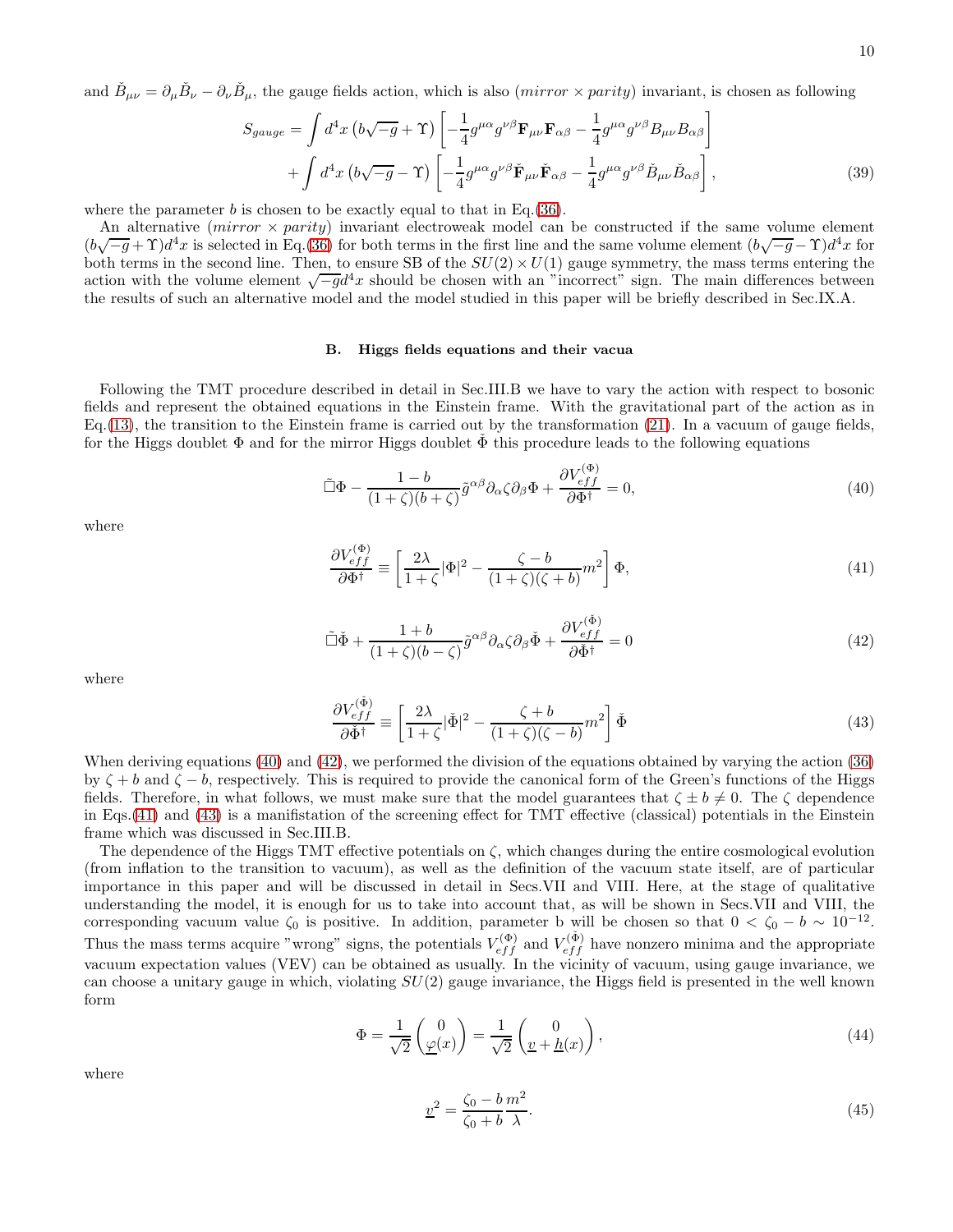and $\check{B}_{\mu\nu} = \partial_\mu \check{B}_\nu - \partial_\nu \check{B}_\mu$, the gauge fields action, which is also (*mirror* $\times$ *parity*) invariant, is chosen as following

$$
\begin{aligned}
S_{gauge} = \int d^4x \left(b\sqrt{-g} + \Upsilon\right) \left[-\frac{1}{4} g^{\mu\alpha} g^{\nu\beta} \mathbf{F}_{\mu\nu} \mathbf{F}_{\alpha\beta} - \frac{1}{4} g^{\mu\alpha} g^{\nu\beta} B_{\mu\nu} B_{\alpha\beta}\right] \\
+ \int d^4x \left(b\sqrt{-g} - \Upsilon\right) \left[-\frac{1}{4} g^{\mu\alpha} g^{\nu\beta} \check{\mathbf{F}}_{\mu\nu} \check{\mathbf{F}}_{\alpha\beta} - \frac{1}{4} g^{\mu\alpha} g^{\nu\beta} \check{B}_{\mu\nu} \check{B}_{\alpha\beta}\right],
\end{aligned}
\tag{39}
$$

where the parameter $b$ is chosen to be exactly equal to that in Eq.(36).

An alternative (*mirror* $\times$ *parity*) invariant electroweak model can be constructed if the same volume element $(b\sqrt{-g} + \Upsilon)d^4x$ is selected in Eq.(36) for both terms in the first line and the same volume element $(b\sqrt{-g} - \Upsilon)d^4x$ for both terms in the second line. Then, to ensure SB of the $SU(2) \times U(1)$ gauge symmetry, the mass terms entering the action with the volume element $\sqrt{-g}d^4x$ should be chosen with an "incorrect" sign. The main differences between the results of such an alternative model and the model studied in this paper will be briefly described in Sec.IX.A.

### B. Higgs fields equations and their vacua

Following the TMT procedure described in detail in Sec.III.B we have to vary the action with respect to bosonic fields and represent the obtained equations in the Einstein frame. With the gravitational part of the action as in Eq.(13), the transition to the Einstein frame is carried out by the transformation (21). In a vacuum of gauge fields, for the Higgs doublet $\Phi$ and for the mirror Higgs doublet $\check{\Phi}$ this procedure leads to the following equations

$$
\tilde{\Box}\Phi - \frac{1-b}{(1+\zeta)(b+\zeta)} \tilde{g}^{\alpha\beta} \partial_\alpha \zeta \partial_\beta \Phi + \frac{\partial V_{eff}^{(\Phi)}}{\partial \Phi^\dagger} = 0,
\tag{40}
$$

where

$$
\frac{\partial V_{eff}^{(\Phi)}}{\partial \Phi^\dagger} \equiv \left[\frac{2\lambda}{1+\zeta}|\Phi|^2 - \frac{\zeta - b}{(1+\zeta)(\zeta+b)} m^2\right] \Phi,
\tag{41}
$$

$$
\tilde{\Box}\check{\Phi} + \frac{1+b}{(1+\zeta)(b-\zeta)} \tilde{g}^{\alpha\beta} \partial_\alpha \zeta \partial_\beta \check{\Phi} + \frac{\partial V_{eff}^{(\check{\Phi})}}{\partial \check{\Phi}^\dagger} = 0
\tag{42}
$$

where

$$
\frac{\partial V_{eff}^{(\check{\Phi})}}{\partial \check{\Phi}^\dagger} \equiv \left[\frac{2\lambda}{1+\zeta}|\check{\Phi}|^2 - \frac{\zeta + b}{(1+\zeta)(\zeta-b)} m^2\right] \check{\Phi}
\tag{43}
$$

When deriving equations (40) and (42), we performed the division of the equations obtained by varying the action (36) by $\zeta + b$ and $\zeta - b$, respectively. This is required to provide the canonical form of the Green's functions of the Higgs fields. Therefore, in what follows, we must make sure that the model guarantees that $\zeta \pm b \neq 0$. The $\zeta$ dependence in Eqs.(41) and (43) is a manifistation of the screening effect for TMT effective (classical) potentials in the Einstein frame which was discussed in Sec.III.B.

The dependence of the Higgs TMT effective potentials on $\zeta$, which changes during the entire cosmological evolution (from inflation to the transition to vacuum), as well as the definition of the vacuum state itself, are of particular importance in this paper and will be discussed in detail in Secs.VII and VIII. Here, at the stage of qualitative understanding the model, it is enough for us to take into account that, as will be shown in Secs.VII and VIII, the corresponding vacuum value $\zeta_0$ is positive. In addition, parameter b will be chosen so that $0 < \zeta_0 - b \sim 10^{-12}$. Thus the mass terms acquire "wrong" signs, the potentials $V_{eff}^{(\Phi)}$ and $V_{eff}^{(\check{\Phi})}$ have nonzero minima and the appropriate vacuum expectation values (VEV) can be obtained as usually. In the vicinity of vacuum, using gauge invariance, we can choose a unitary gauge in which, violating $SU(2)$ gauge invariance, the Higgs field is presented in the well known form

$$
\Phi = \frac{1}{\sqrt{2}} \begin{pmatrix} 0 \\ \underline{\varphi}(x) \end{pmatrix} = \frac{1}{\sqrt{2}} \begin{pmatrix} 0 \\ \underline{v} + \underline{h}(x) \end{pmatrix},
\tag{44}
$$

where

$$
\underline{v}^2 = \frac{\zeta_0 - b}{\zeta_0 + b} \frac{m^2}{\lambda}.
\tag{45}
$$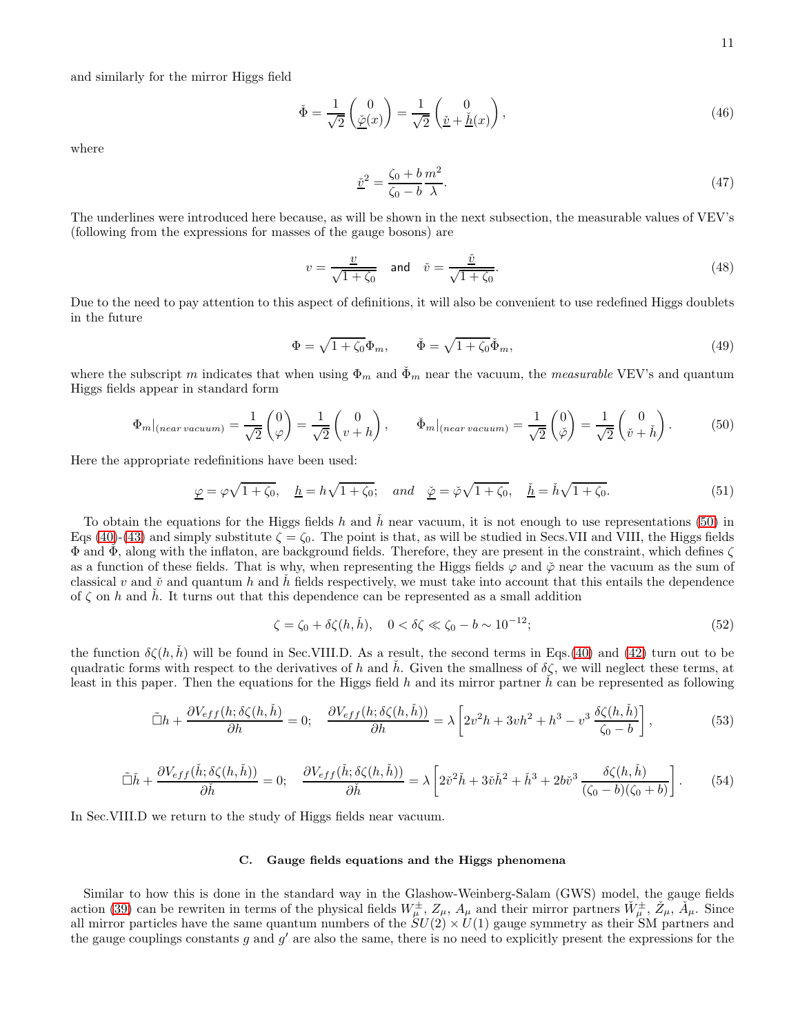and similarly for the mirror Higgs field

$$\check{\Phi} = \frac{1}{\sqrt{2}}\begin{pmatrix} 0 \\ \underline{\check{\varphi}}(x) \end{pmatrix} = \frac{1}{\sqrt{2}}\begin{pmatrix} 0 \\ \underline{\check{v}} + \underline{\check{h}}(x) \end{pmatrix}, \tag{46}$$

where

$$\underline{\check{v}}^2 = \frac{\zeta_0 + b}{\zeta_0 - b}\frac{m^2}{\lambda}. \tag{47}$$

The underlines were introduced here because, as will be shown in the next subsection, the measurable values of VEV's (following from the expressions for masses of the gauge bosons) are

$$v = \frac{\underline{v}}{\sqrt{1+\zeta_0}} \quad \text{and} \quad \check{v} = \frac{\underline{\check{v}}}{\sqrt{1+\zeta_0}}. \tag{48}$$

Due to the need to pay attention to this aspect of definitions, it will also be convenient to use redefined Higgs doublets in the future

$$\Phi = \sqrt{1+\zeta_0}\,\Phi_m, \qquad \check{\Phi} = \sqrt{1+\zeta_0}\,\check{\Phi}_m, \tag{49}$$

where the subscript $m$ indicates that when using $\Phi_m$ and $\check{\Phi}_m$ near the vacuum, the *measurable* VEV's and quantum Higgs fields appear in standard form

$$\Phi_m|_{(near\, vacuum)} = \frac{1}{\sqrt{2}}\begin{pmatrix} 0 \\ \varphi \end{pmatrix} = \frac{1}{\sqrt{2}}\begin{pmatrix} 0 \\ v+h \end{pmatrix}, \qquad \check{\Phi}_m|_{(near\, vacuum)} = \frac{1}{\sqrt{2}}\begin{pmatrix} 0 \\ \check{\varphi} \end{pmatrix} = \frac{1}{\sqrt{2}}\begin{pmatrix} 0 \\ \check{v}+\check{h} \end{pmatrix}. \tag{50}$$

Here the appropriate redefinitions have been used:

$$\underline{\varphi} = \varphi\sqrt{1+\zeta_0}, \quad \underline{h} = h\sqrt{1+\zeta_0}; \quad \textit{and} \quad \underline{\check{\varphi}} = \check{\varphi}\sqrt{1+\zeta_0}, \quad \underline{\check{h}} = \check{h}\sqrt{1+\zeta_0}. \tag{51}$$

To obtain the equations for the Higgs fields $h$ and $\check{h}$ near vacuum, it is not enough to use representations (50) in Eqs (40)-(43) and simply substitute $\zeta = \zeta_0$. The point is that, as will be studied in Secs.VII and VIII, the Higgs fields $\Phi$ and $\check{\Phi}$, along with the inflaton, are background fields. Therefore, they are present in the constraint, which defines $\zeta$ as a function of these fields. That is why, when representing the Higgs fields $\varphi$ and $\check{\varphi}$ near the vacuum as the sum of classical $v$ and $\check{v}$ and quantum $h$ and $\check{h}$ fields respectively, we must take into account that this entails the dependence of $\zeta$ on $h$ and $\check{h}$. It turns out that this dependence can be represented as a small addition

$$\zeta = \zeta_0 + \delta\zeta(h,\check{h}), \quad 0 < \delta\zeta \ll \zeta_0 - b \sim 10^{-12}; \tag{52}$$

the function $\delta\zeta(h,\check{h})$ will be found in Sec.VIII.D. As a result, the second terms in Eqs.(40) and (42) turn out to be quadratic forms with respect to the derivatives of $h$ and $\check{h}$. Given the smallness of $\delta\zeta$, we will neglect these terms, at least in this paper. Then the equations for the Higgs field $h$ and its mirror partner $\check{h}$ can be represented as following

$$\tilde{\Box}h + \frac{\partial V_{eff}(h;\delta\zeta(h,\check{h}))}{\partial h} = 0; \quad \frac{\partial V_{eff}(h;\delta\zeta(h,\check{h}))}{\partial h} = \lambda\left[2v^2h + 3vh^2 + h^3 - v^3\,\frac{\delta\zeta(h,\check{h})}{\zeta_0 - b}\right], \tag{53}$$

$$\tilde{\Box}\check{h} + \frac{\partial V_{eff}(\check{h};\delta\zeta(h,\check{h}))}{\partial \check{h}} = 0; \quad \frac{\partial V_{eff}(\check{h};\delta\zeta(h,\check{h}))}{\partial \check{h}} = \lambda\left[2\check{v}^2\check{h} + 3\check{v}\check{h}^2 + \check{h}^3 + 2b\check{v}^3\,\frac{\delta\zeta(h,\check{h})}{(\zeta_0 - b)(\zeta_0 + b)}\right]. \tag{54}$$

In Sec.VIII.D we return to the study of Higgs fields near vacuum.

### C. Gauge fields equations and the Higgs phenomena

Similar to how this is done in the standard way in the Glashow-Weinberg-Salam (GWS) model, the gauge fields action (39) can be rewriten in terms of the physical fields $W^{\pm}_{\mu}$, $Z_{\mu}$, $A_{\mu}$ and their mirror partners $\check{W}^{\pm}_{\mu}$, $\check{Z}_{\mu}$, $\check{A}_{\mu}$. Since all mirror particles have the same quantum numbers of the $SU(2) \times U(1)$ gauge symmetry as their SM partners and the gauge couplings constants $g$ and $g'$ are also the same, there is no need to explicitly present the expressions for the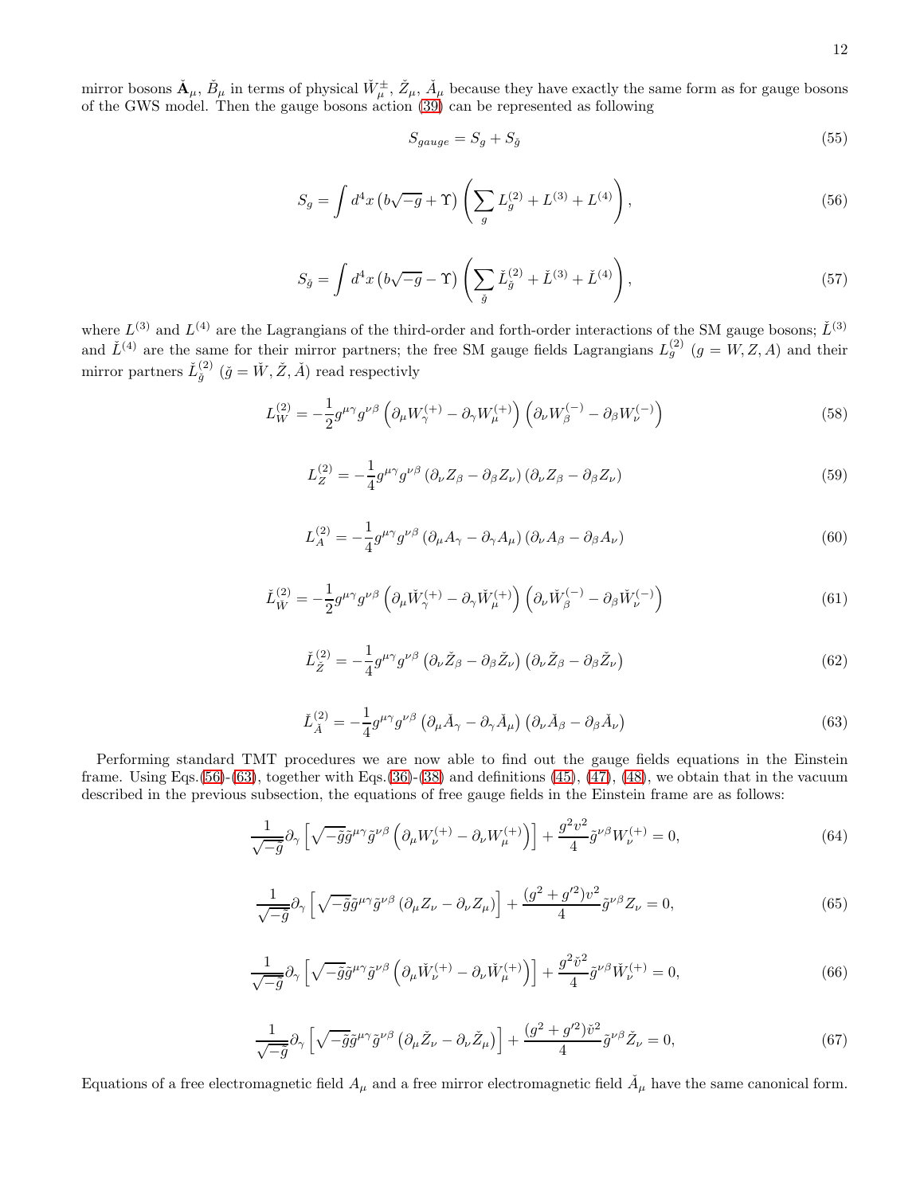mirror bosons $\check{\mathbf{A}}_\mu$, $\check{B}_\mu$ in terms of physical $\check{W}^{\pm}_\mu$, $\check{Z}_\mu$, $\check{A}_\mu$ because they have exactly the same form as for gauge bosons of the GWS model. Then the gauge bosons action (39) can be represented as following

$$S_{gauge} = S_g + S_{\check{g}} \tag{55}$$

$$S_g = \int d^4x \left(b\sqrt{-g} + \Upsilon\right) \left(\sum_g L_g^{(2)} + L^{(3)} + L^{(4)}\right), \tag{56}$$

$$S_{\check{g}} = \int d^4x \left(b\sqrt{-g} - \Upsilon\right) \left(\sum_{\check{g}} \check{L}_{\check{g}}^{(2)} + \check{L}^{(3)} + \check{L}^{(4)}\right), \tag{57}$$

where $L^{(3)}$ and $L^{(4)}$ are the Lagrangians of the third-order and forth-order interactions of the SM gauge bosons; $\check{L}^{(3)}$ and $\check{L}^{(4)}$ are the same for their mirror partners; the free SM gauge fields Lagrangians $L_g^{(2)}$ $(g = W, Z, A)$ and their mirror partners $\check{L}_{\check{g}}^{(2)}$ $(\check{g} = \check{W}, \check{Z}, \check{A})$ read respectivly

$$L_W^{(2)} = -\frac{1}{2} g^{\mu\gamma} g^{\nu\beta} \left(\partial_\mu W_\gamma^{(+)} - \partial_\gamma W_\mu^{(+)}\right) \left(\partial_\nu W_\beta^{(-)} - \partial_\beta W_\nu^{(-)}\right) \tag{58}$$

$$L_Z^{(2)} = -\frac{1}{4} g^{\mu\gamma} g^{\nu\beta} \left(\partial_\nu Z_\beta - \partial_\beta Z_\nu\right) \left(\partial_\nu Z_\beta - \partial_\beta Z_\nu\right) \tag{59}$$

$$L_A^{(2)} = -\frac{1}{4} g^{\mu\gamma} g^{\nu\beta} \left(\partial_\mu A_\gamma - \partial_\gamma A_\mu\right) \left(\partial_\nu A_\beta - \partial_\beta A_\nu\right) \tag{60}$$

$$\check{L}_{\check{W}}^{(2)} = -\frac{1}{2} g^{\mu\gamma} g^{\nu\beta} \left(\partial_\mu \check{W}_\gamma^{(+)} - \partial_\gamma \check{W}_\mu^{(+)}\right) \left(\partial_\nu \check{W}_\beta^{(-)} - \partial_\beta \check{W}_\nu^{(-)}\right) \tag{61}$$

$$\check{L}_{\check{Z}}^{(2)} = -\frac{1}{4} g^{\mu\gamma} g^{\nu\beta} \left(\partial_\nu \check{Z}_\beta - \partial_\beta \check{Z}_\nu\right) \left(\partial_\nu \check{Z}_\beta - \partial_\beta \check{Z}_\nu\right) \tag{62}$$

$$\check{L}_{\check{A}}^{(2)} = -\frac{1}{4} g^{\mu\gamma} g^{\nu\beta} \left(\partial_\mu \check{A}_\gamma - \partial_\gamma \check{A}_\mu\right) \left(\partial_\nu \check{A}_\beta - \partial_\beta \check{A}_\nu\right) \tag{63}$$

Performing standard TMT procedures we are now able to find out the gauge fields equations in the Einstein frame. Using Eqs.(56)-(63), together with Eqs.(36)-(38) and definitions (45), (47), (48), we obtain that in the vacuum described in the previous subsection, the equations of free gauge fields in the Einstein frame are as follows:

$$\frac{1}{\sqrt{-\tilde{g}}} \partial_\gamma \left[\sqrt{-\tilde{g}} \tilde{g}^{\mu\gamma} \tilde{g}^{\nu\beta} \left(\partial_\mu W_\nu^{(+)} - \partial_\nu W_\mu^{(+)}\right)\right] + \frac{g^2 v^2}{4} \tilde{g}^{\nu\beta} W_\nu^{(+)} = 0, \tag{64}$$

$$\frac{1}{\sqrt{-\tilde{g}}} \partial_\gamma \left[\sqrt{-\tilde{g}} \tilde{g}^{\mu\gamma} \tilde{g}^{\nu\beta} \left(\partial_\mu Z_\nu - \partial_\nu Z_\mu\right)\right] + \frac{(g^2 + g'^2) v^2}{4} \tilde{g}^{\nu\beta} Z_\nu = 0, \tag{65}$$

$$\frac{1}{\sqrt{-\tilde{g}}} \partial_\gamma \left[\sqrt{-\tilde{g}} \tilde{g}^{\mu\gamma} \tilde{g}^{\nu\beta} \left(\partial_\mu \check{W}_\nu^{(+)} - \partial_\nu \check{W}_\mu^{(+)}\right)\right] + \frac{g^2 \check{v}^2}{4} \tilde{g}^{\nu\beta} \check{W}_\nu^{(+)} = 0, \tag{66}$$

$$\frac{1}{\sqrt{-\tilde{g}}} \partial_\gamma \left[\sqrt{-\tilde{g}} \tilde{g}^{\mu\gamma} \tilde{g}^{\nu\beta} \left(\partial_\mu \check{Z}_\nu - \partial_\nu \check{Z}_\mu\right)\right] + \frac{(g^2 + g'^2) \check{v}^2}{4} \tilde{g}^{\nu\beta} \check{Z}_\nu = 0, \tag{67}$$

Equations of a free electromagnetic field $A_\mu$ and a free mirror electromagnetic field $\check{A}_\mu$ have the same canonical form.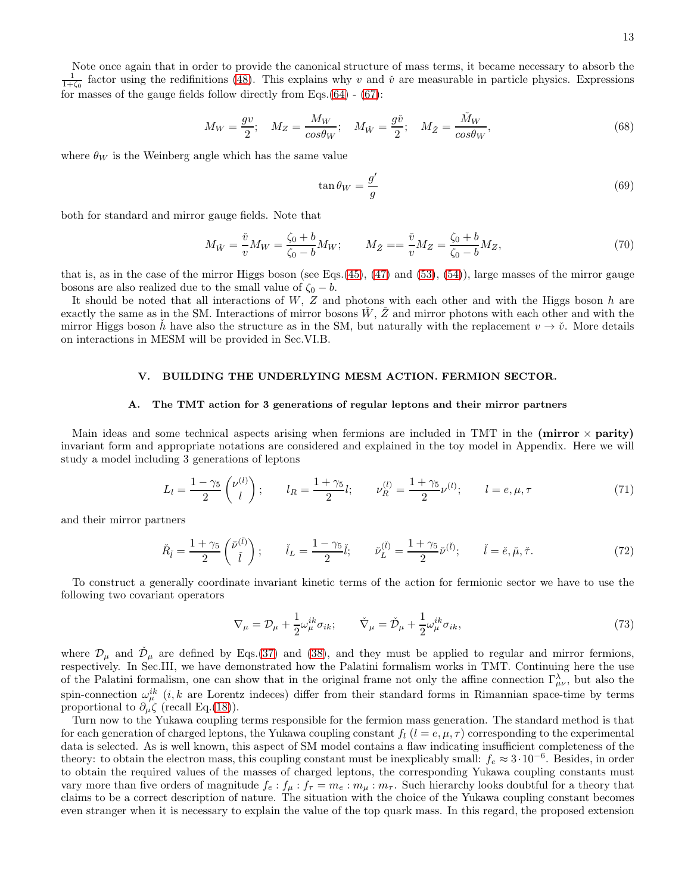Note once again that in order to provide the canonical structure of mass terms, it became necessary to absorb the $\frac{1}{1+\zeta_0}$ factor using the redifinitions (48). This explains why $v$ and $\check{v}$ are measurable in particle physics. Expressions for masses of the gauge fields follow directly from Eqs.(64) - (67):

$$M_W = \frac{gv}{2}; \quad M_Z = \frac{M_W}{cos\theta_W}; \quad M_{\check{W}} = \frac{g\check{v}}{2}; \quad M_{\check{Z}} = \frac{\check{M}_W}{cos\theta_W}, \tag{68}$$

where $\theta_W$ is the Weinberg angle which has the same value

$$\tan\theta_W = \frac{g'}{g} \tag{69}$$

both for standard and mirror gauge fields. Note that

$$M_{\check{W}} = \frac{\check{v}}{v} M_W = \frac{\zeta_0 + b}{\zeta_0 - b} M_W; \qquad M_{\check{Z}} == \frac{\check{v}}{v} M_Z = \frac{\zeta_0 + b}{\zeta_0 - b} M_Z, \tag{70}$$

that is, as in the case of the mirror Higgs boson (see Eqs.(45), (47) and (53), (54)), large masses of the mirror gauge bosons are also realized due to the small value of $\zeta_0 - b$.

It should be noted that all interactions of $W$, $Z$ and photons with each other and with the Higgs boson $h$ are exactly the same as in the SM. Interactions of mirror bosons $\check{W}$, $\check{Z}$ and mirror photons with each other and with the mirror Higgs boson $\check{h}$ have also the structure as in the SM, but naturally with the replacement $v \to \check{v}$. More details on interactions in MESM will be provided in Sec.VI.B.

## V. BUILDING THE UNDERLYING MESM ACTION. FERMION SECTOR.

### A. The TMT action for 3 generations of regular leptons and their mirror partners

Main ideas and some technical aspects arising when fermions are included in TMT in the **(mirror × parity)** invariant form and appropriate notations are considered and explained in the toy model in Appendix. Here we will study a model including 3 generations of leptons

$$L_l = \frac{1-\gamma_5}{2} \begin{pmatrix} \nu^{(l)} \\ l \end{pmatrix}; \qquad l_R = \frac{1+\gamma_5}{2} l; \qquad \nu_R^{(l)} = \frac{1+\gamma_5}{2} \nu^{(l)}; \qquad l = e, \mu, \tau \tag{71}$$

and their mirror partners

$$\check{R}_{\check{l}} = \frac{1+\gamma_5}{2} \begin{pmatrix} \check{\nu}^{(\check{l})} \\ \check{l} \end{pmatrix}; \qquad \check{l}_L = \frac{1-\gamma_5}{2} \check{l}; \qquad \check{\nu}_L^{(\check{l})} = \frac{1+\gamma_5}{2} \check{\nu}^{(\check{l})}; \qquad \check{l} = \check{e}, \check{\mu}, \check{\tau}. \tag{72}$$

To construct a generally coordinate invariant kinetic terms of the action for fermionic sector we have to use the following two covariant operators

$$\nabla_\mu = \mathcal{D}_\mu + \frac{1}{2} \omega_\mu^{ik} \sigma_{ik}; \qquad \check{\nabla}_\mu = \check{\mathcal{D}}_\mu + \frac{1}{2} \omega_\mu^{ik} \sigma_{ik}, \tag{73}$$

where $\mathcal{D}_\mu$ and $\check{\mathcal{D}}_\mu$ are defined by Eqs.(37) and (38), and they must be applied to regular and mirror fermions, respectively. In Sec.III, we have demonstrated how the Palatini formalism works in TMT. Continuing here the use of the Palatini formalism, one can show that in the original frame not only the affine connection $\Gamma^\lambda_{\mu\nu}$, but also the spin-connection $\omega_\mu^{ik}$ ($i, k$ are Lorentz indeces) differ from their standard forms in Rimannian space-time by terms proportional to $\partial_\mu \zeta$ (recall Eq.(18)).

Turn now to the Yukawa coupling terms responsible for the fermion mass generation. The standard method is that for each generation of charged leptons, the Yukawa coupling constant $f_l$ ($l = e, \mu, \tau$) corresponding to the experimental data is selected. As is well known, this aspect of SM model contains a flaw indicating insufficient completeness of the theory: to obtain the electron mass, this coupling constant must be inexplicably small: $f_e \approx 3 \cdot 10^{-6}$. Besides, in order to obtain the required values of the masses of charged leptons, the corresponding Yukawa coupling constants must vary more than five orders of magnitude $f_e : f_\mu : f_\tau = m_e : m_\mu : m_\tau$. Such hierarchy looks doubtful for a theory that claims to be a correct description of nature. The situation with the choice of the Yukawa coupling constant becomes even stranger when it is necessary to explain the value of the top quark mass. In this regard, the proposed extension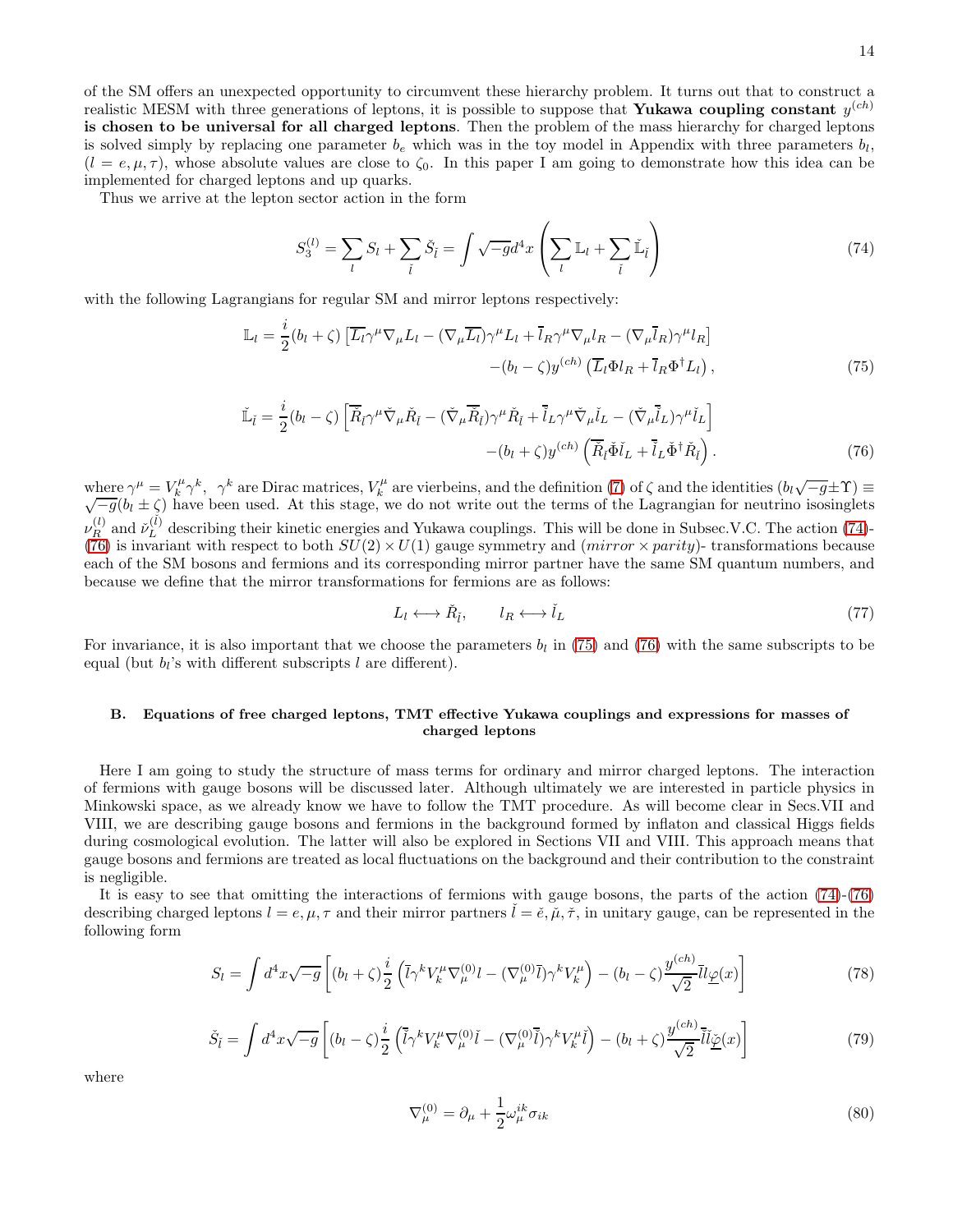of the SM offers an unexpected opportunity to circumvent these hierarchy problem. It turns out that to construct a realistic MESM with three generations of leptons, it is possible to suppose that **Yukawa coupling constant $y^{(ch)}$ is chosen to be universal for all charged leptons**. Then the problem of the mass hierarchy for charged leptons is solved simply by replacing one parameter $b_e$ which was in the toy model in Appendix with three parameters $b_l$, $(l = e, \mu, \tau)$, whose absolute values are close to $\zeta_0$. In this paper I am going to demonstrate how this idea can be implemented for charged leptons and up quarks.

Thus we arrive at the lepton sector action in the form

$$S_3^{(l)} = \sum_l S_l + \sum_{\check{l}} \check{S}_{\check{l}} = \int \sqrt{-g} d^4x \left( \sum_l \mathbb{L}_l + \sum_{\check{l}} \check{\mathbb{L}}_{\check{l}} \right) \tag{74}$$

with the following Lagrangians for regular SM and mirror leptons respectively:

$$\mathbb{L}_l = \frac{i}{2}(b_l + \zeta) \left[ \overline{L_l} \gamma^\mu \nabla_\mu L_l - (\nabla_\mu \overline{L_l}) \gamma^\mu L_l + \overline{l}_R \gamma^\mu \nabla_\mu l_R - (\nabla_\mu \overline{l}_R) \gamma^\mu l_R \right] \\ - (b_l - \zeta) y^{(ch)} \left( \overline{L_l} \Phi l_R + \overline{l}_R \Phi^\dagger L_l \right), \tag{75}$$

$$\check{\mathbb{L}}_{\check{l}} = \frac{i}{2}(b_l - \zeta) \left[ \overline{\check{R}}_{\check{l}} \gamma^\mu \check{\nabla}_\mu \check{R}_{\check{l}} - (\check{\nabla}_\mu \overline{\check{R}}_{\check{l}}) \gamma^\mu \check{R}_{\check{l}} + \overline{\check{l}}_L \gamma^\mu \check{\nabla}_\mu \check{l}_L - (\check{\nabla}_\mu \overline{\check{l}}_L) \gamma^\mu \check{l}_L \right] \\ - (b_l + \zeta) y^{(ch)} \left( \overline{\check{R}}_{\check{l}} \check{\Phi} \check{l}_L + \overline{\check{l}}_L \check{\Phi}^\dagger \check{R}_{\check{l}} \right). \tag{76}$$

where $\gamma^\mu = V_k^\mu \gamma^k$, $\gamma^k$ are Dirac matrices, $V_k^\mu$ are vierbeins, and the definition (7) of $\zeta$ and the identities $(b_l \sqrt{-g} \pm \Upsilon) \equiv \sqrt{-g}(b_l \pm \zeta)$ have been used. At this stage, we do not write out the terms of the Lagrangian for neutrino isosinglets $\nu_R^{(l)}$ and $\check{\nu}_L^{(\check{l})}$ describing their kinetic energies and Yukawa couplings. This will be done in Subsec.V.C. The action (74)-(76) is invariant with respect to both $SU(2) \times U(1)$ gauge symmetry and $(mirror \times parity)$- transformations because each of the SM bosons and fermions and its corresponding mirror partner have the same SM quantum numbers, and because we define that the mirror transformations for fermions are as follows:

$$L_l \longleftrightarrow \check{R}_{\check{l}}, \qquad l_R \longleftrightarrow \check{l}_L \tag{77}$$

For invariance, it is also important that we choose the parameters $b_l$ in (75) and (76) with the same subscripts to be equal (but $b_l$'s with different subscripts $l$ are different).

## B. Equations of free charged leptons, TMT effective Yukawa couplings and expressions for masses of charged leptons

Here I am going to study the structure of mass terms for ordinary and mirror charged leptons. The interaction of fermions with gauge bosons will be discussed later. Although ultimately we are interested in particle physics in Minkowski space, as we already know we have to follow the TMT procedure. As will become clear in Secs.VII and VIII, we are describing gauge bosons and fermions in the background formed by inflaton and classical Higgs fields during cosmological evolution. The latter will also be explored in Sections VII and VIII. This approach means that gauge bosons and fermions are treated as local fluctuations on the background and their contribution to the constraint is negligible.

It is easy to see that omitting the interactions of fermions with gauge bosons, the parts of the action (74)-(76) describing charged leptons $l = e, \mu, \tau$ and their mirror partners $\check{l} = \check{e}, \check{\mu}, \check{\tau}$, in unitary gauge, can be represented in the following form

$$S_l = \int d^4x \sqrt{-g} \left[ (b_l + \zeta) \frac{i}{2} \left( \bar{l} \gamma^k V_k^\mu \nabla_\mu^{(0)} l - (\nabla_\mu^{(0)} \bar{l}) \gamma^k V_k^\mu \right) - (b_l - \zeta) \frac{y^{(ch)}}{\sqrt{2}} \bar{l} l \underline{\varphi}(x) \right] \tag{78}$$

$$\check{S}_{\check{l}} = \int d^4x \sqrt{-g} \left[ (b_l - \zeta) \frac{i}{2} \left( \bar{\check{l}} \gamma^k V_k^\mu \nabla_\mu^{(0)} \check{l} - (\nabla_\mu^{(0)} \bar{\check{l}}) \gamma^k V_k^\mu \check{l} \right) - (b_l + \zeta) \frac{y^{(ch)}}{\sqrt{2}} \bar{\check{l}} \check{l} \underline{\check{\varphi}}(x) \right] \tag{79}$$

where

$$\nabla_\mu^{(0)} = \partial_\mu + \frac{1}{2} \omega_\mu^{ik} \sigma_{ik} \tag{80}$$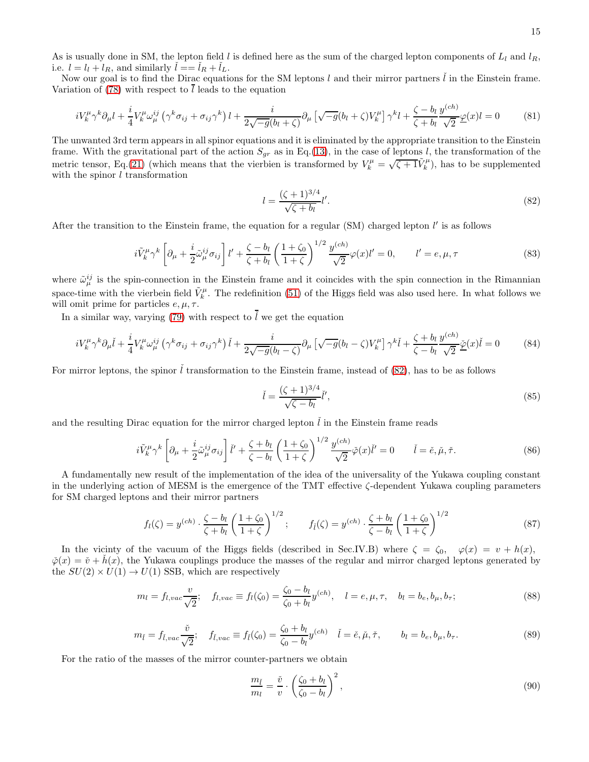As is usually done in SM, the lepton field $l$ is defined here as the sum of the charged lepton components of $L_l$ and $l_R$, i.e. $l = l_l + l_R$, and similarly $\check{l} == \check{l}_R + \check{l}_L$.

Now our goal is to find the Dirac equations for the SM leptons $l$ and their mirror partners $\check{l}$ in the Einstein frame. Variation of (78) with respect to $\bar{l}$ leads to the equation

$$iV^{\mu}_{k}\gamma^{k}\partial_{\mu}l + \frac{i}{4}V^{\mu}_{k}\omega^{ij}_{\mu}\left(\gamma^{k}\sigma_{ij}+\sigma_{ij}\gamma^{k}\right)l + \frac{i}{2\sqrt{-g}(b_l+\zeta)}\partial_{\mu}\left[\sqrt{-g}(b_l+\zeta)V^{\mu}_{k}\right]\gamma^{k}l + \frac{\zeta-b_l}{\zeta+b_l}\frac{y^{(ch)}}{\sqrt{2}}\underline{\varphi}(x)l = 0 \tag{81}$$

The unwanted 3rd term appears in all spinor equations and it is eliminated by the appropriate transition to the Einstein frame. With the gravitational part of the action $S_{gr}$ as in Eq.(13), in the case of leptons $l$, the transformation of the metric tensor, Eq.(21) (which means that the vierbien is transformed by $V^{\mu}_{k} = \sqrt{\zeta+1}\tilde{V}^{\mu}_{k}$), has to be supplemented with the spinor $l$ transformation

$$l = \frac{(\zeta+1)^{3/4}}{\sqrt{\zeta+b_l}}l'. \tag{82}$$

After the transition to the Einstein frame, the equation for a regular (SM) charged lepton $l'$ is as follows

$$i\tilde{V}^{\mu}_{k}\gamma^{k}\left[\partial_{\mu}+\frac{i}{2}\tilde{\omega}^{ij}_{\mu}\sigma_{ij}\right]l' + \frac{\zeta-b_l}{\zeta+b_l}\left(\frac{1+\zeta_0}{1+\zeta}\right)^{1/2}\frac{y^{(ch)}}{\sqrt{2}}\varphi(x)l' = 0, \qquad l' = e,\mu,\tau \tag{83}$$

where $\tilde{\omega}^{ij}_{\mu}$ is the spin-connection in the Einstein frame and it coincides with the spin connection in the Rimannian space-time with the vierbein field $\tilde{V}^{\mu}_{k}$. The redefinition (51) of the Higgs field was also used here. In what follows we will omit prime for particles $e,\mu,\tau$.

In a similar way, varying (79) with respect to $\bar{\check{l}}$ we get the equation

$$iV^{\mu}_{k}\gamma^{k}\partial_{\mu}\check{l} + \frac{i}{4}V^{\mu}_{k}\omega^{ij}_{\mu}\left(\gamma^{k}\sigma_{ij}+\sigma_{ij}\gamma^{k}\right)\check{l} + \frac{i}{2\sqrt{-g}(b_l-\zeta)}\partial_{\mu}\left[\sqrt{-g}(b_l-\zeta)V^{\mu}_{k}\right]\gamma^{k}\check{l} + \frac{\zeta+b_l}{\zeta-b_l}\frac{y^{(ch)}}{\sqrt{2}}\underline{\check{\varphi}}(x)\check{l} = 0 \tag{84}$$

For mirror leptons, the spinor $\check{l}$ transformation to the Einstein frame, instead of (82), has to be as follows

$$\check{l} = \frac{(\zeta+1)^{3/4}}{\sqrt{\zeta-b_l}}\check{l}', \tag{85}$$

and the resulting Dirac equation for the mirror charged lepton $\check{l}$ in the Einstein frame reads

$$i\tilde{V}^{\mu}_{k}\gamma^{k}\left[\partial_{\mu}+\frac{i}{2}\tilde{\omega}^{ij}_{\mu}\sigma_{ij}\right]\check{l}' + \frac{\zeta+b_l}{\zeta-b_l}\left(\frac{1+\zeta_0}{1+\zeta}\right)^{1/2}\frac{y^{(ch)}}{\sqrt{2}}\check{\varphi}(x)\check{l}' = 0 \qquad \check{l} = \check{e},\check{\mu},\check{\tau}. \tag{86}$$

A fundamentally new result of the implementation of the idea of the universality of the Yukawa coupling constant in the underlying action of MESM is the emergence of the TMT effective $\zeta$-dependent Yukawa coupling parameters for SM charged leptons and their mirror partners

$$f_l(\zeta) = y^{(ch)}\cdot\frac{\zeta-b_l}{\zeta+b_l}\left(\frac{1+\zeta_0}{1+\zeta}\right)^{1/2}; \qquad f_{\check{l}}(\zeta) = y^{(ch)}\cdot\frac{\zeta+b_l}{\zeta-b_l}\left(\frac{1+\zeta_0}{1+\zeta}\right)^{1/2} \tag{87}$$

In the vicinty of the vacuum of the Higgs fields (described in Sec.IV.B) where $\zeta = \zeta_0$, $\varphi(x) = v + h(x)$, $\check{\varphi}(x) = \check{v} + \check{h}(x)$, the Yukawa couplings produce the masses of the regular and mirror charged leptons generated by the $SU(2)\times U(1)\to U(1)$ SSB, which are respectively

$$m_l = f_{l,vac}\frac{v}{\sqrt{2}}; \quad f_{l,vac} \equiv f_l(\zeta_0) = \frac{\zeta_0-b_l}{\zeta_0+b_l}y^{(ch)}, \quad l = e,\mu,\tau, \quad b_l = b_e, b_{\mu}, b_{\tau}; \tag{88}$$

$$m_{\check{l}} = f_{\check{l},vac}\frac{\check{v}}{\sqrt{2}}; \quad f_{\check{l},vac} \equiv f_{\check{l}}(\zeta_0) = \frac{\zeta_0+b_l}{\zeta_0-b_l}y^{(ch)} \quad \check{l} = \check{e},\check{\mu},\check{\tau}, \qquad b_l = b_e, b_{\mu}, b_{\tau}. \tag{89}$$

For the ratio of the masses of the mirror counter-partners we obtain

$$\frac{m_{\check{l}}}{m_l} = \frac{\check{v}}{v}\cdot\left(\frac{\zeta_0+b_l}{\zeta_0-b_l}\right)^2, \tag{90}$$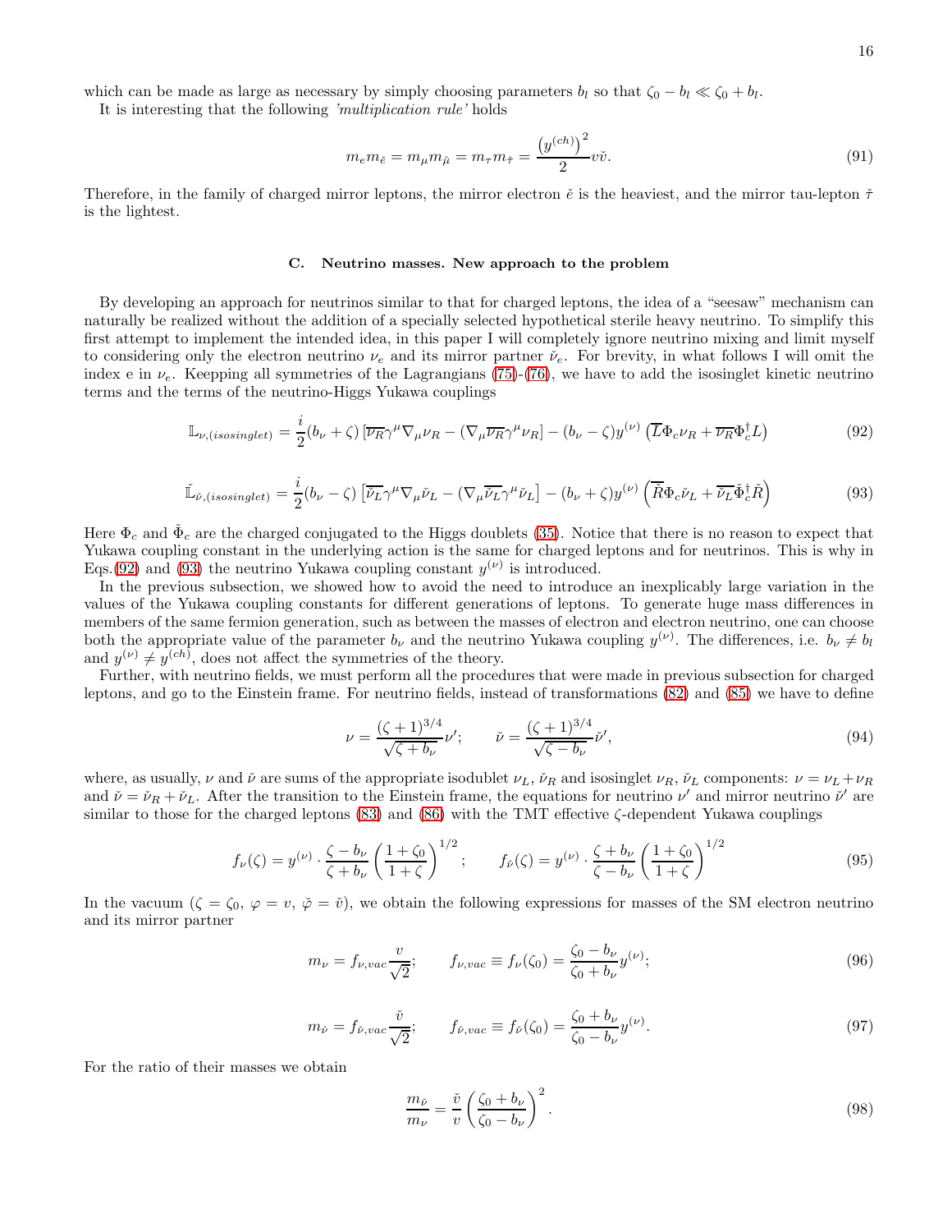which can be made as large as necessary by simply choosing parameters $b_l$ so that $\zeta_0 - b_l \ll \zeta_0 + b_l$.

It is interesting that the following *'multiplication rule'* holds

$$m_e m_{\check{e}} = m_\mu m_{\check{\mu}} = m_\tau m_{\check{\tau}} = \frac{\left(y^{(ch)}\right)^2}{2} v\check{v}. \tag{91}$$

Therefore, in the family of charged mirror leptons, the mirror electron $\check{e}$ is the heaviest, and the mirror tau-lepton $\check{\tau}$ is the lightest.

### C. Neutrino masses. New approach to the problem

By developing an approach for neutrinos similar to that for charged leptons, the idea of a "seesaw" mechanism can naturally be realized without the addition of a specially selected hypothetical sterile heavy neutrino. To simplify this first attempt to implement the intended idea, in this paper I will completely ignore neutrino mixing and limit myself to considering only the electron neutrino $\nu_e$ and its mirror partner $\check{\nu}_e$. For brevity, in what follows I will omit the index e in $\nu_e$. Keepping all symmetries of the Lagrangians (75)-(76), we have to add the isosinglet kinetic neutrino terms and the terms of the neutrino-Higgs Yukawa couplings

$$\mathbb{L}_{\nu,(isosinglet)} = \frac{i}{2}(b_\nu + \zeta)\left[\overline{\nu_R}\gamma^\mu \nabla_\mu \nu_R - (\nabla_\mu \overline{\nu_R}\gamma^\mu \nu_R\right] - (b_\nu - \zeta) y^{(\nu)}\left(\overline{L}\Phi_c \nu_R + \overline{\nu_R}\Phi_c^\dagger L\right) \tag{92}$$

$$\check{\mathbb{L}}_{\check{\nu},(isosinglet)} = \frac{i}{2}(b_\nu - \zeta)\left[\overline{\check{\nu}_L}\gamma^\mu \nabla_\mu \check{\nu}_L - (\nabla_\mu \overline{\check{\nu}_L}\gamma^\mu \check{\nu}_L\right] - (b_\nu + \zeta) y^{(\nu)}\left(\overline{\check{R}}\Phi_c \check{\nu}_L + \overline{\check{\nu}_L}\check{\Phi}_c^\dagger \check{R}\right) \tag{93}$$

Here $\Phi_c$ and $\check{\Phi}_c$ are the charged conjugated to the Higgs doublets (35). Notice that there is no reason to expect that Yukawa coupling constant in the underlying action is the same for charged leptons and for neutrinos. This is why in Eqs.(92) and (93) the neutrino Yukawa coupling constant $y^{(\nu)}$ is introduced.

In the previous subsection, we showed how to avoid the need to introduce an inexplicably large variation in the values of the Yukawa coupling constants for different generations of leptons. To generate huge mass differences in members of the same fermion generation, such as between the masses of electron and electron neutrino, one can choose both the appropriate value of the parameter $b_\nu$ and the neutrino Yukawa coupling $y^{(\nu)}$. The differences, i.e. $b_\nu \neq b_l$ and $y^{(\nu)} \neq y^{(ch)}$, does not affect the symmetries of the theory.

Further, with neutrino fields, we must perform all the procedures that were made in previous subsection for charged leptons, and go to the Einstein frame. For neutrino fields, instead of transformations (82) and (85) we have to define

$$\nu = \frac{(\zeta+1)^{3/4}}{\sqrt{\zeta + b_\nu}}\nu'; \qquad \check{\nu} = \frac{(\zeta+1)^{3/4}}{\sqrt{\zeta - b_\nu}}\check{\nu}', \tag{94}$$

where, as usually, $\nu$ and $\check{\nu}$ are sums of the appropriate isodublet $\nu_L$, $\check{\nu}_R$ and isosinglet $\nu_R$, $\check{\nu}_L$ components: $\nu = \nu_L + \nu_R$ and $\check{\nu} = \check{\nu}_R + \check{\nu}_L$. After the transition to the Einstein frame, the equations for neutrino $\nu'$ and mirror neutrino $\check{\nu}'$ are similar to those for the charged leptons (83) and (86) with the TMT effective $\zeta$-dependent Yukawa couplings

$$f_\nu(\zeta) = y^{(\nu)} \cdot \frac{\zeta - b_\nu}{\zeta + b_\nu}\left(\frac{1+\zeta_0}{1+\zeta}\right)^{1/2}; \qquad f_{\check{\nu}}(\zeta) = y^{(\nu)} \cdot \frac{\zeta + b_\nu}{\zeta - b_\nu}\left(\frac{1+\zeta_0}{1+\zeta}\right)^{1/2} \tag{95}$$

In the vacuum ($\zeta = \zeta_0$, $\varphi = v$, $\check{\varphi} = \check{v}$), we obtain the following expressions for masses of the SM electron neutrino and its mirror partner

$$m_\nu = f_{\nu,vac}\frac{v}{\sqrt{2}}; \qquad f_{\nu,vac} \equiv f_\nu(\zeta_0) = \frac{\zeta_0 - b_\nu}{\zeta_0 + b_\nu} y^{(\nu)}; \tag{96}$$

$$m_{\check{\nu}} = f_{\check{\nu},vac}\frac{\check{v}}{\sqrt{2}}; \qquad f_{\check{\nu},vac} \equiv f_{\check{\nu}}(\zeta_0) = \frac{\zeta_0 + b_\nu}{\zeta_0 - b_\nu} y^{(\nu)}. \tag{97}$$

For the ratio of their masses we obtain

$$\frac{m_{\check{\nu}}}{m_\nu} = \frac{\check{v}}{v}\left(\frac{\zeta_0 + b_\nu}{\zeta_0 - b_\nu}\right)^2. \tag{98}$$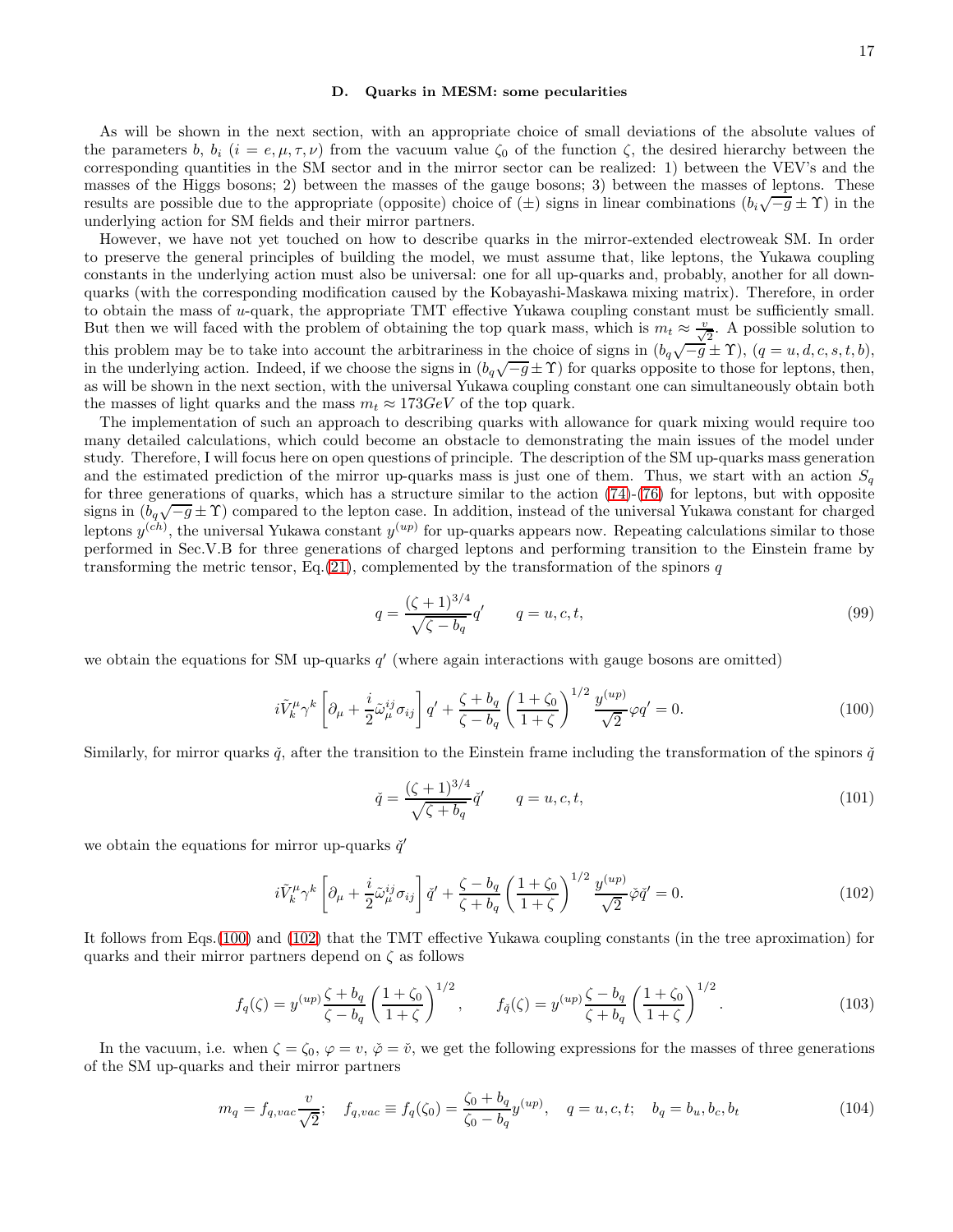### D. Quarks in MESM: some pecularities

As will be shown in the next section, with an appropriate choice of small deviations of the absolute values of the parameters $b$, $b_i$ ($i = e, \mu, \tau, \nu$) from the vacuum value $\zeta_0$ of the function $\zeta$, the desired hierarchy between the corresponding quantities in the SM sector and in the mirror sector can be realized: 1) between the VEV's and the masses of the Higgs bosons; 2) between the masses of the gauge bosons; 3) between the masses of leptons. These results are possible due to the appropriate (opposite) choice of ($\pm$) signs in linear combinations $(b_i\sqrt{-g} \pm \Upsilon)$ in the underlying action for SM fields and their mirror partners.

However, we have not yet touched on how to describe quarks in the mirror-extended electroweak SM. In order to preserve the general principles of building the model, we must assume that, like leptons, the Yukawa coupling constants in the underlying action must also be universal: one for all up-quarks and, probably, another for all down-quarks (with the corresponding modification caused by the Kobayashi-Maskawa mixing matrix). Therefore, in order to obtain the mass of $u$-quark, the appropriate TMT effective Yukawa coupling constant must be sufficiently small. But then we will faced with the problem of obtaining the top quark mass, which is $m_t \approx \frac{v}{\sqrt{2}}$. A possible solution to this problem may be to take into account the arbitrariness in the choice of signs in $(b_q\sqrt{-g} \pm \Upsilon)$, $(q = u, d, c, s, t, b)$, in the underlying action. Indeed, if we choose the signs in $(b_q\sqrt{-g} \pm \Upsilon)$ for quarks opposite to those for leptons, then, as will be shown in the next section, with the universal Yukawa coupling constant one can simultaneously obtain both the masses of light quarks and the mass $m_t \approx 173GeV$ of the top quark.

The implementation of such an approach to describing quarks with allowance for quark mixing would require too many detailed calculations, which could become an obstacle to demonstrating the main issues of the model under study. Therefore, I will focus here on open questions of principle. The description of the SM up-quarks mass generation and the estimated prediction of the mirror up-quarks mass is just one of them. Thus, we start with an action $S_q$ for three generations of quarks, which has a structure similar to the action (74)-(76) for leptons, but with opposite signs in $(b_q\sqrt{-g} \pm \Upsilon)$ compared to the lepton case. In addition, instead of the universal Yukawa constant for charged leptons $y^{(ch)}$, the universal Yukawa constant $y^{(up)}$ for up-quarks appears now. Repeating calculations similar to those performed in Sec.V.B for three generations of charged leptons and performing transition to the Einstein frame by transforming the metric tensor, Eq.(21), complemented by the transformation of the spinors $q$

$$q = \frac{(\zeta + 1)^{3/4}}{\sqrt{\zeta - b_q}} q' \qquad q = u, c, t, \tag{99}$$

we obtain the equations for SM up-quarks $q'$ (where again interactions with gauge bosons are omitted)

$$i\tilde{V}^{\mu}_{k}\gamma^{k}\left[\partial_{\mu} + \frac{i}{2}\tilde{\omega}^{ij}_{\mu}\sigma_{ij}\right] q' + \frac{\zeta + b_q}{\zeta - b_q}\left(\frac{1+\zeta_0}{1+\zeta}\right)^{1/2}\frac{y^{(up)}}{\sqrt{2}}\varphi q' = 0. \tag{100}$$

Similarly, for mirror quarks $\breve{q}$, after the transition to the Einstein frame including the transformation of the spinors $\breve{q}$

$$\breve{q} = \frac{(\zeta + 1)^{3/4}}{\sqrt{\zeta + b_q}} \breve{q}' \qquad q = u, c, t, \tag{101}$$

we obtain the equations for mirror up-quarks $\breve{q}'$

$$i\tilde{V}^{\mu}_{k}\gamma^{k}\left[\partial_{\mu} + \frac{i}{2}\tilde{\omega}^{ij}_{\mu}\sigma_{ij}\right] \breve{q}' + \frac{\zeta - b_q}{\zeta + b_q}\left(\frac{1+\zeta_0}{1+\zeta}\right)^{1/2}\frac{y^{(up)}}{\sqrt{2}}\breve{\varphi}\breve{q}' = 0. \tag{102}$$

It follows from Eqs.(100) and (102) that the TMT effective Yukawa coupling constants (in the tree aproximation) for quarks and their mirror partners depend on $\zeta$ as follows

$$f_q(\zeta) = y^{(up)}\frac{\zeta + b_q}{\zeta - b_q}\left(\frac{1+\zeta_0}{1+\zeta}\right)^{1/2}, \qquad f_{\breve{q}}(\zeta) = y^{(up)}\frac{\zeta - b_q}{\zeta + b_q}\left(\frac{1+\zeta_0}{1+\zeta}\right)^{1/2}. \tag{103}$$

In the vacuum, i.e. when $\zeta = \zeta_0$, $\varphi = v$, $\breve{\varphi} = \breve{v}$, we get the following expressions for the masses of three generations of the SM up-quarks and their mirror partners

$$m_q = f_{q,vac}\frac{v}{\sqrt{2}}; \quad f_{q,vac} \equiv f_q(\zeta_0) = \frac{\zeta_0 + b_q}{\zeta_0 - b_q}y^{(up)}, \quad q = u, c, t; \quad b_q = b_u, b_c, b_t \tag{104}$$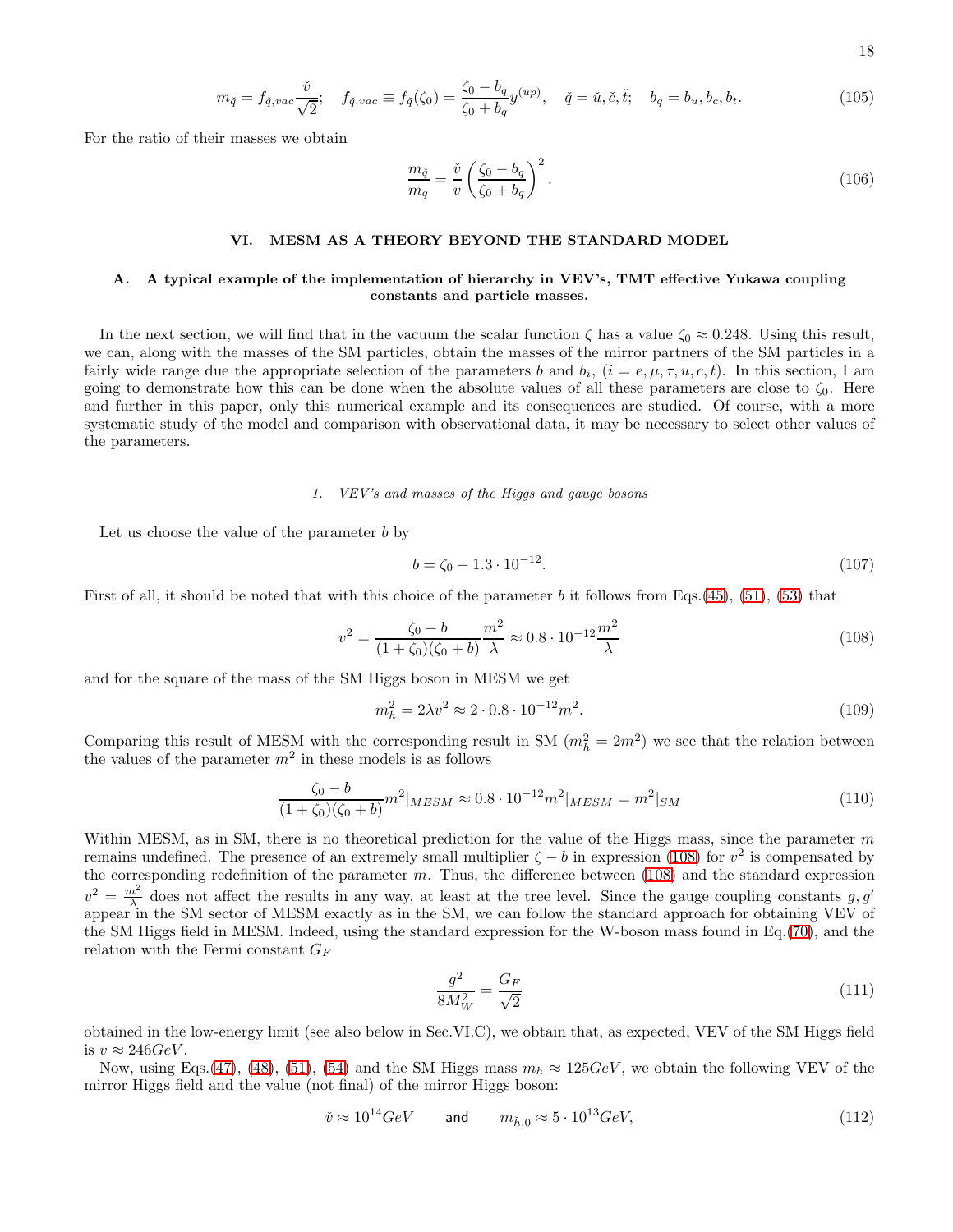$$m_{\check{q}} = f_{\check{q},vac}\frac{\check{v}}{\sqrt{2}}; \quad f_{\check{q},vac} \equiv f_{\check{q}}(\zeta_0) = \frac{\zeta_0 - b_q}{\zeta_0 + b_q} y^{(up)}, \quad \check{q} = \check{u}, \check{c}, \check{t}; \quad b_q = b_u, b_c, b_t. \tag{105}$$

For the ratio of their masses we obtain

$$\frac{m_{\check{q}}}{m_q} = \frac{\check{v}}{v}\left(\frac{\zeta_0 - b_q}{\zeta_0 + b_q}\right)^2. \tag{106}$$

## VI. MESM AS A THEORY BEYOND THE STANDARD MODEL

### A. A typical example of the implementation of hierarchy in VEV's, TMT effective Yukawa coupling constants and particle masses.

In the next section, we will find that in the vacuum the scalar function $\zeta$ has a value $\zeta_0 \approx 0.248$. Using this result, we can, along with the masses of the SM particles, obtain the masses of the mirror partners of the SM particles in a fairly wide range due the appropriate selection of the parameters $b$ and $b_i$, $(i = e, \mu, \tau, u, c, t)$. In this section, I am going to demonstrate how this can be done when the absolute values of all these parameters are close to $\zeta_0$. Here and further in this paper, only this numerical example and its consequences are studied. Of course, with a more systematic study of the model and comparison with observational data, it may be necessary to select other values of the parameters.

#### 1. VEV's and masses of the Higgs and gauge bosons

Let us choose the value of the parameter $b$ by

$$b = \zeta_0 - 1.3 \cdot 10^{-12}. \tag{107}$$

First of all, it should be noted that with this choice of the parameter $b$ it follows from Eqs.(45), (51), (53) that

$$v^2 = \frac{\zeta_0 - b}{(1+\zeta_0)(\zeta_0 + b)}\frac{m^2}{\lambda} \approx 0.8 \cdot 10^{-12}\frac{m^2}{\lambda} \tag{108}$$

and for the square of the mass of the SM Higgs boson in MESM we get

$$m_h^2 = 2\lambda v^2 \approx 2 \cdot 0.8 \cdot 10^{-12} m^2. \tag{109}$$

Comparing this result of MESM with the corresponding result in SM ($m_h^2 = 2m^2$) we see that the relation between the values of the parameter $m^2$ in these models is as follows

$$\frac{\zeta_0 - b}{(1+\zeta_0)(\zeta_0 + b)} m^2|_{MESM} \approx 0.8 \cdot 10^{-12} m^2|_{MESM} = m^2|_{SM} \tag{110}$$

Within MESM, as in SM, there is no theoretical prediction for the value of the Higgs mass, since the parameter $m$ remains undefined. The presence of an extremely small multiplier $\zeta - b$ in expression (108) for $v^2$ is compensated by the corresponding redefinition of the parameter $m$. Thus, the difference between (108) and the standard expression $v^2 = \frac{m^2}{\lambda}$ does not affect the results in any way, at least at the tree level. Since the gauge coupling constants $g, g'$ appear in the SM sector of MESM exactly as in the SM, we can follow the standard approach for obtaining VEV of the SM Higgs field in MESM. Indeed, using the standard expression for the W-boson mass found in Eq.(70), and the relation with the Fermi constant $G_F$

$$\frac{g^2}{8M_W^2} = \frac{G_F}{\sqrt{2}} \tag{111}$$

obtained in the low-energy limit (see also below in Sec.VI.C), we obtain that, as expected, VEV of the SM Higgs field is $v \approx 246 GeV$.

Now, using Eqs.(47), (48), (51), (54) and the SM Higgs mass $m_h \approx 125 GeV$, we obtain the following VEV of the mirror Higgs field and the value (not final) of the mirror Higgs boson:

$$\check{v} \approx 10^{14} GeV \qquad \text{and} \qquad m_{\check{h},0} \approx 5 \cdot 10^{13} GeV, \tag{112}$$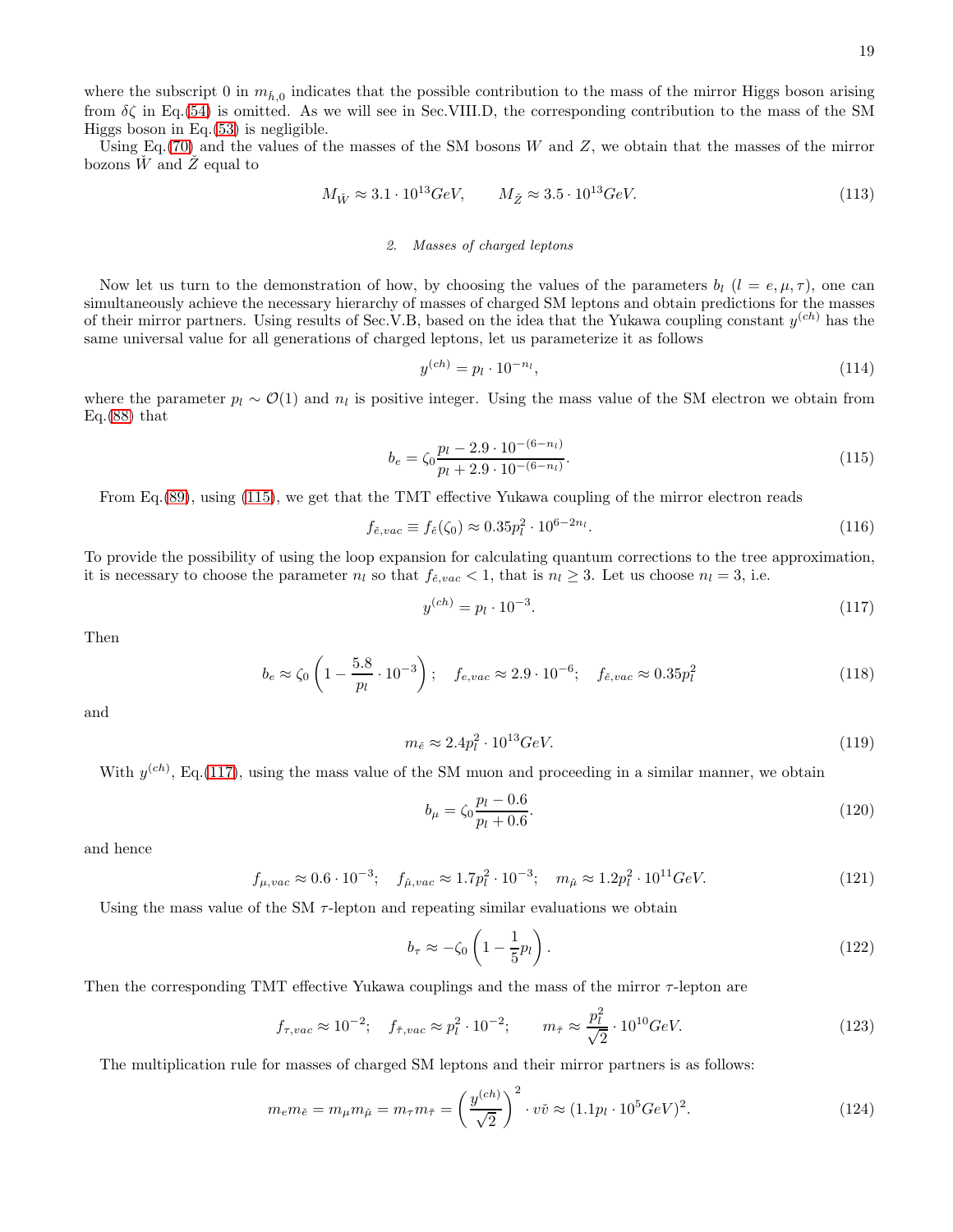where the subscript 0 in $m_{\check{h},0}$ indicates that the possible contribution to the mass of the mirror Higgs boson arising from $\delta\zeta$ in Eq.(54) is omitted. As we will see in Sec.VIII.D, the corresponding contribution to the mass of the SM Higgs boson in Eq.(53) is negligible.

Using Eq.(70) and the values of the masses of the SM bosons $W$ and $Z$, we obtain that the masses of the mirror bozons $\check{W}$ and $\check{Z}$ equal to

$$M_{\check{W}} \approx 3.1 \cdot 10^{13} GeV, \qquad M_{\check{Z}} \approx 3.5 \cdot 10^{13} GeV. \tag{113}$$

### 2. Masses of charged leptons

Now let us turn to the demonstration of how, by choosing the values of the parameters $b_l$ ($l = e, \mu, \tau$), one can simultaneously achieve the necessary hierarchy of masses of charged SM leptons and obtain predictions for the masses of their mirror partners. Using results of Sec.V.B, based on the idea that the Yukawa coupling constant $y^{(ch)}$ has the same universal value for all generations of charged leptons, let us parameterize it as follows

$$y^{(ch)} = p_l \cdot 10^{-n_l}, \tag{114}$$

where the parameter $p_l \sim \mathcal{O}(1)$ and $n_l$ is positive integer. Using the mass value of the SM electron we obtain from Eq.(88) that

$$b_e = \zeta_0 \frac{p_l - 2.9 \cdot 10^{-(6-n_l)}}{p_l + 2.9 \cdot 10^{-(6-n_l)}}. \tag{115}$$

From Eq.(89), using (115), we get that the TMT effective Yukawa coupling of the mirror electron reads

$$f_{\check{e},vac} \equiv f_{\check{e}}(\zeta_0) \approx 0.35 p_l^2 \cdot 10^{6-2n_l}. \tag{116}$$

To provide the possibility of using the loop expansion for calculating quantum corrections to the tree approximation, it is necessary to choose the parameter $n_l$ so that $f_{\check{e},vac} < 1$, that is $n_l \geq 3$. Let us choose $n_l = 3$, i.e.

$$y^{(ch)} = p_l \cdot 10^{-3}. \tag{117}$$

Then

$$b_e \approx \zeta_0 \left(1 - \frac{5.8}{p_l} \cdot 10^{-3}\right); \quad f_{e,vac} \approx 2.9 \cdot 10^{-6}; \quad f_{\check{e},vac} \approx 0.35 p_l^2 \tag{118}$$

and

$$m_{\check{e}} \approx 2.4 p_l^2 \cdot 10^{13} GeV. \tag{119}$$

With $y^{(ch)}$, Eq.(117), using the mass value of the SM muon and proceeding in a similar manner, we obtain

$$b_\mu = \zeta_0 \frac{p_l - 0.6}{p_l + 0.6}. \tag{120}$$

and hence

$$f_{\mu,vac} \approx 0.6 \cdot 10^{-3}; \quad f_{\check{\mu},vac} \approx 1.7 p_l^2 \cdot 10^{-3}; \quad m_{\check{\mu}} \approx 1.2 p_l^2 \cdot 10^{11} GeV. \tag{121}$$

Using the mass value of the SM $\tau$-lepton and repeating similar evaluations we obtain

$$b_\tau \approx -\zeta_0 \left(1 - \frac{1}{5} p_l\right). \tag{122}$$

Then the corresponding TMT effective Yukawa couplings and the mass of the mirror $\tau$-lepton are

$$f_{\tau,vac} \approx 10^{-2}; \quad f_{\check{\tau},vac} \approx p_l^2 \cdot 10^{-2}; \qquad m_{\check{\tau}} \approx \frac{p_l^2}{\sqrt{2}} \cdot 10^{10} GeV. \tag{123}$$

The multiplication rule for masses of charged SM leptons and their mirror partners is as follows:

$$m_e m_{\check{e}} = m_\mu m_{\check{\mu}} = m_\tau m_{\check{\tau}} = \left(\frac{y^{(ch)}}{\sqrt{2}}\right)^2 \cdot v\check{v} \approx (1.1 p_l \cdot 10^5 GeV)^2. \tag{124}$$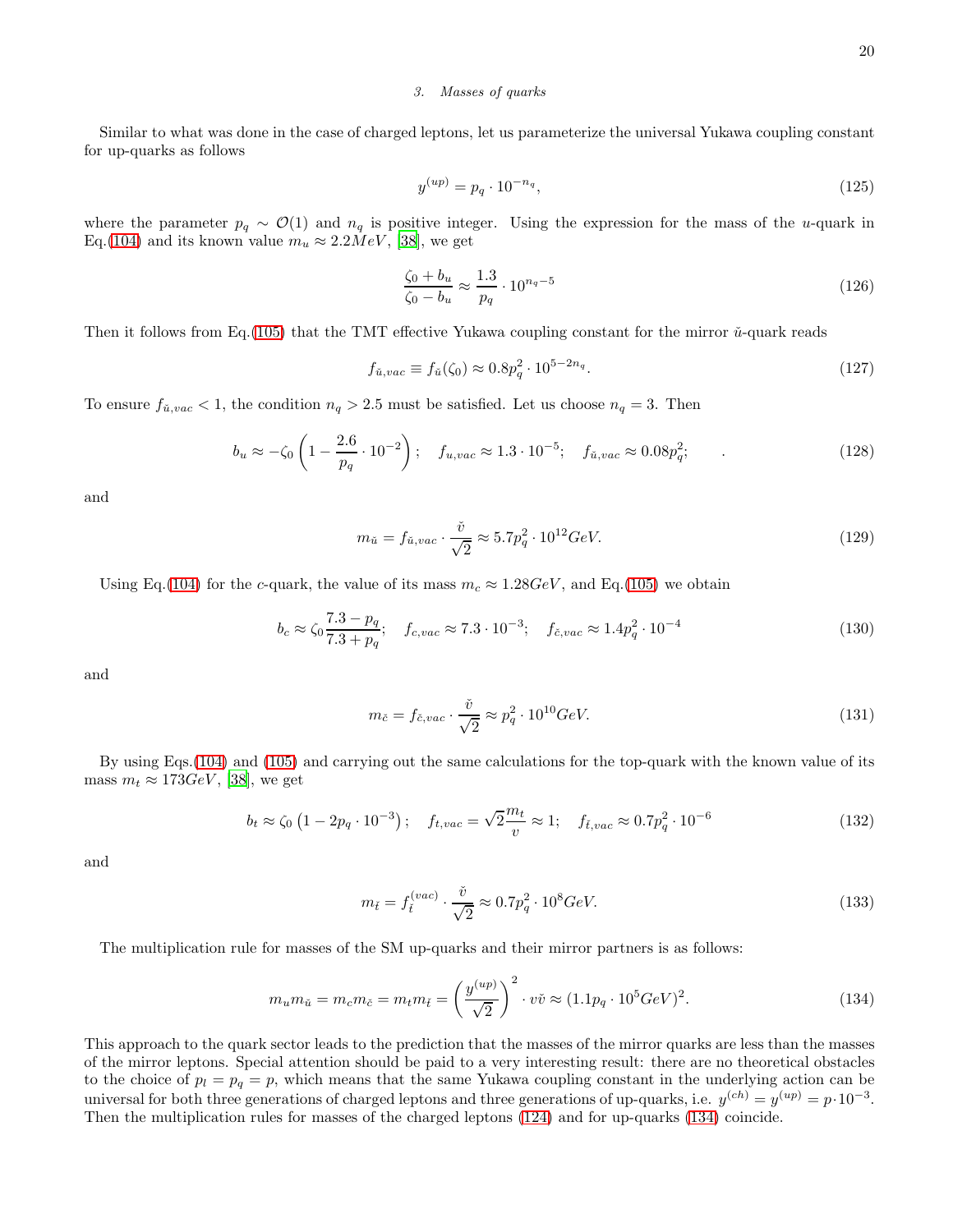### 3. Masses of quarks

Similar to what was done in the case of charged leptons, let us parameterize the universal Yukawa coupling constant for up-quarks as follows

$$y^{(up)} = p_q \cdot 10^{-n_q}, \tag{125}$$

where the parameter $p_q \sim \mathcal{O}(1)$ and $n_q$ is positive integer. Using the expression for the mass of the $u$-quark in Eq.(104) and its known value $m_u \approx 2.2MeV$, [38], we get

$$\frac{\zeta_0 + b_u}{\zeta_0 - b_u} \approx \frac{1.3}{p_q} \cdot 10^{n_q - 5} \tag{126}$$

Then it follows from Eq.(105) that the TMT effective Yukawa coupling constant for the mirror $\check{u}$-quark reads

$$f_{\check{u},vac} \equiv f_{\check{u}}(\zeta_0) \approx 0.8 p_q^2 \cdot 10^{5-2n_q}. \tag{127}$$

To ensure $f_{\check{u},vac} < 1$, the condition $n_q > 2.5$ must be satisfied. Let us choose $n_q = 3$. Then

$$b_u \approx -\zeta_0 \left(1 - \frac{2.6}{p_q} \cdot 10^{-2}\right); \quad f_{u,vac} \approx 1.3 \cdot 10^{-5}; \quad f_{\check{u},vac} \approx 0.08 p_q^2; \qquad . \tag{128}$$

and

$$m_{\check{u}} = f_{\check{u},vac} \cdot \frac{\check{v}}{\sqrt{2}} \approx 5.7 p_q^2 \cdot 10^{12} GeV. \tag{129}$$

Using Eq.(104) for the $c$-quark, the value of its mass $m_c \approx 1.28GeV$, and Eq.(105) we obtain

$$b_c \approx \zeta_0 \frac{7.3 - p_q}{7.3 + p_q}; \quad f_{c,vac} \approx 7.3 \cdot 10^{-3}; \quad f_{\check{c},vac} \approx 1.4 p_q^2 \cdot 10^{-4} \tag{130}$$

and

$$m_{\check{c}} = f_{\check{c},vac} \cdot \frac{\check{v}}{\sqrt{2}} \approx p_q^2 \cdot 10^{10} GeV. \tag{131}$$

By using Eqs.(104) and (105) and carrying out the same calculations for the top-quark with the known value of its mass $m_t \approx 173GeV$, [38], we get

$$b_t \approx \zeta_0 \left(1 - 2p_q \cdot 10^{-3}\right); \quad f_{t,vac} = \sqrt{2}\frac{m_t}{v} \approx 1; \quad f_{\check{t},vac} \approx 0.7 p_q^2 \cdot 10^{-6} \tag{132}$$

and

$$m_{\check{t}} = f_{\check{t}}^{(vac)} \cdot \frac{\check{v}}{\sqrt{2}} \approx 0.7 p_q^2 \cdot 10^{8} GeV. \tag{133}$$

The multiplication rule for masses of the SM up-quarks and their mirror partners is as follows:

$$m_u m_{\check{u}} = m_c m_{\check{c}} = m_t m_{\check{t}} = \left(\frac{y^{(up)}}{\sqrt{2}}\right)^2 \cdot v\check{v} \approx (1.1 p_q \cdot 10^5 GeV)^2. \tag{134}$$

This approach to the quark sector leads to the prediction that the masses of the mirror quarks are less than the masses of the mirror leptons. Special attention should be paid to a very interesting result: there are no theoretical obstacles to the choice of $p_l = p_q = p$, which means that the same Yukawa coupling constant in the underlying action can be universal for both three generations of charged leptons and three generations of up-quarks, i.e. $y^{(ch)} = y^{(up)} = p \cdot 10^{-3}$. Then the multiplication rules for masses of the charged leptons (124) and for up-quarks (134) coincide.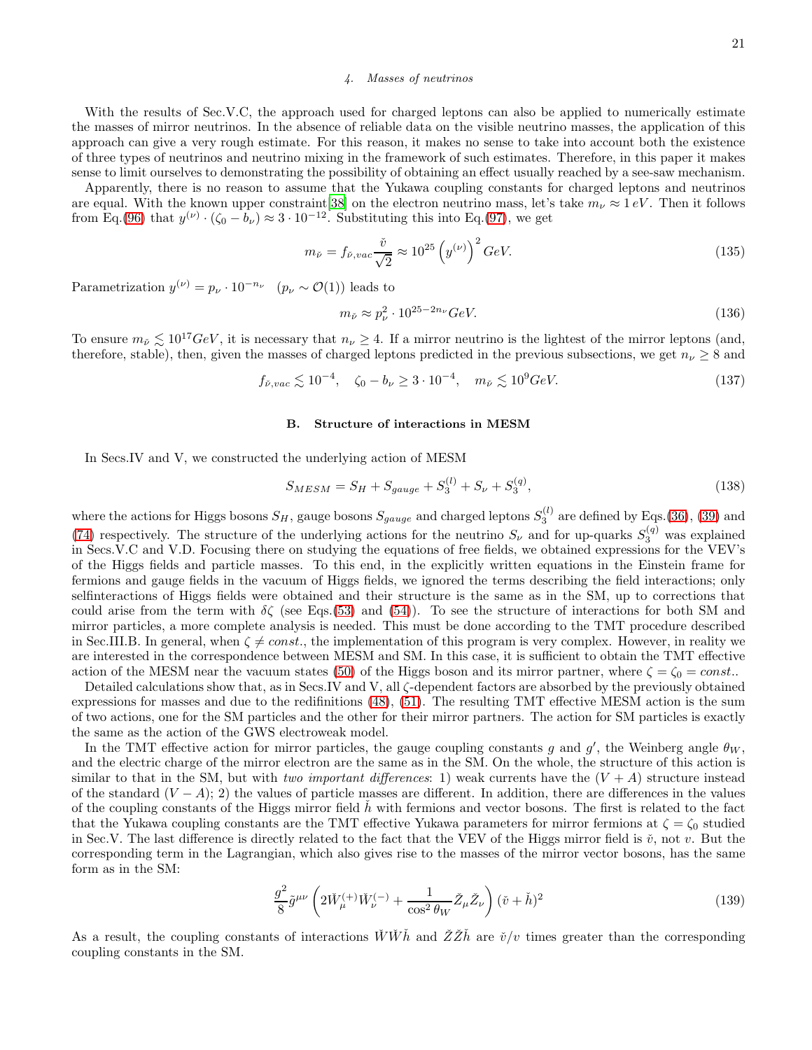#### 4. Masses of neutrinos

With the results of Sec.V.C, the approach used for charged leptons can also be applied to numerically estimate the masses of mirror neutrinos. In the absence of reliable data on the visible neutrino masses, the application of this approach can give a very rough estimate. For this reason, it makes no sense to take into account both the existence of three types of neutrinos and neutrino mixing in the framework of such estimates. Therefore, in this paper it makes sense to limit ourselves to demonstrating the possibility of obtaining an effect usually reached by a see-saw mechanism.

Apparently, there is no reason to assume that the Yukawa coupling constants for charged leptons and neutrinos are equal. With the known upper constraint[38] on the electron neutrino mass, let's take $m_\nu \approx 1\, eV$. Then it follows from Eq.(96) that $y^{(\nu)} \cdot (\zeta_0 - b_\nu) \approx 3 \cdot 10^{-12}$. Substituting this into Eq.(97), we get

$$m_{\check{\nu}} = f_{\check{\nu},vac} \frac{\check{v}}{\sqrt{2}} \approx 10^{25} \left(y^{(\nu)}\right)^2 GeV. \tag{135}$$

Parametrization $y^{(\nu)} = p_\nu \cdot 10^{-n_\nu}$ $\quad (p_\nu \sim \mathcal{O}(1))$ leads to

$$m_{\check{\nu}} \approx p_\nu^2 \cdot 10^{25-2n_\nu} GeV. \tag{136}$$

To ensure $m_{\check{\nu}} \lesssim 10^{17} GeV$, it is necessary that $n_\nu \geq 4$. If a mirror neutrino is the lightest of the mirror leptons (and, therefore, stable), then, given the masses of charged leptons predicted in the previous subsections, we get $n_\nu \geq 8$ and

$$f_{\check{\nu},vac} \lesssim 10^{-4}, \quad \zeta_0 - b_\nu \geq 3 \cdot 10^{-4}, \quad m_{\check{\nu}} \lesssim 10^9 GeV. \tag{137}$$

### B. Structure of interactions in MESM

In Secs.IV and V, we constructed the underlying action of MESM

$$S_{MESM} = S_H + S_{gauge} + S_3^{(l)} + S_\nu + S_3^{(q)}, \tag{138}$$

where the actions for Higgs bosons $S_H$, gauge bosons $S_{gauge}$ and charged leptons $S_3^{(l)}$ are defined by Eqs.(36), (39) and (74) respectively. The structure of the underlying actions for the neutrino $S_\nu$ and for up-quarks $S_3^{(q)}$ was explained in Secs.V.C and V.D. Focusing there on studying the equations of free fields, we obtained expressions for the VEV's of the Higgs fields and particle masses. To this end, in the explicitly written equations in the Einstein frame for fermions and gauge fields in the vacuum of Higgs fields, we ignored the terms describing the field interactions; only selfinteractions of Higgs fields were obtained and their structure is the same as in the SM, up to corrections that could arise from the term with $\delta\zeta$ (see Eqs.(53) and (54)). To see the structure of interactions for both SM and mirror particles, a more complete analysis is needed. This must be done according to the TMT procedure described in Sec.III.B. In general, when $\zeta \neq const.$, the implementation of this program is very complex. However, in reality we are interested in the correspondence between MESM and SM. In this case, it is sufficient to obtain the TMT effective action of the MESM near the vacuum states (50) of the Higgs boson and its mirror partner, where $\zeta = \zeta_0 = const.$.

Detailed calculations show that, as in Secs.IV and V, all $\zeta$-dependent factors are absorbed by the previously obtained expressions for masses and due to the redifinitions (48), (51). The resulting TMT effective MESM action is the sum of two actions, one for the SM particles and the other for their mirror partners. The action for SM particles is exactly the same as the action of the GWS electroweak model.

In the TMT effective action for mirror particles, the gauge coupling constants $g$ and $g'$, the Weinberg angle $\theta_W$, and the electric charge of the mirror electron are the same as in the SM. On the whole, the structure of this action is similar to that in the SM, but with *two important differences*: 1) weak currents have the $(V + A)$ structure instead of the standard $(V - A)$; 2) the values of particle masses are different. In addition, there are differences in the values of the coupling constants of the Higgs mirror field $\check{h}$ with fermions and vector bosons. The first is related to the fact that the Yukawa coupling constants are the TMT effective Yukawa parameters for mirror fermions at $\zeta = \zeta_0$ studied in Sec.V. The last difference is directly related to the fact that the VEV of the Higgs mirror field is $\check{v}$, not $v$. But the corresponding term in the Lagrangian, which also gives rise to the masses of the mirror vector bosons, has the same form as in the SM:

$$\frac{g^2}{8}\tilde{g}^{\mu\nu}\left(2\check{W}_\mu^{(+)}\check{W}_\nu^{(-)} + \frac{1}{\cos^2\theta_W}\check{Z}_\mu\check{Z}_\nu\right)(\check{v} + \check{h})^2 \tag{139}$$

As a result, the coupling constants of interactions $\check{W}\check{W}\check{h}$ and $\check{Z}\check{Z}\check{h}$ are $\check{v}/v$ times greater than the corresponding coupling constants in the SM.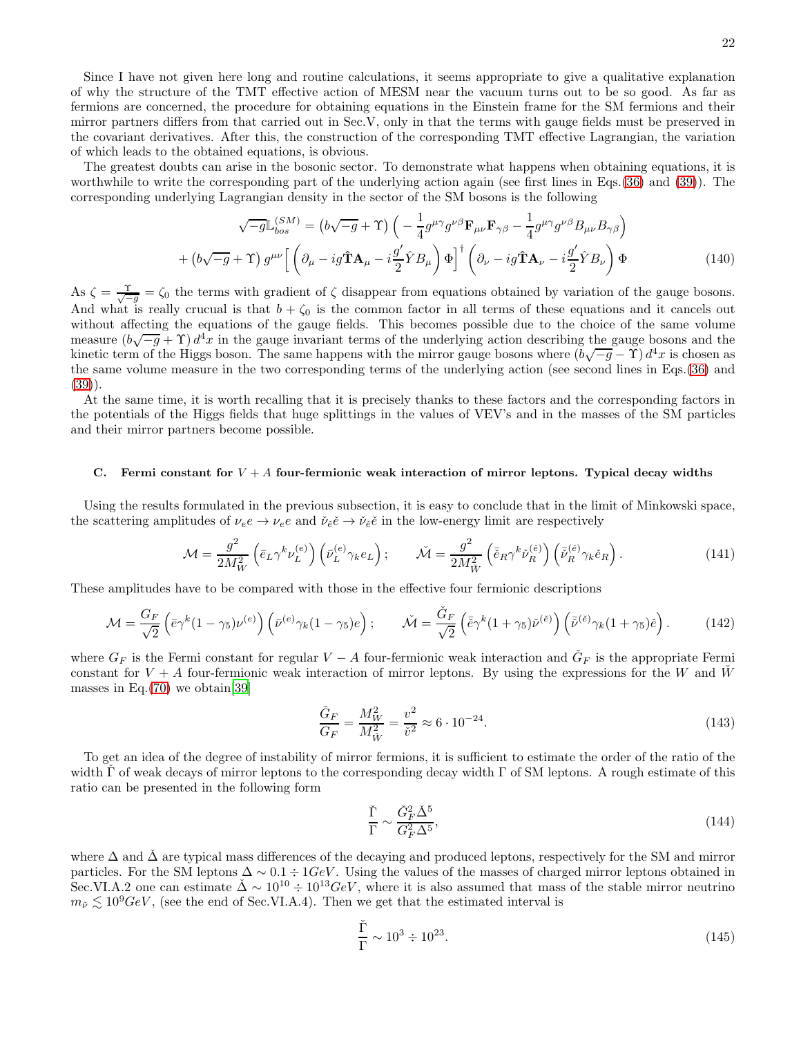Since I have not given here long and routine calculations, it seems appropriate to give a qualitative explanation of why the structure of the TMT effective action of MESM near the vacuum turns out to be so good. As far as fermions are concerned, the procedure for obtaining equations in the Einstein frame for the SM fermions and their mirror partners differs from that carried out in Sec.V, only in that the terms with gauge fields must be preserved in the covariant derivatives. After this, the construction of the corresponding TMT effective Lagrangian, the variation of which leads to the obtained equations, is obvious.

The greatest doubts can arise in the bosonic sector. To demonstrate what happens when obtaining equations, it is worthwhile to write the corresponding part of the underlying action again (see first lines in Eqs.(36) and (39)). The corresponding underlying Lagrangian density in the sector of the SM bosons is the following

$$\sqrt{-g}\mathbb{L}_{bos}^{(SM)} = \left(b\sqrt{-g}+\Upsilon\right)\left(-\frac{1}{4}g^{\mu\gamma}g^{\nu\beta}\mathbf{F}_{\mu\nu}\mathbf{F}_{\gamma\beta} - \frac{1}{4}g^{\mu\gamma}g^{\nu\beta}B_{\mu\nu}B_{\gamma\beta}\right)$$
$$+\left(b\sqrt{-g}+\Upsilon\right)g^{\mu\nu}\Big[\left(\partial_\mu - ig\hat{\mathbf{T}}\mathbf{A}_\mu - i\frac{g'}{2}\hat{Y}B_\mu\right)\Phi\Big]^\dagger\left(\partial_\nu - ig\hat{\mathbf{T}}\mathbf{A}_\nu - i\frac{g'}{2}\hat{Y}B_\nu\right)\Phi \tag{140}$$

As $\zeta = \frac{\Upsilon}{\sqrt{-g}} = \zeta_0$ the terms with gradient of $\zeta$ disappear from equations obtained by variation of the gauge bosons. And what is really crucial is that $b+\zeta_0$ is the common factor in all terms of these equations and it cancels out without affecting the equations of the gauge fields. This becomes possible due to the choice of the same volume measure $(b\sqrt{-g}+\Upsilon)\,d^4x$ in the gauge invariant terms of the underlying action describing the gauge bosons and the kinetic term of the Higgs boson. The same happens with the mirror gauge bosons where $(b\sqrt{-g}-\Upsilon)\,d^4x$ is chosen as the same volume measure in the two corresponding terms of the underlying action (see second lines in Eqs.(36) and (39)).

At the same time, it is worth recalling that it is precisely thanks to these factors and the corresponding factors in the potentials of the Higgs fields that huge splittings in the values of VEV's and in the masses of the SM particles and their mirror partners become possible.

### C. Fermi constant for $V+A$ four-fermionic weak interaction of mirror leptons. Typical decay widths

Using the results formulated in the previous subsection, it is easy to conclude that in the limit of Minkowski space, the scattering amplitudes of $\nu_e e \to \nu_e e$ and $\check{\nu}_{\check{e}}\check{e} \to \check{\nu}_{\check{e}}\check{e}$ in the low-energy limit are respectively

$$\mathcal{M} = \frac{g^2}{2M_W^2}\left(\bar{e}_L\gamma^k\nu_L^{(e)}\right)\left(\bar{\nu}_L^{(e)}\gamma_k e_L\right); \qquad \check{\mathcal{M}} = \frac{g^2}{2M_{\check{W}}^2}\left(\bar{\check{e}}_R\gamma^k\check{\nu}_R^{(\check{e})}\right)\left(\bar{\check{\nu}}_R^{(\check{e})}\gamma_k\check{e}_R\right). \tag{141}$$

These amplitudes have to be compared with those in the effective four fermionic descriptions

$$\mathcal{M} = \frac{G_F}{\sqrt{2}}\left(\bar{e}\gamma^k(1-\gamma_5)\nu^{(e)}\right)\left(\bar{\nu}^{(e)}\gamma_k(1-\gamma_5)e\right); \qquad \check{\mathcal{M}} = \frac{\check{G}_F}{\sqrt{2}}\left(\bar{\check{e}}\gamma^k(1+\gamma_5)\check{\nu}^{(\check{e})}\right)\left(\bar{\check{\nu}}^{(\check{e})}\gamma_k(1+\gamma_5)\check{e}\right). \tag{142}$$

where $G_F$ is the Fermi constant for regular $V-A$ four-fermionic weak interaction and $\check{G}_F$ is the appropriate Fermi constant for $V+A$ four-fermionic weak interaction of mirror leptons. By using the expressions for the $W$ and $\check{W}$ masses in Eq.(70) we obtain[39]

$$\frac{\check{G}_F}{G_F} = \frac{M_W^2}{M_{\check{W}}^2} = \frac{v^2}{\check{v}^2} \approx 6\cdot 10^{-24}. \tag{143}$$

To get an idea of the degree of instability of mirror fermions, it is sufficient to estimate the order of the ratio of the width $\check{\Gamma}$ of weak decays of mirror leptons to the corresponding decay width $\Gamma$ of SM leptons. A rough estimate of this ratio can be presented in the following form

$$\frac{\check{\Gamma}}{\Gamma} \sim \frac{\check{G}_F^2\check{\Delta}^5}{G_F^2\Delta^5}, \tag{144}$$

where $\Delta$ and $\check{\Delta}$ are typical mass differences of the decaying and produced leptons, respectively for the SM and mirror particles. For the SM leptons $\Delta \sim 0.1 \div 1GeV$. Using the values of the masses of charged mirror leptons obtained in Sec.VI.A.2 one can estimate $\check{\Delta} \sim 10^{10} \div 10^{13}GeV$, where it is also assumed that mass of the stable mirror neutrino $m_{\check{\nu}} \lesssim 10^9 GeV$, (see the end of Sec.VI.A.4). Then we get that the estimated interval is

$$\frac{\check{\Gamma}}{\Gamma} \sim 10^3 \div 10^{23}. \tag{145}$$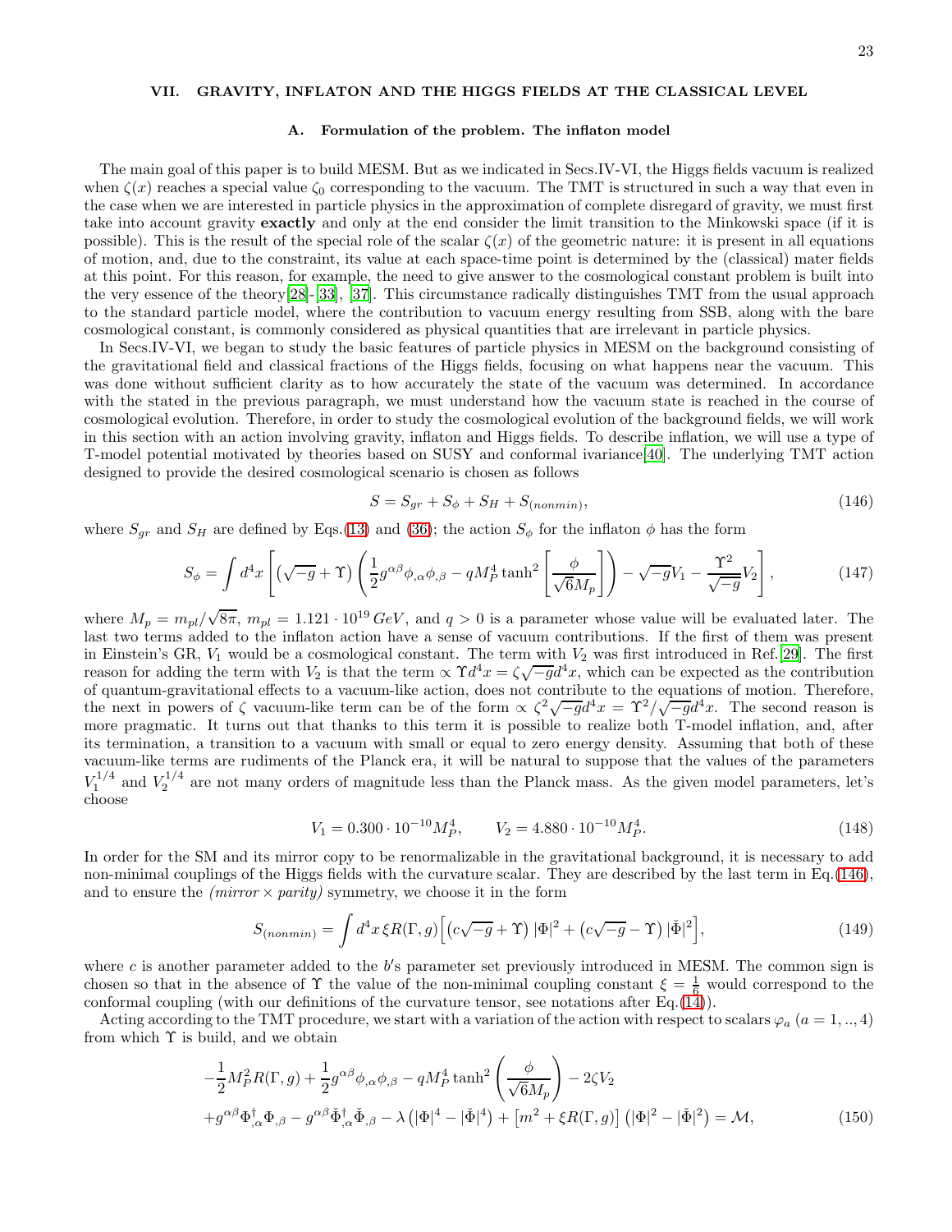## VII. GRAVITY, INFLATON AND THE HIGGS FIELDS AT THE CLASSICAL LEVEL

### A. Formulation of the problem. The inflaton model

The main goal of this paper is to build MESM. But as we indicated in Secs.IV-VI, the Higgs fields vacuum is realized when $\zeta(x)$ reaches a special value $\zeta_0$ corresponding to the vacuum. The TMT is structured in such a way that even in the case when we are interested in particle physics in the approximation of complete disregard of gravity, we must first take into account gravity **exactly** and only at the end consider the limit transition to the Minkowski space (if it is possible). This is the result of the special role of the scalar $\zeta(x)$ of the geometric nature: it is present in all equations of motion, and, due to the constraint, its value at each space-time point is determined by the (classical) mater fields at this point. For this reason, for example, the need to give answer to the cosmological constant problem is built into the very essence of the theory[28]-[33], [37]. This circumstance radically distinguishes TMT from the usual approach to the standard particle model, where the contribution to vacuum energy resulting from SSB, along with the bare cosmological constant, is commonly considered as physical quantities that are irrelevant in particle physics.

In Secs.IV-VI, we began to study the basic features of particle physics in MESM on the background consisting of the gravitational field and classical fractions of the Higgs fields, focusing on what happens near the vacuum. This was done without sufficient clarity as to how accurately the state of the vacuum was determined. In accordance with the stated in the previous paragraph, we must understand how the vacuum state is reached in the course of cosmological evolution. Therefore, in order to study the cosmological evolution of the background fields, we will work in this section with an action involving gravity, inflaton and Higgs fields. To describe inflation, we will use a type of T-model potential motivated by theories based on SUSY and conformal ivariance[40]. The underlying TMT action designed to provide the desired cosmological scenario is chosen as follows

$$S = S_{gr} + S_{\phi} + S_H + S_{(nonmin)}, \tag{146}$$

where $S_{gr}$ and $S_H$ are defined by Eqs.(13) and (36); the action $S_{\phi}$ for the inflaton $\phi$ has the form

$$S_{\phi} = \int d^4x \left[ \left(\sqrt{-g} + \Upsilon\right) \left( \frac{1}{2} g^{\alpha\beta}\phi_{,\alpha}\phi_{,\beta} - qM_P^4 \tanh^2\left[\frac{\phi}{\sqrt{6}M_p}\right] \right) - \sqrt{-g}V_1 - \frac{\Upsilon^2}{\sqrt{-g}}V_2 \right], \tag{147}$$

where $M_p = m_{pl}/\sqrt{8\pi}$, $m_{pl} = 1.121 \cdot 10^{19}\, GeV$, and $q > 0$ is a parameter whose value will be evaluated later. The last two terms added to the inflaton action have a sense of vacuum contributions. If the first of them was present in Einstein's GR, $V_1$ would be a cosmological constant. The term with $V_2$ was first introduced in Ref.[29]. The first reason for adding the term with $V_2$ is that the term $\propto \Upsilon d^4x = \zeta\sqrt{-g}d^4x$, which can be expected as the contribution of quantum-gravitational effects to a vacuum-like action, does not contribute to the equations of motion. Therefore, the next in powers of $\zeta$ vacuum-like term can be of the form $\propto \zeta^2\sqrt{-g}d^4x = \Upsilon^2/\sqrt{-g}d^4x$. The second reason is more pragmatic. It turns out that thanks to this term it is possible to realize both T-model inflation, and, after its termination, a transition to a vacuum with small or equal to zero energy density. Assuming that both of these vacuum-like terms are rudiments of the Planck era, it will be natural to suppose that the values of the parameters $V_1^{1/4}$ and $V_2^{1/4}$ are not many orders of magnitude less than the Planck mass. As the given model parameters, let's choose

$$V_1 = 0.300 \cdot 10^{-10} M_P^4, \qquad V_2 = 4.880 \cdot 10^{-10} M_P^4. \tag{148}$$

In order for the SM and its mirror copy to be renormalizable in the gravitational background, it is necessary to add non-minimal couplings of the Higgs fields with the curvature scalar. They are described by the last term in Eq.(146), and to ensure the *(mirror × parity)* symmetry, we choose it in the form

$$S_{(nonmin)} = \int d^4x\, \xi R(\Gamma, g) \Big[ \left(c\sqrt{-g} + \Upsilon\right) |\Phi|^2 + \left(c\sqrt{-g} - \Upsilon\right) |\check{\Phi}|^2 \Big], \tag{149}$$

where $c$ is another parameter added to the $b'$s parameter set previously introduced in MESM. The common sign is chosen so that in the absence of $\Upsilon$ the value of the non-minimal coupling constant $\xi = \frac{1}{6}$ would correspond to the conformal coupling (with our definitions of the curvature tensor, see notations after Eq.(14)).

Acting according to the TMT procedure, we start with a variation of the action with respect to scalars $\varphi_a$ ($a = 1,..,4$) from which $\Upsilon$ is build, and we obtain

$$\begin{aligned}
&-\frac{1}{2}M_P^2 R(\Gamma, g) + \frac{1}{2}g^{\alpha\beta}\phi_{,\alpha}\phi_{,\beta} - qM_P^4 \tanh^2\left(\frac{\phi}{\sqrt{6}M_p}\right) - 2\zeta V_2 \\
&+ g^{\alpha\beta}\Phi^{\dagger}_{,\alpha}\Phi_{,\beta} - g^{\alpha\beta}\check{\Phi}^{\dagger}_{,\alpha}\check{\Phi}_{,\beta} - \lambda\left(|\Phi|^4 - |\check{\Phi}|^4\right) + \left[m^2 + \xi R(\Gamma, g)\right]\left(|\Phi|^2 - |\check{\Phi}|^2\right) = \mathcal{M},
\end{aligned} \tag{150}$$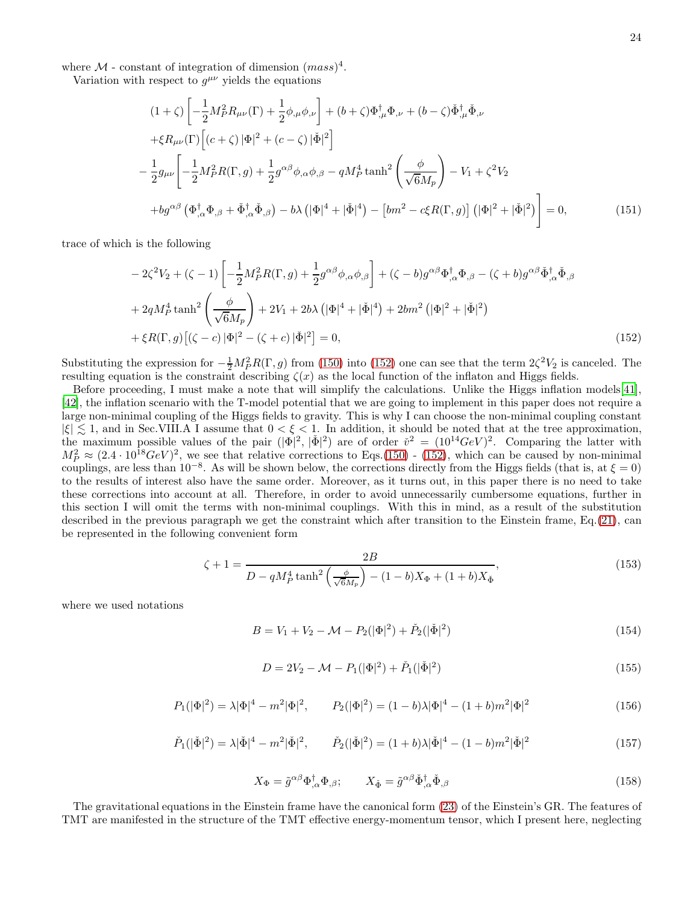where $\mathcal{M}$ - constant of integration of dimension $(mass)^4$.

Variation with respect to $g^{\mu\nu}$ yields the equations

$$
\begin{aligned}
&(1+\zeta)\left[-\frac{1}{2}M_P^2R_{\mu\nu}(\Gamma)+\frac{1}{2}\phi_{,\mu}\phi_{,\nu}\right]+(b+\zeta)\Phi^{\dagger}_{,\mu}\Phi_{,\nu}+(b-\zeta)\check{\Phi}^{\dagger}_{,\mu}\check{\Phi}_{,\nu}\\
&+\xi R_{\mu\nu}(\Gamma)\Big[(c+\zeta)\,|\Phi|^2+(c-\zeta)\,|\check{\Phi}|^2\Big]\\
&-\frac{1}{2}g_{\mu\nu}\Bigg[-\frac{1}{2}M_P^2R(\Gamma,g)+\frac{1}{2}g^{\alpha\beta}\phi_{,\alpha}\phi_{,\beta}-qM_P^4\tanh^2\left(\frac{\phi}{\sqrt{6}M_p}\right)-V_1+\zeta^2V_2\\
&+bg^{\alpha\beta}\left(\Phi^{\dagger}_{,\alpha}\Phi_{,\beta}+\check{\Phi}^{\dagger}_{,\alpha}\check{\Phi}_{,\beta}\right)-b\lambda\left(|\Phi|^4+|\check{\Phi}|^4\right)-\left[bm^2-c\xi R(\Gamma,g)\right]\left(|\Phi|^2+|\check{\Phi}|^2\right)\Bigg]=0,
\end{aligned}
\tag{151}
$$

trace of which is the following

$$
\begin{aligned}
&-2\zeta^2V_2+(\zeta-1)\left[-\frac{1}{2}M_P^2R(\Gamma,g)+\frac{1}{2}g^{\alpha\beta}\phi_{,\alpha}\phi_{,\beta}\right]+(\zeta-b)g^{\alpha\beta}\Phi^{\dagger}_{,\alpha}\Phi_{,\beta}-(\zeta+b)g^{\alpha\beta}\check{\Phi}^{\dagger}_{,\alpha}\check{\Phi}_{,\beta}\\
&+2qM_P^4\tanh^2\left(\frac{\phi}{\sqrt{6}M_p}\right)+2V_1+2b\lambda\left(|\Phi|^4+|\check{\Phi}|^4\right)+2bm^2\left(|\Phi|^2+|\check{\Phi}|^2\right)\\
&+\xi R(\Gamma,g)\Big[(\zeta-c)\,|\Phi|^2-(\zeta+c)\,|\check{\Phi}|^2\Big]=0,
\end{aligned}
\tag{152}
$$

Substituting the expression for $-\frac{1}{2}M_P^2R(\Gamma,g)$ from (150) into (152) one can see that the term $2\zeta^2V_2$ is canceled. The resulting equation is the constraint describing $\zeta(x)$ as the local function of the inflaton and Higgs fields.

Before proceeding, I must make a note that will simplify the calculations. Unlike the Higgs inflation models[41], [42], the inflation scenario with the T-model potential that we are going to implement in this paper does not require a large non-minimal coupling of the Higgs fields to gravity. This is why I can choose the non-minimal coupling constant $|\xi|\lesssim 1$, and in Sec.VIII.A I assume that $0<\xi<1$. In addition, it should be noted that at the tree approximation, the maximum possible values of the pair $(|\Phi|^2,|\check{\Phi}|^2)$ are of order $\check{v}^2=(10^{14}GeV)^2$. Comparing the latter with $M_P^2\approx(2.4\cdot10^{18}GeV)^2$, we see that relative corrections to Eqs.(150) - (152), which can be caused by non-minimal couplings, are less than $10^{-8}$. As will be shown below, the corrections directly from the Higgs fields (that is, at $\xi=0$) to the results of interest also have the same order. Moreover, as it turns out, in this paper there is no need to take these corrections into account at all. Therefore, in order to avoid unnecessarily cumbersome equations, further in this section I will omit the terms with non-minimal couplings. With this in mind, as a result of the substitution described in the previous paragraph we get the constraint which after transition to the Einstein frame, Eq.(21), can be represented in the following convenient form

$$
\zeta+1=\frac{2B}{D-qM_P^4\tanh^2\left(\frac{\phi}{\sqrt{6}M_p}\right)-(1-b)X_\Phi+(1+b)X_{\check{\Phi}}},
\tag{153}
$$

where we used notations

$$
B=V_1+V_2-\mathcal{M}-P_2(|\Phi|^2)+\check{P}_2(|\check{\Phi}|^2)
\tag{154}
$$

$$
D=2V_2-\mathcal{M}-P_1(|\Phi|^2)+\check{P}_1(|\check{\Phi}|^2)
\tag{155}
$$

$$
P_1(|\Phi|^2)=\lambda|\Phi|^4-m^2|\Phi|^2,\qquad P_2(|\Phi|^2)=(1-b)\lambda|\Phi|^4-(1+b)m^2|\Phi|^2
\tag{156}
$$

$$
\check{P}_1(|\check{\Phi}|^2)=\lambda|\check{\Phi}|^4-m^2|\check{\Phi}|^2,\qquad \check{P}_2(|\check{\Phi}|^2)=(1+b)\lambda|\check{\Phi}|^4-(1-b)m^2|\check{\Phi}|^2
\tag{157}
$$

$$
X_\Phi=\tilde{g}^{\alpha\beta}\Phi^{\dagger}_{,\alpha}\Phi_{,\beta};\qquad X_{\check{\Phi}}=\tilde{g}^{\alpha\beta}\check{\Phi}^{\dagger}_{,\alpha}\check{\Phi}_{,\beta}
\tag{158}
$$

The gravitational equations in the Einstein frame have the canonical form (23) of the Einstein's GR. The features of TMT are manifested in the structure of the TMT effective energy-momentum tensor, which I present here, neglecting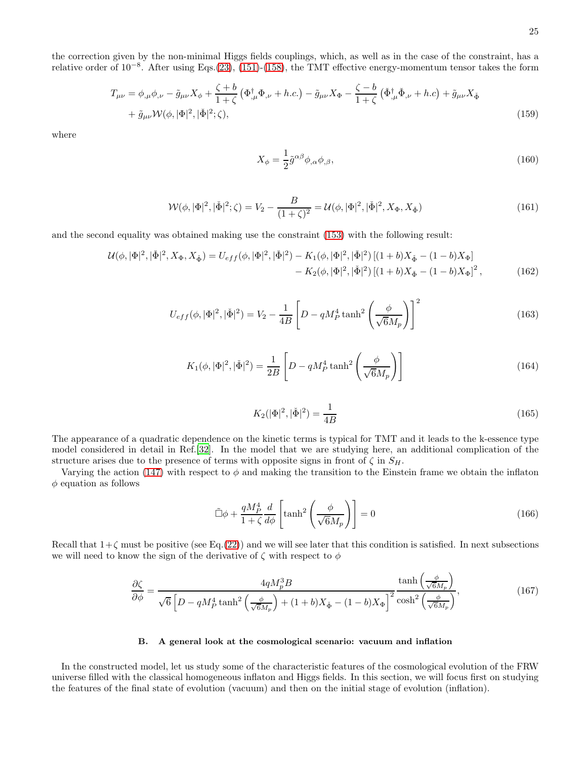the correction given by the non-minimal Higgs fields couplings, which, as well as in the case of the constraint, has a relative order of $10^{-8}$. After using Eqs.(23), (151)-(158), the TMT effective energy-momentum tensor takes the form

$$
\begin{aligned}
T_{\mu\nu} = {} & \phi_{,\mu}\phi_{,\nu} - \tilde{g}_{\mu\nu}X_\phi + \frac{\zeta+b}{1+\zeta}\left(\Phi^\dagger_{,\mu}\Phi_{,\nu} + h.c.\right) - \tilde{g}_{\mu\nu}X_\Phi - \frac{\zeta-b}{1+\zeta}\left(\check{\Phi}^\dagger_{,\mu}\check{\Phi}_{,\nu} + h.c\right) + \tilde{g}_{\mu\nu}X_{\check{\Phi}} \\
& + \tilde{g}_{\mu\nu}\mathcal{W}(\phi, |\Phi|^2, |\check{\Phi}|^2; \zeta),
\end{aligned} \tag{159}
$$

where

$$
X_\phi = \frac{1}{2}\tilde{g}^{\alpha\beta}\phi_{,\alpha}\phi_{,\beta}, \tag{160}
$$

$$
\mathcal{W}(\phi, |\Phi|^2, |\check{\Phi}|^2; \zeta) = V_2 - \frac{B}{(1+\zeta)^2} = \mathcal{U}(\phi, |\Phi|^2, |\check{\Phi}|^2, X_\Phi, X_{\check{\Phi}}) \tag{161}
$$

and the second equality was obtained making use the constraint (153) with the following result:

$$
\begin{aligned}
\mathcal{U}(\phi, |\Phi|^2, |\check{\Phi}|^2, X_\Phi, X_{\check{\Phi}}) = U_{eff}(\phi, |\Phi|^2, |\check{\Phi}|^2) & - K_1(\phi, |\Phi|^2, |\check{\Phi}|^2)\left[(1+b)X_{\check{\Phi}} - (1-b)X_\Phi\right] \\
& - K_2(\phi, |\Phi|^2, |\check{\Phi}|^2)\left[(1+b)X_{\check{\Phi}} - (1-b)X_\Phi\right]^2,
\end{aligned} \tag{162}
$$

$$
U_{eff}(\phi, |\Phi|^2, |\check{\Phi}|^2) = V_2 - \frac{1}{4B}\left[D - qM_P^4\tanh^2\left(\frac{\phi}{\sqrt{6}M_p}\right)\right]^2 \tag{163}
$$

$$
K_1(\phi, |\Phi|^2, |\check{\Phi}|^2) = \frac{1}{2B}\left[D - qM_P^4\tanh^2\left(\frac{\phi}{\sqrt{6}M_p}\right)\right] \tag{164}
$$

$$
K_2(|\Phi|^2, |\check{\Phi}|^2) = \frac{1}{4B} \tag{165}
$$

The appearance of a quadratic dependence on the kinetic terms is typical for TMT and it leads to the k-essence type model considered in detail in Ref.[32]. In the model that we are studying here, an additional complication of the structure arises due to the presence of terms with opposite signs in front of $\zeta$ in $S_H$.

Varying the action (147) with respect to $\phi$ and making the transition to the Einstein frame we obtain the inflaton $\phi$ equation as follows

$$
\tilde{\Box}\phi + \frac{qM_P^4}{1+\zeta}\frac{d}{d\phi}\left[\tanh^2\left(\frac{\phi}{\sqrt{6}M_p}\right)\right] = 0 \tag{166}
$$

Recall that $1+\zeta$ must be positive (see Eq.(22)) and we will see later that this condition is satisfied. In next subsections we will need to know the sign of the derivative of $\zeta$ with respect to $\phi$

$$
\frac{\partial\zeta}{\partial\phi} = \frac{4qM_p^3 B}{\sqrt{6}\left[D - qM_P^4\tanh^2\left(\frac{\phi}{\sqrt{6}M_p}\right) + (1+b)X_{\check{\Phi}} - (1-b)X_\Phi\right]^2}\frac{\tanh\left(\frac{\phi}{\sqrt{6}M_p}\right)}{\cosh^2\left(\frac{\phi}{\sqrt{6}M_p}\right)}, \tag{167}
$$

### B. A general look at the cosmological scenario: vacuum and inflation

In the constructed model, let us study some of the characteristic features of the cosmological evolution of the FRW universe filled with the classical homogeneous inflaton and Higgs fields. In this section, we will focus first on studying the features of the final state of evolution (vacuum) and then on the initial stage of evolution (inflation).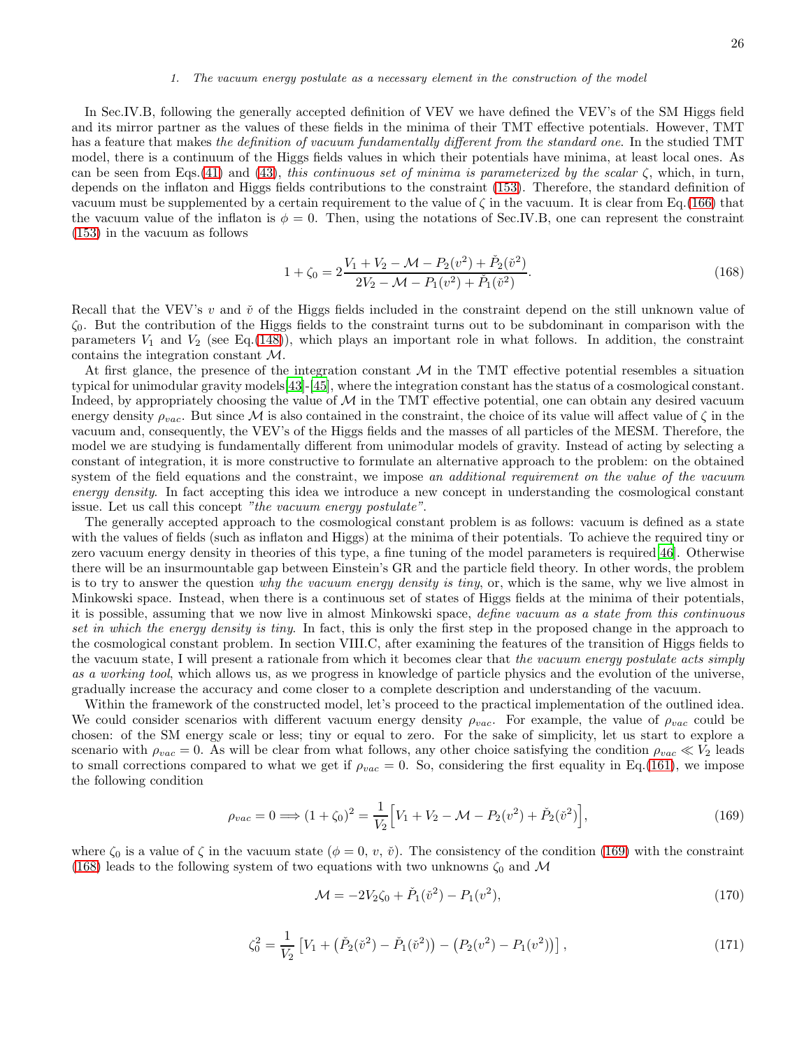### 1. The vacuum energy postulate as a necessary element in the construction of the model

In Sec.IV.B, following the generally accepted definition of VEV we have defined the VEV's of the SM Higgs field and its mirror partner as the values of these fields in the minima of their TMT effective potentials. However, TMT has a feature that makes *the definition of vacuum fundamentally different from the standard one*. In the studied TMT model, there is a continuum of the Higgs fields values in which their potentials have minima, at least local ones. As can be seen from Eqs.(41) and (43), *this continuous set of minima is parameterized by the scalar* $\zeta$, which, in turn, depends on the inflaton and Higgs fields contributions to the constraint (153). Therefore, the standard definition of vacuum must be supplemented by a certain requirement to the value of $\zeta$ in the vacuum. It is clear from Eq.(166) that the vacuum value of the inflaton is $\phi = 0$. Then, using the notations of Sec.IV.B, one can represent the constraint (153) in the vacuum as follows

$$1+\zeta_0 = 2\frac{V_1+V_2-\mathcal{M}-P_2(v^2)+\check{P}_2(\check{v}^2)}{2V_2-\mathcal{M}-P_1(v^2)+\check{P}_1(\check{v}^2)}. \tag{168}$$

Recall that the VEV's $v$ and $\check{v}$ of the Higgs fields included in the constraint depend on the still unknown value of $\zeta_0$. But the contribution of the Higgs fields to the constraint turns out to be subdominant in comparison with the parameters $V_1$ and $V_2$ (see Eq.(148)), which plays an important role in what follows. In addition, the constraint contains the integration constant $\mathcal{M}$.

At first glance, the presence of the integration constant $\mathcal{M}$ in the TMT effective potential resembles a situation typical for unimodular gravity models[43]-[45], where the integration constant has the status of a cosmological constant. Indeed, by appropriately choosing the value of $\mathcal{M}$ in the TMT effective potential, one can obtain any desired vacuum energy density $\rho_{vac}$. But since $\mathcal{M}$ is also contained in the constraint, the choice of its value will affect value of $\zeta$ in the vacuum and, consequently, the VEV's of the Higgs fields and the masses of all particles of the MESM. Therefore, the model we are studying is fundamentally different from unimodular models of gravity. Instead of acting by selecting a constant of integration, it is more constructive to formulate an alternative approach to the problem: on the obtained system of the field equations and the constraint, we impose *an additional requirement on the value of the vacuum energy density*. In fact accepting this idea we introduce a new concept in understanding the cosmological constant issue. Let us call this concept *"the vacuum energy postulate"*.

The generally accepted approach to the cosmological constant problem is as follows: vacuum is defined as a state with the values of fields (such as inflaton and Higgs) at the minima of their potentials. To achieve the required tiny or zero vacuum energy density in theories of this type, a fine tuning of the model parameters is required[46]. Otherwise there will be an insurmountable gap between Einstein's GR and the particle field theory. In other words, the problem is to try to answer the question *why the vacuum energy density is tiny*, or, which is the same, why we live almost in Minkowski space. Instead, when there is a continuous set of states of Higgs fields at the minima of their potentials, it is possible, assuming that we now live in almost Minkowski space, *define vacuum as a state from this continuous set in which the energy density is tiny*. In fact, this is only the first step in the proposed change in the approach to the cosmological constant problem. In section VIII.C, after examining the features of the transition of Higgs fields to the vacuum state, I will present a rationale from which it becomes clear that *the vacuum energy postulate acts simply as a working tool*, which allows us, as we progress in knowledge of particle physics and the evolution of the universe, gradually increase the accuracy and come closer to a complete description and understanding of the vacuum.

Within the framework of the constructed model, let's proceed to the practical implementation of the outlined idea. We could consider scenarios with different vacuum energy density $\rho_{vac}$. For example, the value of $\rho_{vac}$ could be chosen: of the SM energy scale or less; tiny or equal to zero. For the sake of simplicity, let us start to explore a scenario with $\rho_{vac} = 0$. As will be clear from what follows, any other choice satisfying the condition $\rho_{vac} \ll V_2$ leads to small corrections compared to what we get if $\rho_{vac} = 0$. So, considering the first equality in Eq.(161), we impose the following condition

$$\rho_{vac} = 0 \Longrightarrow (1+\zeta_0)^2 = \frac{1}{V_2}\Big[V_1+V_2-\mathcal{M}-P_2(v^2)+\check{P}_2(\check{v}^2)\Big], \tag{169}$$

where $\zeta_0$ is a value of $\zeta$ in the vacuum state ($\phi = 0$, $v$, $\check{v}$). The consistency of the condition (169) with the constraint (168) leads to the following system of two equations with two unknowns $\zeta_0$ and $\mathcal{M}$

$$\mathcal{M} = -2V_2\zeta_0 + \check{P}_1(\check{v}^2) - P_1(v^2), \tag{170}$$

$$\zeta_0^2 = \frac{1}{V_2}\left[V_1 + \left(\check{P}_2(\check{v}^2)-\check{P}_1(\check{v}^2)\right) - \left(P_2(v^2)-P_1(v^2)\right)\right], \tag{171}$$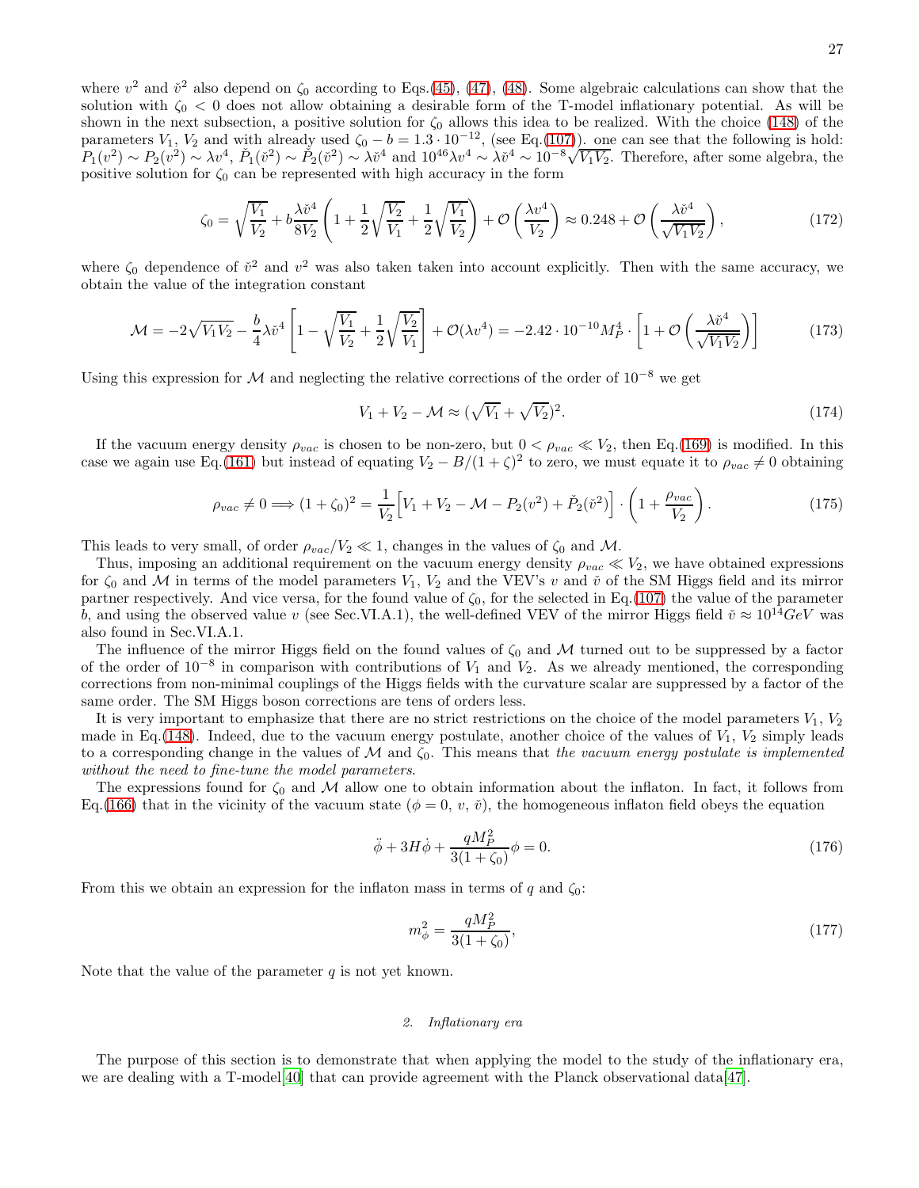where $v^2$ and $\check{v}^2$ also depend on $\zeta_0$ according to Eqs.(45), (47), (48). Some algebraic calculations can show that the solution with $\zeta_0 < 0$ does not allow obtaining a desirable form of the T-model inflationary potential. As will be shown in the next subsection, a positive solution for $\zeta_0$ allows this idea to be realized. With the choice (148) of the parameters $V_1$, $V_2$ and with already used $\zeta_0 - b = 1.3 \cdot 10^{-12}$, (see Eq.(107)). one can see that the following is hold: $P_1(v^2) \sim P_2(v^2) \sim \lambda v^4$, $\check{P}_1(\check{v}^2) \sim \check{P}_2(\check{v}^2) \sim \lambda\check{v}^4$ and $10^{46}\lambda v^4 \sim \lambda\check{v}^4 \sim 10^{-8}\sqrt{V_1V_2}$. Therefore, after some algebra, the positive solution for $\zeta_0$ can be represented with high accuracy in the form

$$\zeta_0 = \sqrt{\frac{V_1}{V_2}} + b\frac{\lambda\check{v}^4}{8V_2}\left(1 + \frac{1}{2}\sqrt{\frac{V_2}{V_1}} + \frac{1}{2}\sqrt{\frac{V_1}{V_2}}\right) + \mathcal{O}\left(\frac{\lambda v^4}{V_2}\right) \approx 0.248 + \mathcal{O}\left(\frac{\lambda\check{v}^4}{\sqrt{V_1V_2}}\right), \tag{172}$$

where $\zeta_0$ dependence of $\check{v}^2$ and $v^2$ was also taken taken into account explicitly. Then with the same accuracy, we obtain the value of the integration constant

$$\mathcal{M} = -2\sqrt{V_1V_2} - \frac{b}{4}\lambda\check{v}^4\left[1 - \sqrt{\frac{V_1}{V_2}} + \frac{1}{2}\sqrt{\frac{V_2}{V_1}}\right] + \mathcal{O}(\lambda v^4) = -2.42 \cdot 10^{-10}M_P^4 \cdot \left[1 + \mathcal{O}\left(\frac{\lambda\check{v}^4}{\sqrt{V_1V_2}}\right)\right] \tag{173}$$

Using this expression for $\mathcal{M}$ and neglecting the relative corrections of the order of $10^{-8}$ we get

$$V_1 + V_2 - \mathcal{M} \approx (\sqrt{V_1} + \sqrt{V_2})^2. \tag{174}$$

If the vacuum energy density $\rho_{vac}$ is chosen to be non-zero, but $0 < \rho_{vac} \ll V_2$, then Eq.(169) is modified. In this case we again use Eq.(161) but instead of equating $V_2 - B/(1+\zeta)^2$ to zero, we must equate it to $\rho_{vac} \neq 0$ obtaining

$$\rho_{vac} \neq 0 \Longrightarrow (1+\zeta_0)^2 = \frac{1}{V_2}\Big[V_1 + V_2 - \mathcal{M} - P_2(v^2) + \check{P}_2(\check{v}^2)\Big] \cdot \left(1 + \frac{\rho_{vac}}{V_2}\right). \tag{175}$$

This leads to very small, of order $\rho_{vac}/V_2 \ll 1$, changes in the values of $\zeta_0$ and $\mathcal{M}$.

Thus, imposing an additional requirement on the vacuum energy density $\rho_{vac} \ll V_2$, we have obtained expressions for $\zeta_0$ and $\mathcal{M}$ in terms of the model parameters $V_1$, $V_2$ and the VEV's $v$ and $\check{v}$ of the SM Higgs field and its mirror partner respectively. And vice versa, for the found value of $\zeta_0$, for the selected in Eq.(107) the value of the parameter $b$, and using the observed value $v$ (see Sec.VI.A.1), the well-defined VEV of the mirror Higgs field $\check{v} \approx 10^{14}GeV$ was also found in Sec.VI.A.1.

The influence of the mirror Higgs field on the found values of $\zeta_0$ and $\mathcal{M}$ turned out to be suppressed by a factor of the order of $10^{-8}$ in comparison with contributions of $V_1$ and $V_2$. As we already mentioned, the corresponding corrections from non-minimal couplings of the Higgs fields with the curvature scalar are suppressed by a factor of the same order. The SM Higgs boson corrections are tens of orders less.

It is very important to emphasize that there are no strict restrictions on the choice of the model parameters $V_1$, $V_2$ made in Eq.(148). Indeed, due to the vacuum energy postulate, another choice of the values of $V_1$, $V_2$ simply leads to a corresponding change in the values of $\mathcal{M}$ and $\zeta_0$. This means that *the vacuum energy postulate is implemented without the need to fine-tune the model parameters*.

The expressions found for $\zeta_0$ and $\mathcal{M}$ allow one to obtain information about the inflaton. In fact, it follows from Eq.(166) that in the vicinity of the vacuum state ($\phi = 0$, $v$, $\check{v}$), the homogeneous inflaton field obeys the equation

$$\ddot{\phi} + 3H\dot{\phi} + \frac{qM_P^2}{3(1+\zeta_0)}\phi = 0. \tag{176}$$

From this we obtain an expression for the inflaton mass in terms of $q$ and $\zeta_0$:

$$m_\phi^2 = \frac{qM_P^2}{3(1+\zeta_0)}, \tag{177}$$

Note that the value of the parameter $q$ is not yet known.

### 2. Inflationary era

The purpose of this section is to demonstrate that when applying the model to the study of the inflationary era, we are dealing with a T-model[40] that can provide agreement with the Planck observational data[47].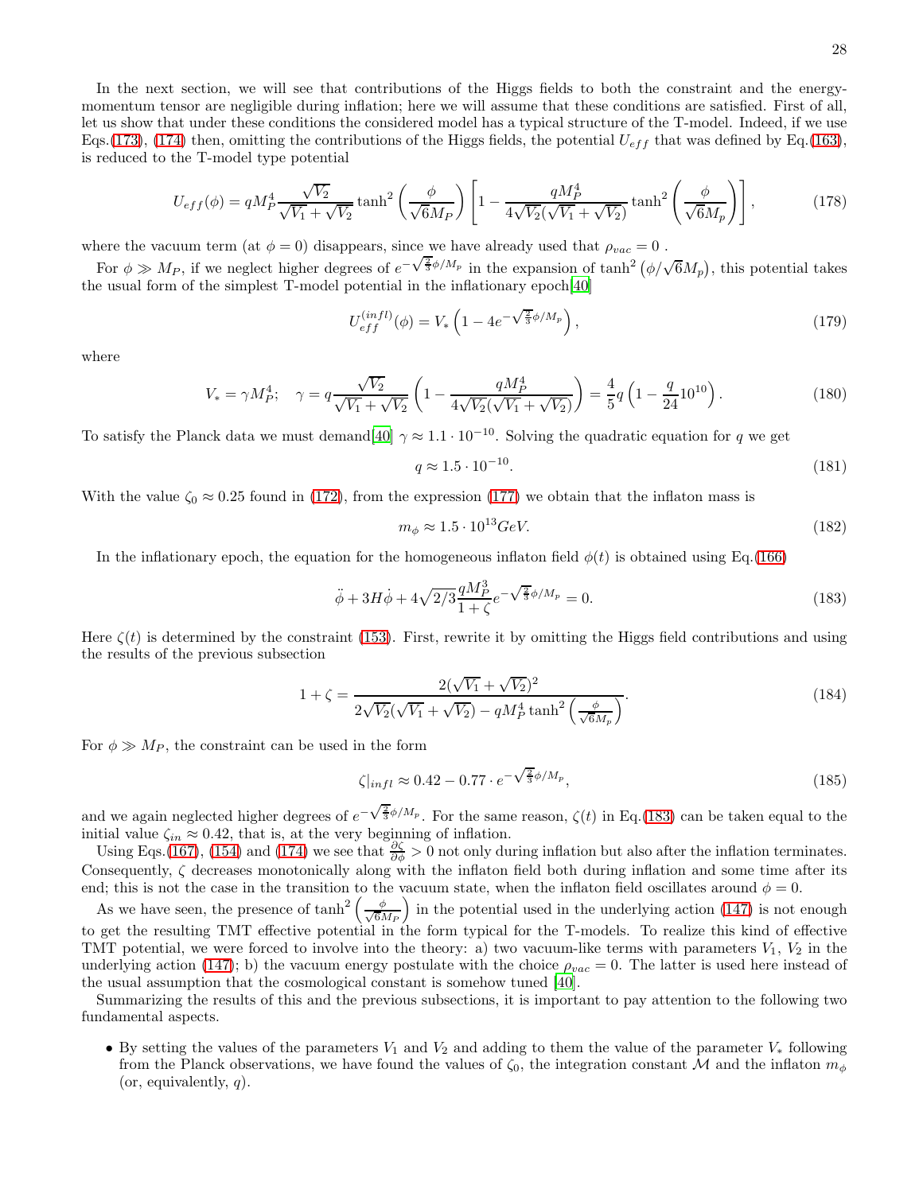In the next section, we will see that contributions of the Higgs fields to both the constraint and the energy-momentum tensor are negligible during inflation; here we will assume that these conditions are satisfied. First of all, let us show that under these conditions the considered model has a typical structure of the T-model. Indeed, if we use Eqs.(173), (174) then, omitting the contributions of the Higgs fields, the potential $U_{eff}$ that was defined by Eq.(163), is reduced to the T-model type potential

$$U_{eff}(\phi) = qM_P^4 \frac{\sqrt{V_2}}{\sqrt{V_1}+\sqrt{V_2}} \tanh^2\left(\frac{\phi}{\sqrt{6}M_P}\right)\left[1 - \frac{qM_P^4}{4\sqrt{V_2}(\sqrt{V_1}+\sqrt{V_2})}\tanh^2\left(\frac{\phi}{\sqrt{6}M_p}\right)\right], \tag{178}$$

where the vacuum term (at $\phi = 0$) disappears, since we have already used that $\rho_{vac} = 0$ .

For $\phi \gg M_P$, if we neglect higher degrees of $e^{-\sqrt{\frac{2}{3}}\phi/M_p}$ in the expansion of $\tanh^2\left(\phi/\sqrt{6}M_p\right)$, this potential takes the usual form of the simplest T-model potential in the inflationary epoch[40]

$$U_{eff}^{(infl)}(\phi) = V_*\left(1 - 4e^{-\sqrt{\frac{2}{3}}\phi/M_p}\right), \tag{179}$$

where

$$V_* = \gamma M_P^4; \quad \gamma = q\frac{\sqrt{V_2}}{\sqrt{V_1}+\sqrt{V_2}}\left(1 - \frac{qM_P^4}{4\sqrt{V_2}(\sqrt{V_1}+\sqrt{V_2})}\right) = \frac{4}{5}q\left(1 - \frac{q}{24}10^{10}\right). \tag{180}$$

To satisfy the Planck data we must demand[40] $\gamma \approx 1.1 \cdot 10^{-10}$. Solving the quadratic equation for $q$ we get

$$q \approx 1.5 \cdot 10^{-10}. \tag{181}$$

With the value $\zeta_0 \approx 0.25$ found in (172), from the expression (177) we obtain that the inflaton mass is

$$m_\phi \approx 1.5 \cdot 10^{13} GeV. \tag{182}$$

In the inflationary epoch, the equation for the homogeneous inflaton field $\phi(t)$ is obtained using Eq.(166)

$$\ddot{\phi} + 3H\dot{\phi} + 4\sqrt{2/3}\frac{qM_P^3}{1+\zeta}e^{-\sqrt{\frac{2}{3}}\phi/M_p} = 0. \tag{183}$$

Here $\zeta(t)$ is determined by the constraint (153). First, rewrite it by omitting the Higgs field contributions and using the results of the previous subsection

$$1 + \zeta = \frac{2(\sqrt{V_1}+\sqrt{V_2})^2}{2\sqrt{V_2}(\sqrt{V_1}+\sqrt{V_2}) - qM_P^4\tanh^2\left(\frac{\phi}{\sqrt{6}M_p}\right)}. \tag{184}$$

For $\phi \gg M_P$, the constraint can be used in the form

$$\zeta|_{infl} \approx 0.42 - 0.77 \cdot e^{-\sqrt{\frac{2}{3}}\phi/M_p}, \tag{185}$$

and we again neglected higher degrees of $e^{-\sqrt{\frac{2}{3}}\phi/M_p}$. For the same reason, $\zeta(t)$ in Eq.(183) can be taken equal to the initial value $\zeta_{in} \approx 0.42$, that is, at the very beginning of inflation.

Using Eqs.(167), (154) and (174) we see that $\frac{\partial\zeta}{\partial\phi} > 0$ not only during inflation but also after the inflation terminates. Consequently, $\zeta$ decreases monotonically along with the inflaton field both during inflation and some time after its end; this is not the case in the transition to the vacuum state, when the inflaton field oscillates around $\phi = 0$.

As we have seen, the presence of $\tanh^2\left(\frac{\phi}{\sqrt{6}M_P}\right)$ in the potential used in the underlying action (147) is not enough to get the resulting TMT effective potential in the form typical for the T-models. To realize this kind of effective TMT potential, we were forced to involve into the theory: a) two vacuum-like terms with parameters $V_1$, $V_2$ in the underlying action (147); b) the vacuum energy postulate with the choice $\rho_{vac} = 0$. The latter is used here instead of the usual assumption that the cosmological constant is somehow tuned [40].

Summarizing the results of this and the previous subsections, it is important to pay attention to the following two fundamental aspects.

- By setting the values of the parameters $V_1$ and $V_2$ and adding to them the value of the parameter $V_*$ following from the Planck observations, we have found the values of $\zeta_0$, the integration constant $\mathcal{M}$ and the inflaton $m_\phi$ (or, equivalently, $q$).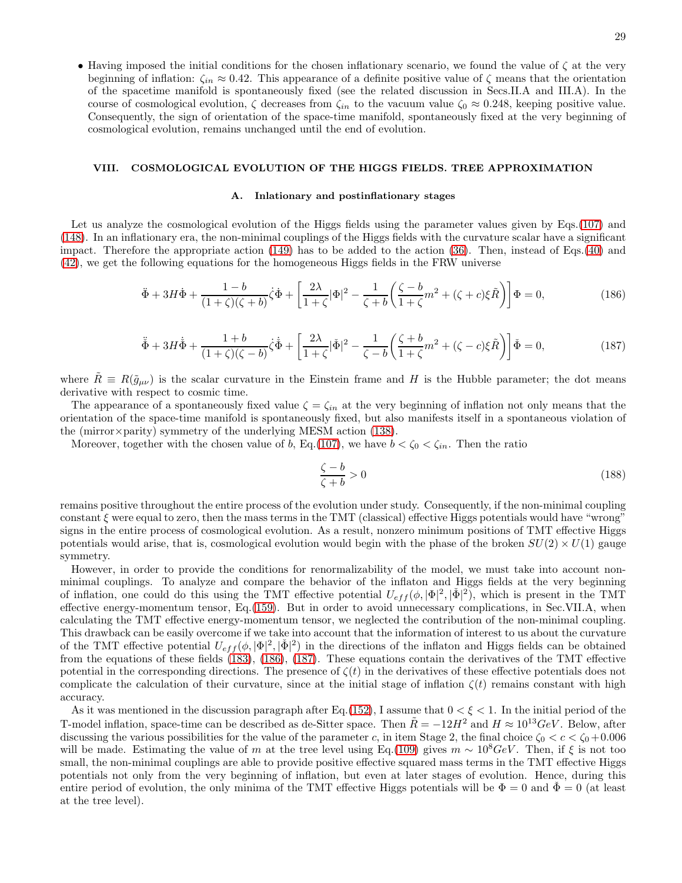- Having imposed the initial conditions for the chosen inflationary scenario, we found the value of $\zeta$ at the very beginning of inflation: $\zeta_{in} \approx 0.42$. This appearance of a definite positive value of $\zeta$ means that the orientation of the spacetime manifold is spontaneously fixed (see the related discussion in Secs.II.A and III.A). In the course of cosmological evolution, $\zeta$ decreases from $\zeta_{in}$ to the vacuum value $\zeta_0 \approx 0.248$, keeping positive value. Consequently, the sign of orientation of the space-time manifold, spontaneously fixed at the very beginning of cosmological evolution, remains unchanged until the end of evolution.

## VIII. COSMOLOGICAL EVOLUTION OF THE HIGGS FIELDS. TREE APPROXIMATION

### A. Inflationary and postinflationary stages

Let us analyze the cosmological evolution of the Higgs fields using the parameter values given by Eqs.(107) and (148). In an inflationary era, the non-minimal couplings of the Higgs fields with the curvature scalar have a significant impact. Therefore the appropriate action (149) has to be added to the action (36). Then, instead of Eqs.(40) and (42), we get the following equations for the homogeneous Higgs fields in the FRW universe

$$\ddot{\Phi} + 3H\dot{\Phi} + \frac{1-b}{(1+\zeta)(\zeta+b)}\dot{\zeta}\dot{\Phi} + \left[\frac{2\lambda}{1+\zeta}|\Phi|^2 - \frac{1}{\zeta+b}\left(\frac{\zeta-b}{1+\zeta}m^2 + (\zeta+c)\xi\tilde{R}\right)\right]\Phi = 0, \tag{186}$$

$$\ddot{\check{\Phi}} + 3H\dot{\check{\Phi}} + \frac{1+b}{(1+\zeta)(\zeta-b)}\dot{\zeta}\dot{\check{\Phi}} + \left[\frac{2\lambda}{1+\zeta}|\check{\Phi}|^2 - \frac{1}{\zeta-b}\left(\frac{\zeta+b}{1+\zeta}m^2 + (\zeta-c)\xi\tilde{R}\right)\right]\check{\Phi} = 0, \tag{187}$$

where $\tilde{R} \equiv R(\tilde{g}_{\mu\nu})$ is the scalar curvature in the Einstein frame and $H$ is the Hubble parameter; the dot means derivative with respect to cosmic time.

The appearance of a spontaneously fixed value $\zeta = \zeta_{in}$ at the very beginning of inflation not only means that the orientation of the space-time manifold is spontaneously fixed, but also manifests itself in a spontaneous violation of the (mirror×parity) symmetry of the underlying MESM action (138).

Moreover, together with the chosen value of $b$, Eq.(107), we have $b < \zeta_0 < \zeta_{in}$. Then the ratio

$$\frac{\zeta - b}{\zeta + b} > 0 \tag{188}$$

remains positive throughout the entire process of the evolution under study. Consequently, if the non-minimal coupling constant $\xi$ were equal to zero, then the mass terms in the TMT (classical) effective Higgs potentials would have "wrong" signs in the entire process of cosmological evolution. As a result, nonzero minimum positions of TMT effective Higgs potentials would arise, that is, cosmological evolution would begin with the phase of the broken $SU(2)\times U(1)$ gauge symmetry.

However, in order to provide the conditions for renormalizability of the model, we must take into account non-minimal couplings. To analyze and compare the behavior of the inflaton and Higgs fields at the very beginning of inflation, one could do this using the TMT effective potential $U_{eff}(\phi, |\Phi|^2, |\check{\Phi}|^2)$, which is present in the TMT effective energy-momentum tensor, Eq.(159). But in order to avoid unnecessary complications, in Sec.VII.A, when calculating the TMT effective energy-momentum tensor, we neglected the contribution of the non-minimal coupling. This drawback can be easily overcome if we take into account that the information of interest to us about the curvature of the TMT effective potential $U_{eff}(\phi, |\Phi|^2, |\check{\Phi}|^2)$ in the directions of the inflaton and Higgs fields can be obtained from the equations of these fields (183), (186), (187). These equations contain the derivatives of the TMT effective potential in the corresponding directions. The presence of $\zeta(t)$ in the derivatives of these effective potentials does not complicate the calculation of their curvature, since at the initial stage of inflation $\zeta(t)$ remains constant with high accuracy.

As it was mentioned in the discussion paragraph after Eq.(152), I assume that $0 < \xi < 1$. In the initial period of the T-model inflation, space-time can be described as de-Sitter space. Then $\tilde{R} = -12H^2$ and $H \approx 10^{13}GeV$. Below, after discussing the various possibilities for the value of the parameter $c$, in item Stage 2, the final choice $\zeta_0 < c < \zeta_0 + 0.006$ will be made. Estimating the value of $m$ at the tree level using Eq.(109) gives $m \sim 10^8 GeV$. Then, if $\xi$ is not too small, the non-minimal couplings are able to provide positive effective squared mass terms in the TMT effective Higgs potentials not only from the very beginning of inflation, but even at later stages of evolution. Hence, during this entire period of evolution, the only minima of the TMT effective Higgs potentials will be $\Phi = 0$ and $\check{\Phi} = 0$ (at least at the tree level).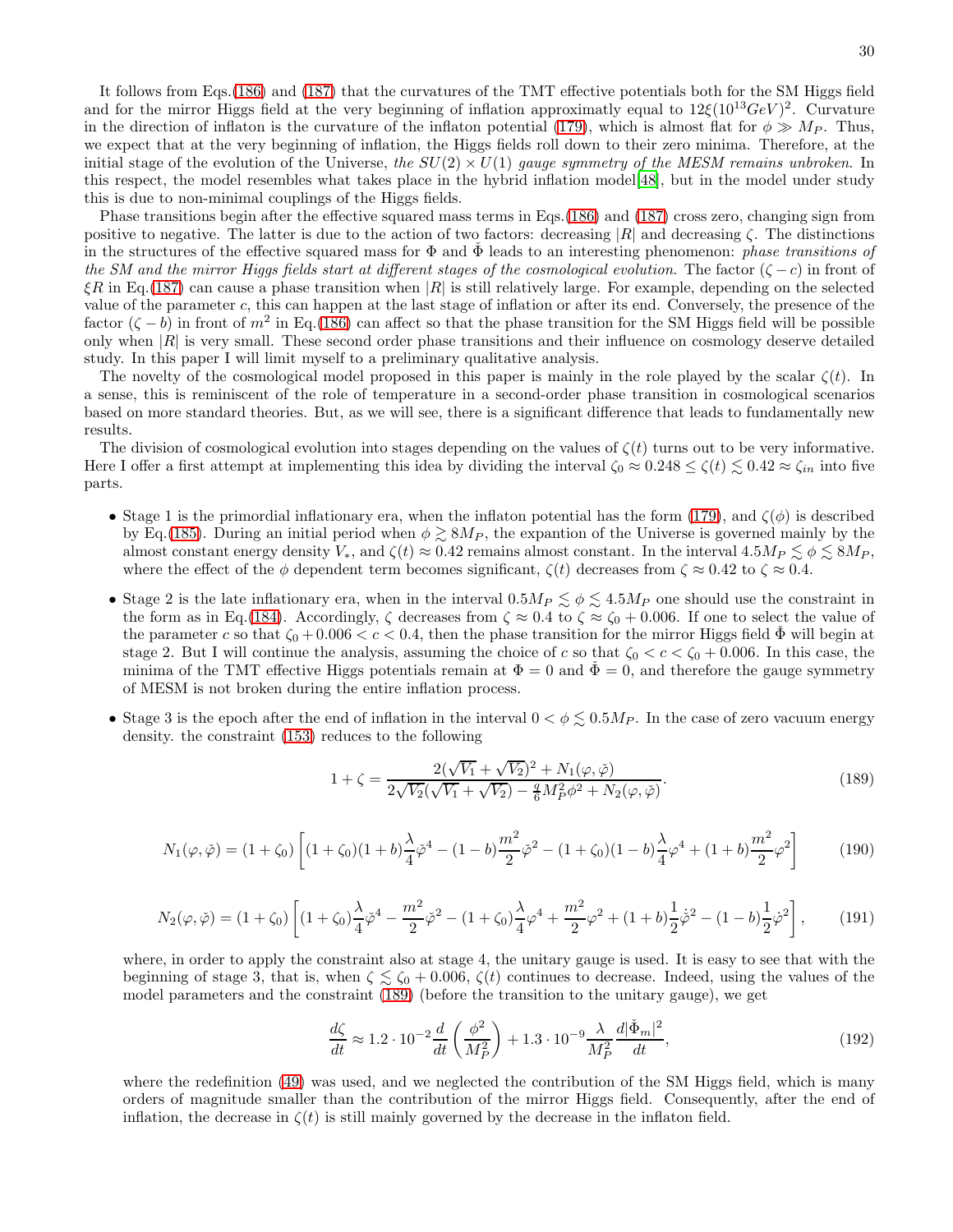It follows from Eqs.(186) and (187) that the curvatures of the TMT effective potentials both for the SM Higgs field and for the mirror Higgs field at the very beginning of inflation approximately equal to $12\xi(10^{13}GeV)^2$. Curvature in the direction of inflaton is the curvature of the inflaton potential (179), which is almost flat for $\phi \gg M_P$. Thus, we expect that at the very beginning of inflation, the Higgs fields roll down to their zero minima. Therefore, at the initial stage of the evolution of the Universe, *the $SU(2) \times U(1)$ gauge symmetry of the MESM remains unbroken.* In this respect, the model resembles what takes place in the hybrid inflation model[48], but in the model under study this is due to non-minimal couplings of the Higgs fields.

Phase transitions begin after the effective squared mass terms in Eqs.(186) and (187) cross zero, changing sign from positive to negative. The latter is due to the action of two factors: decreasing $|R|$ and decreasing $\zeta$. The distinctions in the structures of the effective squared mass for $\Phi$ and $\check{\Phi}$ leads to an interesting phenomenon: *phase transitions of the SM and the mirror Higgs fields start at different stages of the cosmological evolution.* The factor $(\zeta - c)$ in front of $\xi R$ in Eq.(187) can cause a phase transition when $|R|$ is still relatively large. For example, depending on the selected value of the parameter $c$, this can happen at the last stage of inflation or after its end. Conversely, the presence of the factor $(\zeta - b)$ in front of $m^2$ in Eq.(186) can affect so that the phase transition for the SM Higgs field will be possible only when $|R|$ is very small. These second order phase transitions and their influence on cosmology deserve detailed study. In this paper I will limit myself to a preliminary qualitative analysis.

The novelty of the cosmological model proposed in this paper is mainly in the role played by the scalar $\zeta(t)$. In a sense, this is reminiscent of the role of temperature in a second-order phase transition in cosmological scenarios based on more standard theories. But, as we will see, there is a significant difference that leads to fundamentally new results.

The division of cosmological evolution into stages depending on the values of $\zeta(t)$ turns out to be very informative. Here I offer a first attempt at implementing this idea by dividing the interval $\zeta_0 \approx 0.248 \le \zeta(t) \lesssim 0.42 \approx \zeta_{in}$ into five parts.

- Stage 1 is the primordial inflationary era, when the inflaton potential has the form (179), and $\zeta(\phi)$ is described by Eq.(185). During an initial period when $\phi \gtrsim 8M_P$, the expantion of the Universe is governed mainly by the almost constant energy density $V_*$, and $\zeta(t) \approx 0.42$ remains almost constant. In the interval $4.5M_P \lesssim \phi \lesssim 8M_P$, where the effect of the $\phi$ dependent term becomes significant, $\zeta(t)$ decreases from $\zeta \approx 0.42$ to $\zeta \approx 0.4$.

- Stage 2 is the late inflationary era, when in the interval $0.5M_P \lesssim \phi \lesssim 4.5M_P$ one should use the constraint in the form as in Eq.(184). Accordingly, $\zeta$ decreases from $\zeta \approx 0.4$ to $\zeta \approx \zeta_0 + 0.006$. If one to select the value of the parameter $c$ so that $\zeta_0 + 0.006 < c < 0.4$, then the phase transition for the mirror Higgs field $\check{\Phi}$ will begin at stage 2. But I will continue the analysis, assuming the choice of $c$ so that $\zeta_0 < c < \zeta_0 + 0.006$. In this case, the minima of the TMT effective Higgs potentials remain at $\Phi = 0$ and $\check{\Phi} = 0$, and therefore the gauge symmetry of MESM is not broken during the entire inflation process.

- Stage 3 is the epoch after the end of inflation in the interval $0 < \phi \lesssim 0.5M_P$. In the case of zero vacuum energy density. the constraint (153) reduces to the following

$$1 + \zeta = \frac{2(\sqrt{V_1} + \sqrt{V_2})^2 + N_1(\varphi, \check{\varphi})}{2\sqrt{V_2}(\sqrt{V_1} + \sqrt{V_2}) - \frac{q}{6}M_P^2\phi^2 + N_2(\varphi, \check{\varphi})}. \tag{189}$$

$$N_1(\varphi, \check{\varphi}) = (1 + \zeta_0)\left[(1 + \zeta_0)(1 + b)\frac{\lambda}{4}\check{\varphi}^4 - (1 - b)\frac{m^2}{2}\check{\varphi}^2 - (1 + \zeta_0)(1 - b)\frac{\lambda}{4}\varphi^4 + (1 + b)\frac{m^2}{2}\varphi^2\right] \tag{190}$$

$$N_2(\varphi, \check{\varphi}) = (1 + \zeta_0)\left[(1 + \zeta_0)\frac{\lambda}{4}\check{\varphi}^4 - \frac{m^2}{2}\check{\varphi}^2 - (1 + \zeta_0)\frac{\lambda}{4}\varphi^4 + \frac{m^2}{2}\varphi^2 + (1 + b)\frac{1}{2}\dot{\check{\varphi}}^2 - (1 - b)\frac{1}{2}\dot{\varphi}^2\right], \tag{191}$$

where, in order to apply the constraint also at stage 4, the unitary gauge is used. It is easy to see that with the beginning of stage 3, that is, when $\zeta \lesssim \zeta_0 + 0.006$, $\zeta(t)$ continues to decrease. Indeed, using the values of the model parameters and the constraint (189) (before the transition to the unitary gauge), we get

$$\frac{d\zeta}{dt} \approx 1.2 \cdot 10^{-2}\frac{d}{dt}\left(\frac{\phi^2}{M_P^2}\right) + 1.3 \cdot 10^{-9}\frac{\lambda}{M_P^2}\frac{d|\check{\Phi}_m|^2}{dt}, \tag{192}$$

where the redefinition (49) was used, and we neglected the contribution of the SM Higgs field, which is many orders of magnitude smaller than the contribution of the mirror Higgs field. Consequently, after the end of inflation, the decrease in $\zeta(t)$ is still mainly governed by the decrease in the inflaton field.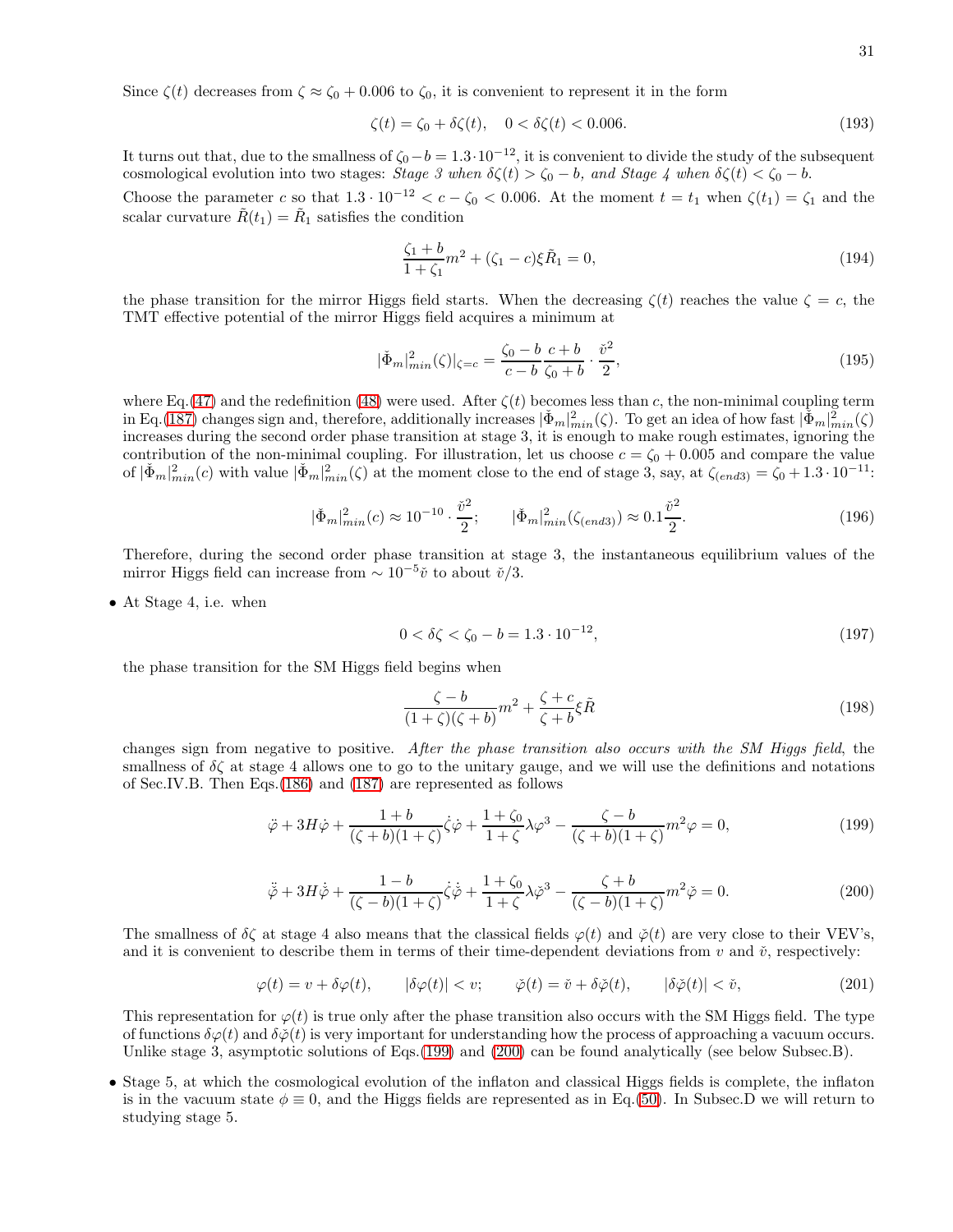Since $\zeta(t)$ decreases from $\zeta \approx \zeta_0 + 0.006$ to $\zeta_0$, it is convenient to represent it in the form

$$\zeta(t) = \zeta_0 + \delta\zeta(t), \quad 0 < \delta\zeta(t) < 0.006. \tag{193}$$

It turns out that, due to the smallness of $\zeta_0 - b = 1.3 \cdot 10^{-12}$, it is convenient to divide the study of the subsequent cosmological evolution into two stages: *Stage 3 when $\delta\zeta(t) > \zeta_0 - b$, and Stage 4 when $\delta\zeta(t) < \zeta_0 - b$.*

Choose the parameter $c$ so that $1.3 \cdot 10^{-12} < c - \zeta_0 < 0.006$. At the moment $t = t_1$ when $\zeta(t_1) = \zeta_1$ and the scalar curvature $\tilde{R}(t_1) = \tilde{R}_1$ satisfies the condition

$$\frac{\zeta_1 + b}{1 + \zeta_1} m^2 + (\zeta_1 - c)\xi \tilde{R}_1 = 0, \tag{194}$$

the phase transition for the mirror Higgs field starts. When the decreasing $\zeta(t)$ reaches the value $\zeta = c$, the TMT effective potential of the mirror Higgs field acquires a minimum at

$$|\check{\Phi}_m|^2_{min}(\zeta)|_{\zeta=c} = \frac{\zeta_0 - b}{c - b}\frac{c + b}{\zeta_0 + b} \cdot \frac{\check{v}^2}{2}, \tag{195}$$

where Eq.(47) and the redefinition (48) were used. After $\zeta(t)$ becomes less than $c$, the non-minimal coupling term in Eq.(187) changes sign and, therefore, additionally increases $|\check{\Phi}_m|^2_{min}(\zeta)$. To get an idea of how fast $|\check{\Phi}_m|^2_{min}(\zeta)$ increases during the second order phase transition at stage 3, it is enough to make rough estimates, ignoring the contribution of the non-minimal coupling. For illustration, let us choose $c = \zeta_0 + 0.005$ and compare the value of $|\check{\Phi}_m|^2_{min}(c)$ with value $|\check{\Phi}_m|^2_{min}(\zeta)$ at the moment close to the end of stage 3, say, at $\zeta_{(end3)} = \zeta_0 + 1.3 \cdot 10^{-11}$:

$$|\check{\Phi}_m|^2_{min}(c) \approx 10^{-10} \cdot \frac{\check{v}^2}{2}; \qquad |\check{\Phi}_m|^2_{min}(\zeta_{(end3)}) \approx 0.1\frac{\check{v}^2}{2}. \tag{196}$$

Therefore, during the second order phase transition at stage 3, the instantaneous equilibrium values of the mirror Higgs field can increase from $\sim 10^{-5}\check{v}$ to about $\check{v}/3$.

- At Stage 4, i.e. when

$$0 < \delta\zeta < \zeta_0 - b = 1.3 \cdot 10^{-12}, \tag{197}$$

the phase transition for the SM Higgs field begins when

$$\frac{\zeta - b}{(1 + \zeta)(\zeta + b)} m^2 + \frac{\zeta + c}{\zeta + b}\xi \tilde{R} \tag{198}$$

changes sign from negative to positive. *After the phase transition also occurs with the SM Higgs field*, the smallness of $\delta\zeta$ at stage 4 allows one to go to the unitary gauge, and we will use the definitions and notations of Sec.IV.B. Then Eqs.(186) and (187) are represented as follows

$$\ddot{\varphi} + 3H\dot{\varphi} + \frac{1 + b}{(\zeta + b)(1 + \zeta)}\dot{\zeta}\dot{\varphi} + \frac{1 + \zeta_0}{1 + \zeta}\lambda\varphi^3 - \frac{\zeta - b}{(\zeta + b)(1 + \zeta)}m^2\varphi = 0, \tag{199}$$

$$\ddot{\check{\varphi}} + 3H\dot{\check{\varphi}} + \frac{1 - b}{(\zeta - b)(1 + \zeta)}\dot{\zeta}\dot{\check{\varphi}} + \frac{1 + \zeta_0}{1 + \zeta}\lambda\check{\varphi}^3 - \frac{\zeta + b}{(\zeta - b)(1 + \zeta)}m^2\check{\varphi} = 0. \tag{200}$$

The smallness of $\delta\zeta$ at stage 4 also means that the classical fields $\varphi(t)$ and $\check{\varphi}(t)$ are very close to their VEV's, and it is convenient to describe them in terms of their time-dependent deviations from $v$ and $\check{v}$, respectively:

$$\varphi(t) = v + \delta\varphi(t), \qquad |\delta\varphi(t)| < v; \qquad \check{\varphi}(t) = \check{v} + \delta\check{\varphi}(t), \qquad |\delta\check{\varphi}(t)| < \check{v}, \tag{201}$$

This representation for $\varphi(t)$ is true only after the phase transition also occurs with the SM Higgs field. The type of functions $\delta\varphi(t)$ and $\delta\check{\varphi}(t)$ is very important for understanding how the process of approaching a vacuum occurs. Unlike stage 3, asymptotic solutions of Eqs.(199) and (200) can be found analytically (see below Subsec.B).

- Stage 5, at which the cosmological evolution of the inflaton and classical Higgs fields is complete, the inflaton is in the vacuum state $\phi \equiv 0$, and the Higgs fields are represented as in Eq.(50). In Subsec.D we will return to studying stage 5.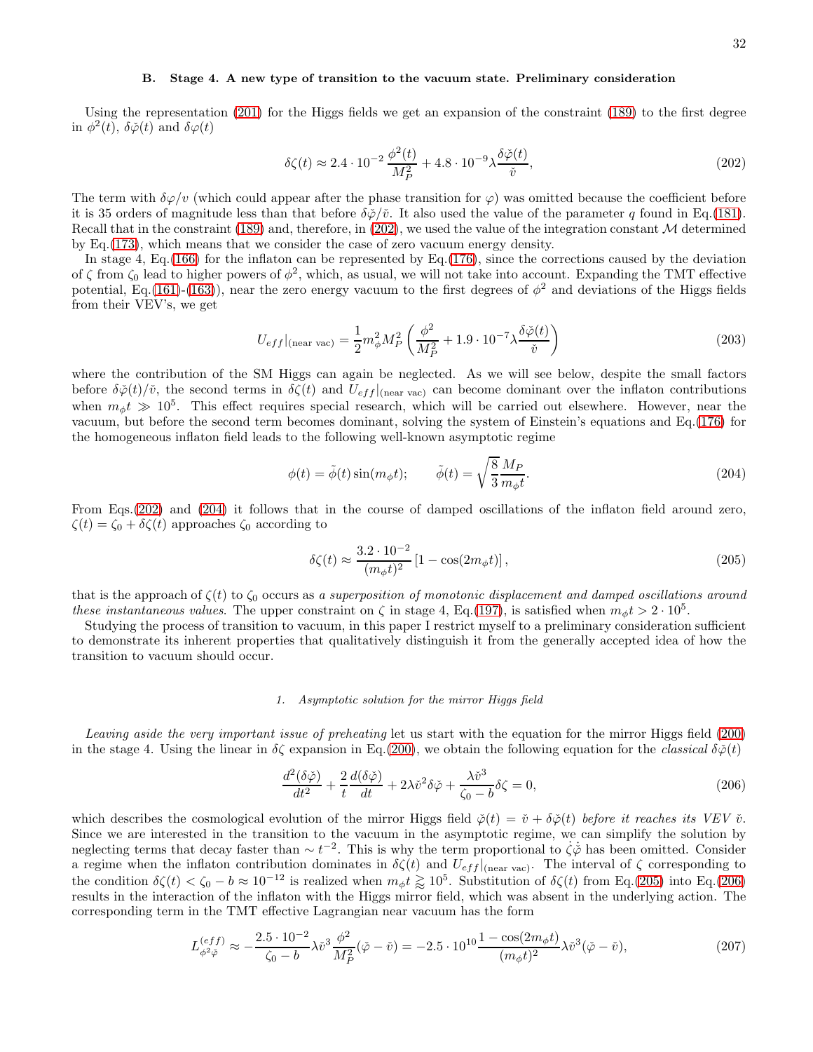### B. Stage 4. A new type of transition to the vacuum state. Preliminary consideration

Using the representation (201) for the Higgs fields we get an expansion of the constraint (189) to the first degree in $\phi^2(t)$, $\delta\check{\varphi}(t)$ and $\delta\varphi(t)$

$$\delta\zeta(t) \approx 2.4\cdot 10^{-2}\,\frac{\phi^2(t)}{M_P^2} + 4.8\cdot 10^{-9}\lambda\frac{\delta\check{\varphi}(t)}{\check{v}}, \tag{202}$$

The term with $\delta\varphi/v$ (which could appear after the phase transition for $\varphi$) was omitted because the coefficient before it is 35 orders of magnitude less than that before $\delta\check{\varphi}/\check{v}$. It also used the value of the parameter $q$ found in Eq.(181). Recall that in the constraint (189) and, therefore, in (202), we used the value of the integration constant $\mathcal{M}$ determined by Eq.(173), which means that we consider the case of zero vacuum energy density.

In stage 4, Eq.(166) for the inflaton can be represented by Eq.(176), since the corrections caused by the deviation of $\zeta$ from $\zeta_0$ lead to higher powers of $\phi^2$, which, as usual, we will not take into account. Expanding the TMT effective potential, Eq.(161)-(163)), near the zero energy vacuum to the first degrees of $\phi^2$ and deviations of the Higgs fields from their VEV's, we get

$$U_{eff}|_{(\text{near vac})} = \frac{1}{2}m_\phi^2 M_P^2\left(\frac{\phi^2}{M_P^2} + 1.9\cdot 10^{-7}\lambda\frac{\delta\check{\varphi}(t)}{\check{v}}\right) \tag{203}$$

where the contribution of the SM Higgs can again be neglected. As we will see below, despite the small factors before $\delta\check{\varphi}(t)/\check{v}$, the second terms in $\delta\zeta(t)$ and $U_{eff}|_{(\text{near vac})}$ can become dominant over the inflaton contributions when $m_\phi t \gg 10^5$. This effect requires special research, which will be carried out elsewhere. However, near the vacuum, but before the second term becomes dominant, solving the system of Einstein's equations and Eq.(176) for the homogeneous inflaton field leads to the following well-known asymptotic regime

$$\phi(t) = \tilde{\phi}(t)\sin(m_\phi t); \qquad \tilde{\phi}(t) = \sqrt{\frac{8}{3}}\frac{M_P}{m_\phi t}. \tag{204}$$

From Eqs.(202) and (204) it follows that in the course of damped oscillations of the inflaton field around zero, $\zeta(t) = \zeta_0 + \delta\zeta(t)$ approaches $\zeta_0$ according to

$$\delta\zeta(t) \approx \frac{3.2\cdot 10^{-2}}{(m_\phi t)^2}\left[1-\cos(2m_\phi t)\right], \tag{205}$$

that is the approach of $\zeta(t)$ to $\zeta_0$ occurs as *a superposition of monotonic displacement and damped oscillations around these instantaneous values*. The upper constraint on $\zeta$ in stage 4, Eq.(197), is satisfied when $m_\phi t > 2\cdot 10^5$.

Studying the process of transition to vacuum, in this paper I restrict myself to a preliminary consideration sufficient to demonstrate its inherent properties that qualitatively distinguish it from the generally accepted idea of how the transition to vacuum should occur.

#### 1. Asymptotic solution for the mirror Higgs field

*Leaving aside the very important issue of preheating* let us start with the equation for the mirror Higgs field (200) in the stage 4. Using the linear in $\delta\zeta$ expansion in Eq.(200), we obtain the following equation for the *classical* $\delta\check{\varphi}(t)$

$$\frac{d^2(\delta\check{\varphi})}{dt^2} + \frac{2}{t}\frac{d(\delta\check{\varphi})}{dt} + 2\lambda\check{v}^2\delta\check{\varphi} + \frac{\lambda\check{v}^3}{\zeta_0 - b}\delta\zeta = 0, \tag{206}$$

which describes the cosmological evolution of the mirror Higgs field $\check{\varphi}(t) = \check{v} + \delta\check{\varphi}(t)$ *before it reaches its VEV* $\check{v}$. Since we are interested in the transition to the vacuum in the asymptotic regime, we can simplify the solution by neglecting terms that decay faster than $\sim t^{-2}$. This is why the term proportional to $\dot{\zeta}\dot{\check{\varphi}}$ has been omitted. Consider a regime when the inflaton contribution dominates in $\delta\zeta(t)$ and $U_{eff}|_{(\text{near vac})}$. The interval of $\zeta$ corresponding to the condition $\delta\zeta(t) < \zeta_0 - b \approx 10^{-12}$ is realized when $m_\phi t \gtrapprox 10^5$. Substitution of $\delta\zeta(t)$ from Eq.(205) into Eq.(206) results in the interaction of the inflaton with the Higgs mirror field, which was absent in the underlying action. The corresponding term in the TMT effective Lagrangian near vacuum has the form

$$L^{(eff)}_{\phi^2\check{\varphi}} \approx -\frac{2.5\cdot 10^{-2}}{\zeta_0 - b}\lambda\check{v}^3\frac{\phi^2}{M_P^2}(\check{\varphi}-\check{v}) = -2.5\cdot 10^{10}\frac{1-\cos(2m_\phi t)}{(m_\phi t)^2}\lambda\check{v}^3(\check{\varphi}-\check{v}), \tag{207}$$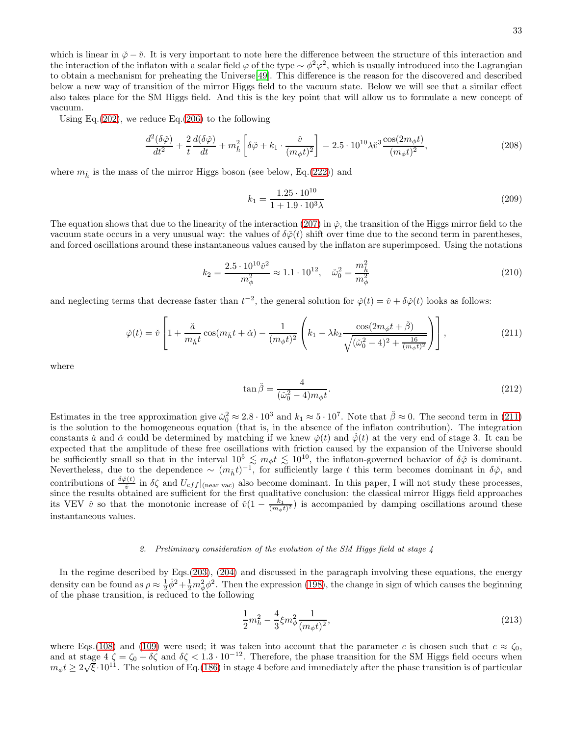which is linear in $\check{\varphi} - \check{v}$. It is very important to note here the difference between the structure of this interaction and the interaction of the inflaton with a scalar field $\varphi$ of the type $\sim \phi^2\varphi^2$, which is usually introduced into the Lagrangian to obtain a mechanism for preheating the Universe[49]. This difference is the reason for the discovered and described below a new way of transition of the mirror Higgs field to the vacuum state. Below we will see that a similar effect also takes place for the SM Higgs field. And this is the key point that will allow us to formulate a new concept of vacuum.

Using Eq.(202), we reduce Eq.(206) to the following

$$\frac{d^2(\delta\check{\varphi})}{dt^2} + \frac{2}{t}\frac{d(\delta\check{\varphi})}{dt} + m_{\check{h}}^2\left[\delta\check{\varphi} + k_1 \cdot \frac{\check{v}}{(m_\phi t)^2}\right] = 2.5 \cdot 10^{10}\lambda\check{v}^3\frac{\cos(2m_\phi t)}{(m_\phi t)^2}, \tag{208}$$

where $m_{\check{h}}$ is the mass of the mirror Higgs boson (see below, Eq.(222)) and

$$k_1 = \frac{1.25 \cdot 10^{10}}{1 + 1.9 \cdot 10^3\lambda} \tag{209}$$

The equation shows that due to the linearity of the interaction (207) in $\check{\varphi}$, the transition of the Higgs mirror field to the vacuum state occurs in a very unusual way: the values of $\delta\check{\varphi}(t)$ shift over time due to the second term in parentheses, and forced oscillations around these instantaneous values caused by the inflaton are superimposed. Using the notations

$$k_2 = \frac{2.5 \cdot 10^{10}\check{v}^2}{m_\phi^2} \approx 1.1 \cdot 10^{12}, \quad \check{\omega}_0^2 = \frac{m_{\check{h}}^2}{m_\phi^2} \tag{210}$$

and neglecting terms that decrease faster than $t^{-2}$, the general solution for $\check{\varphi}(t) = \check{v} + \delta\check{\varphi}(t)$ looks as follows:

$$\check{\varphi}(t) = \check{v}\left[1 + \frac{\check{a}}{m_{\check{h}}t}\cos(m_{\check{h}}t + \check{\alpha}) - \frac{1}{(m_\phi t)^2}\left(k_1 - \lambda k_2\frac{\cos(2m_\phi t + \check{\beta})}{\sqrt{(\check{\omega}_0^2 - 4)^2 + \frac{16}{(m_\phi t)^2}}}\right)\right], \tag{211}$$

where

$$\tan\check{\beta} = \frac{4}{(\check{\omega}_0^2 - 4)m_\phi t}. \tag{212}$$

Estimates in the tree approximation give $\check{\omega}_0^2 \approx 2.8 \cdot 10^3$ and $k_1 \approx 5 \cdot 10^7$. Note that $\check{\beta} \approx 0$. The second term in (211) is the solution to the homogeneous equation (that is, in the absence of the inflaton contribution). The integration constants $\check{a}$ and $\check{\alpha}$ could be determined by matching if we knew $\check{\varphi}(t)$ and $\dot{\check{\varphi}}(t)$ at the very end of stage 3. It can be expected that the amplitude of these free oscillations with friction caused by the expansion of the Universe should be sufficiently small so that in the interval $10^5 \lesssim m_\phi t \lesssim 10^{10}$, the inflaton-governed behavior of $\delta\check{\varphi}$ is dominant. Nevertheless, due to the dependence $\sim (m_{\check{h}}t)^{-1}$, for sufficiently large $t$ this term becomes dominant in $\delta\check{\varphi}$, and contributions of $\frac{\delta\check{\varphi}(t)}{\check{v}}$ in $\delta\zeta$ and $U_{eff}|_{(\text{near vac})}$ also become dominant. In this paper, I will not study these processes, since the results obtained are sufficient for the first qualitative conclusion: the classical mirror Higgs field approaches its VEV $\check{v}$ so that the monotonic increase of $\check{v}(1 - \frac{k_1}{(m_\phi t)^2})$ is accompanied by damping oscillations around these instantaneous values.

### 2. Preliminary consideration of the evolution of the SM Higgs field at stage 4

In the regime described by Eqs.(203), (204) and discussed in the paragraph involving these equations, the energy density can be found as $\rho \approx \frac{1}{2}\dot{\phi}^2 + \frac{1}{2}m_\phi^2\phi^2$. Then the expression (198), the change in sign of which causes the beginning of the phase transition, is reduced to the following

$$\frac{1}{2}m_h^2 - \frac{4}{3}\xi m_\phi^2\frac{1}{(m_\phi t)^2}, \tag{213}$$

where Eqs.(108) and (109) were used; it was taken into account that the parameter $c$ is chosen such that $c \approx \zeta_0$, and at stage 4 $\zeta = \zeta_0 + \delta\zeta$ and $\delta\zeta < 1.3 \cdot 10^{-12}$. Therefore, the phase transition for the SM Higgs field occurs when $m_\phi t \geq 2\sqrt{\xi} \cdot 10^{11}$. The solution of Eq.(186) in stage 4 before and immediately after the phase transition is of particular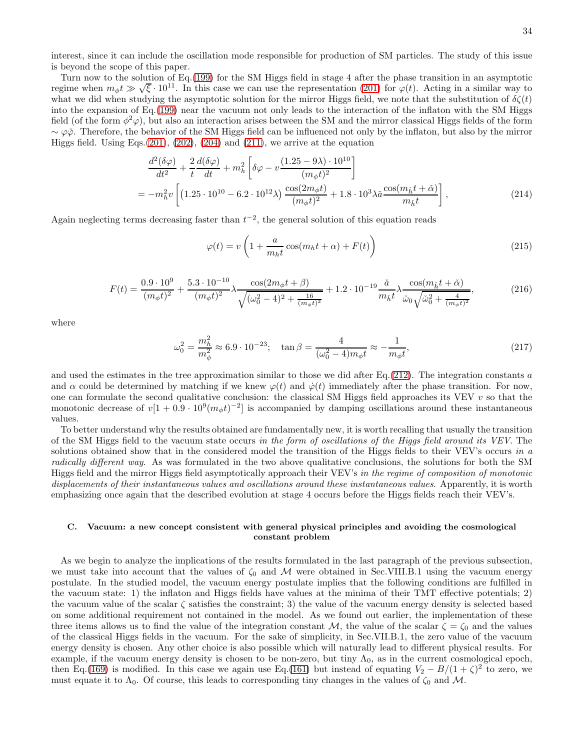interest, since it can include the oscillation mode responsible for production of SM particles. The study of this issue is beyond the scope of this paper.

Turn now to the solution of Eq.(199) for the SM Higgs field in stage 4 after the phase transition in an asymptotic regime when $m_\phi t \gg \sqrt{\xi}\cdot 10^{11}$. In this case we can use the representation (201) for $\varphi(t)$. Acting in a similar way to what we did when studying the asymptotic solution for the mirror Higgs field, we note that the substitution of $\delta\zeta(t)$ into the expansion of Eq.(199) near the vacuum not only leads to the interaction of the inflaton with the SM Higgs field (of the form $\phi^2\varphi$), but also an interaction arises between the SM and the mirror classical Higgs fields of the form $\sim \varphi\breve{\varphi}$. Therefore, the behavior of the SM Higgs field can be influenced not only by the inflaton, but also by the mirror Higgs field. Using Eqs.(201), (202), (204) and (211), we arrive at the equation

$$\frac{d^2(\delta\varphi)}{dt^2}+\frac{2}{t}\frac{d(\delta\varphi)}{dt}+m_h^2\left[\delta\varphi - v\frac{(1.25-9\lambda)\cdot 10^{10}}{(m_\phi t)^2}\right]$$
$$=-m_h^2 v\left[\left(1.25\cdot 10^{10}-6.2\cdot 10^{12}\lambda\right)\frac{\cos(2m_\phi t)}{(m_\phi t)^2}+1.8\cdot 10^3\lambda\breve{a}\frac{\cos(m_{\breve{h}}t+\breve{\alpha})}{m_{\breve{h}}t}\right], \tag{214}$$

Again neglecting terms decreasing faster than $t^{-2}$, the general solution of this equation reads

$$\varphi(t)=v\left(1+\frac{a}{m_h t}\cos(m_h t+\alpha)+F(t)\right) \tag{215}$$

$$F(t)=\frac{0.9\cdot 10^9}{(m_\phi t)^2}+\frac{5.3\cdot 10^{-10}}{(m_\phi t)^2}\lambda\frac{\cos(2m_\phi t+\beta)}{\sqrt{(\omega_0^2-4)^2+\frac{16}{(m_\phi t)^2}}}+1.2\cdot 10^{-19}\frac{\breve{a}}{m_{\breve{h}}t}\lambda\frac{\cos(m_{\breve{h}}t+\breve{\alpha})}{\breve{\omega}_0\sqrt{\breve{\omega}_0^2+\frac{4}{(m_\phi t)^2}}}, \tag{216}$$

where

$$\omega_0^2=\frac{m_h^2}{m_\phi^2}\approx 6.9\cdot 10^{-23};\quad \tan\beta=\frac{4}{(\omega_0^2-4)m_\phi t}\approx -\frac{1}{m_\phi t}, \tag{217}$$

and used the estimates in the tree approximation similar to those we did after Eq.(212). The integration constants $a$ and $\alpha$ could be determined by matching if we knew $\varphi(t)$ and $\dot{\varphi}(t)$ immediately after the phase transition. For now, one can formulate the second qualitative conclusion: the classical SM Higgs field approaches its VEV $v$ so that the monotonic decrease of $v[1+0.9\cdot 10^9(m_\phi t)^{-2}]$ is accompanied by damping oscillations around these instantaneous values.

To better understand why the results obtained are fundamentally new, it is worth recalling that usually the transition of the SM Higgs field to the vacuum state occurs *in the form of oscillations of the Higgs field around its VEV*. The solutions obtained show that in the considered model the transition of the Higgs fields to their VEV's occurs *in a radically different way*. As was formulated in the two above qualitative conclusions, the solutions for both the SM Higgs field and the mirror Higgs field asymptotically approach their VEV's *in the regime of composition of monotonic displacements of their instantaneous values and oscillations around these instantaneous values*. Apparently, it is worth emphasizing once again that the described evolution at stage 4 occurs before the Higgs fields reach their VEV's.

### C. Vacuum: a new concept consistent with general physical principles and avoiding the cosmological constant problem

As we begin to analyze the implications of the results formulated in the last paragraph of the previous subsection, we must take into account that the values of $\zeta_0$ and $\mathcal{M}$ were obtained in Sec.VIII.B.1 using the vacuum energy postulate. In the studied model, the vacuum energy postulate implies that the following conditions are fulfilled in the vacuum state: 1) the inflaton and Higgs fields have values at the minima of their TMT effective potentials; 2) the vacuum value of the scalar $\zeta$ satisfies the constraint; 3) the value of the vacuum energy density is selected based on some additional requirement not contained in the model. As we found out earlier, the implementation of these three items allows us to find the value of the integration constant $\mathcal{M}$, the value of the scalar $\zeta=\zeta_0$ and the values of the classical Higgs fields in the vacuum. For the sake of simplicity, in Sec.VII.B.1, the zero value of the vacuum energy density is chosen. Any other choice is also possible which will naturally lead to different physical results. For example, if the vacuum energy density is chosen to be non-zero, but tiny $\Lambda_0$, as in the current cosmological epoch, then Eq.(169) is modified. In this case we again use Eq.(161) but instead of equating $V_2 - B/(1+\zeta)^2$ to zero, we must equate it to $\Lambda_0$. Of course, this leads to corresponding tiny changes in the values of $\zeta_0$ and $\mathcal{M}$.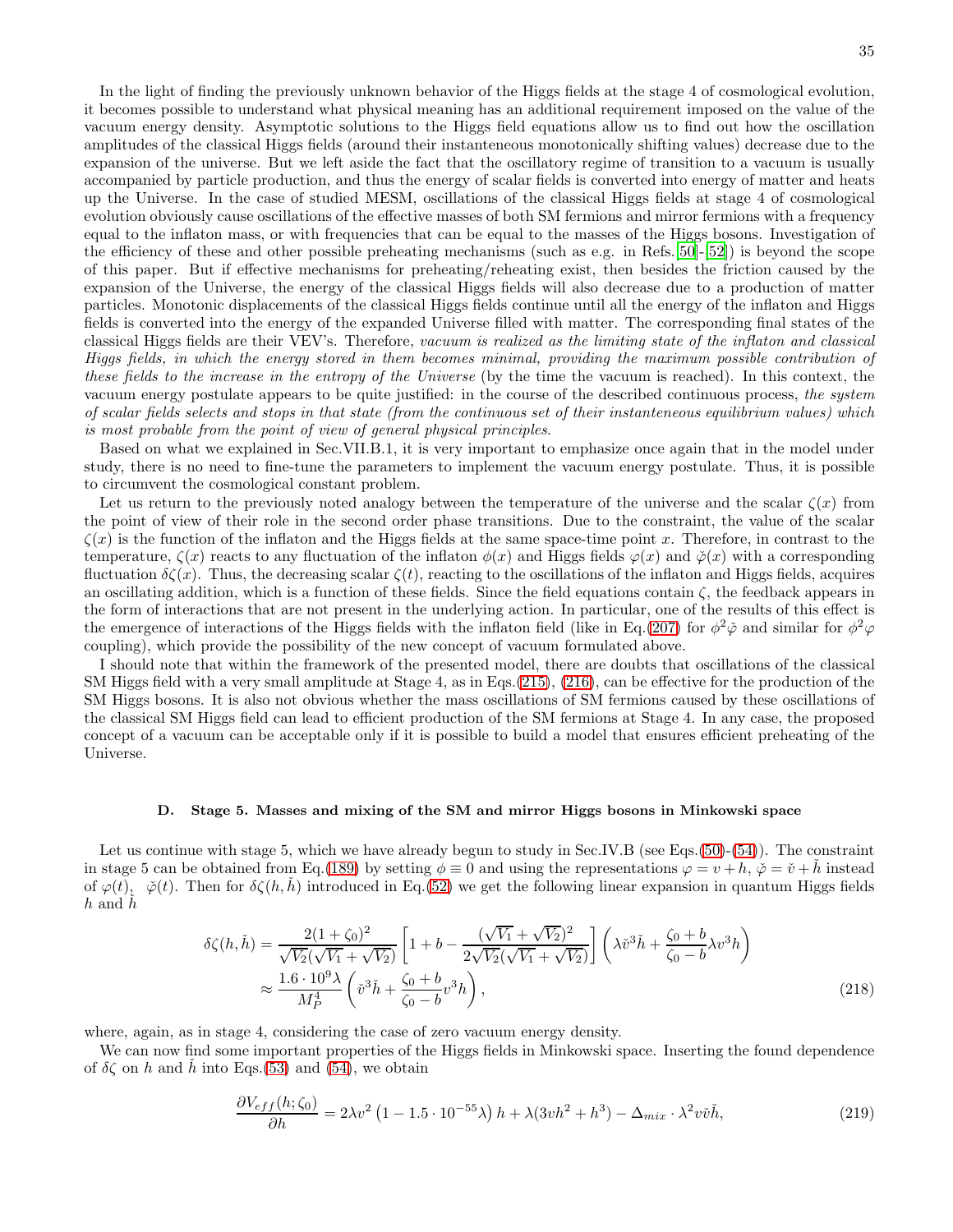In the light of finding the previously unknown behavior of the Higgs fields at the stage 4 of cosmological evolution, it becomes possible to understand what physical meaning has an additional requirement imposed on the value of the vacuum energy density. Asymptotic solutions to the Higgs field equations allow us to find out how the oscillation amplitudes of the classical Higgs fields (around their instantaneous monotonically shifting values) decrease due to the expansion of the universe. But we left aside the fact that the oscillatory regime of transition to a vacuum is usually accompanied by particle production, and thus the energy of scalar fields is converted into energy of matter and heats up the Universe. In the case of studied MESM, oscillations of the classical Higgs fields at stage 4 of cosmological evolution obviously cause oscillations of the effective masses of both SM fermions and mirror fermions with a frequency equal to the inflaton mass, or with frequencies that can be equal to the masses of the Higgs bosons. Investigation of the efficiency of these and other possible preheating mechanisms (such as e.g. in Refs.[50]-[52]) is beyond the scope of this paper. But if effective mechanisms for preheating/reheating exist, then besides the friction caused by the expansion of the Universe, the energy of the classical Higgs fields will also decrease due to a production of matter particles. Monotonic displacements of the classical Higgs fields continue until all the energy of the inflaton and Higgs fields is converted into the energy of the expanded Universe filled with matter. The corresponding final states of the classical Higgs fields are their VEV's. Therefore, *vacuum is realized as the limiting state of the inflaton and classical Higgs fields, in which the energy stored in them becomes minimal, providing the maximum possible contribution of these fields to the increase in the entropy of the Universe* (by the time the vacuum is reached). In this context, the vacuum energy postulate appears to be quite justified: in the course of the described continuous process, *the system of scalar fields selects and stops in that state (from the continuous set of their instantaneous equilibrium values) which is most probable from the point of view of general physical principles*.

Based on what we explained in Sec.VII.B.1, it is very important to emphasize once again that in the model under study, there is no need to fine-tune the parameters to implement the vacuum energy postulate. Thus, it is possible to circumvent the cosmological constant problem.

Let us return to the previously noted analogy between the temperature of the universe and the scalar $\zeta(x)$ from the point of view of their role in the second order phase transitions. Due to the constraint, the value of the scalar $\zeta(x)$ is the function of the inflaton and the Higgs fields at the same space-time point $x$. Therefore, in contrast to the temperature, $\zeta(x)$ reacts to any fluctuation of the inflaton $\phi(x)$ and Higgs fields $\varphi(x)$ and $\check{\varphi}(x)$ with a corresponding fluctuation $\delta\zeta(x)$. Thus, the decreasing scalar $\zeta(t)$, reacting to the oscillations of the inflaton and Higgs fields, acquires an oscillating addition, which is a function of these fields. Since the field equations contain $\zeta$, the feedback appears in the form of interactions that are not present in the underlying action. In particular, one of the results of this effect is the emergence of interactions of the Higgs fields with the inflaton field (like in Eq.(207) for $\phi^2\check{\varphi}$ and similar for $\phi^2\varphi$ coupling), which provide the possibility of the new concept of vacuum formulated above.

I should note that within the framework of the presented model, there are doubts that oscillations of the classical SM Higgs field with a very small amplitude at Stage 4, as in Eqs.(215), (216), can be effective for the production of the SM Higgs bosons. It is also not obvious whether the mass oscillations of SM fermions caused by these oscillations of the classical SM Higgs field can lead to efficient production of the SM fermions at Stage 4. In any case, the proposed concept of a vacuum can be acceptable only if it is possible to build a model that ensures efficient preheating of the Universe.

### D. Stage 5. Masses and mixing of the SM and mirror Higgs bosons in Minkowski space

Let us continue with stage 5, which we have already begun to study in Sec.IV.B (see Eqs.(50)-(54)). The constraint in stage 5 can be obtained from Eq.(189) by setting $\phi \equiv 0$ and using the representations $\varphi = v + h$, $\check{\varphi} = \check{v} + \check{h}$ instead of $\varphi(t)$, $\check{\varphi}(t)$. Then for $\delta\zeta(h, \check{h})$ introduced in Eq.(52) we get the following linear expansion in quantum Higgs fields $h$ and $\check{h}$

$$
\begin{aligned}
\delta\zeta(h,\check{h}) &= \frac{2(1+\zeta_0)^2}{\sqrt{V_2}(\sqrt{V_1}+\sqrt{V_2})}\left[1+b-\frac{(\sqrt{V_1}+\sqrt{V_2})^2}{2\sqrt{V_2}(\sqrt{V_1}+\sqrt{V_2})}\right]\left(\lambda\check{v}^3\check{h}+\frac{\zeta_0+b}{\zeta_0-b}\lambda v^3 h\right)\\
&\approx \frac{1.6\cdot 10^9\lambda}{M_P^4}\left(\check{v}^3\check{h}+\frac{\zeta_0+b}{\zeta_0-b}v^3 h\right),
\end{aligned}
\tag{218}
$$

where, again, as in stage 4, considering the case of zero vacuum energy density.

We can now find some important properties of the Higgs fields in Minkowski space. Inserting the found dependence of $\delta\zeta$ on $h$ and $\check{h}$ into Eqs.(53) and (54), we obtain

$$
\frac{\partial V_{eff}(h;\zeta_0)}{\partial h} = 2\lambda v^2\left(1-1.5\cdot 10^{-55}\lambda\right)h+\lambda(3vh^2+h^3)-\Delta_{mix}\cdot\lambda^2 v\check{v}\check{h},
\tag{219}
$$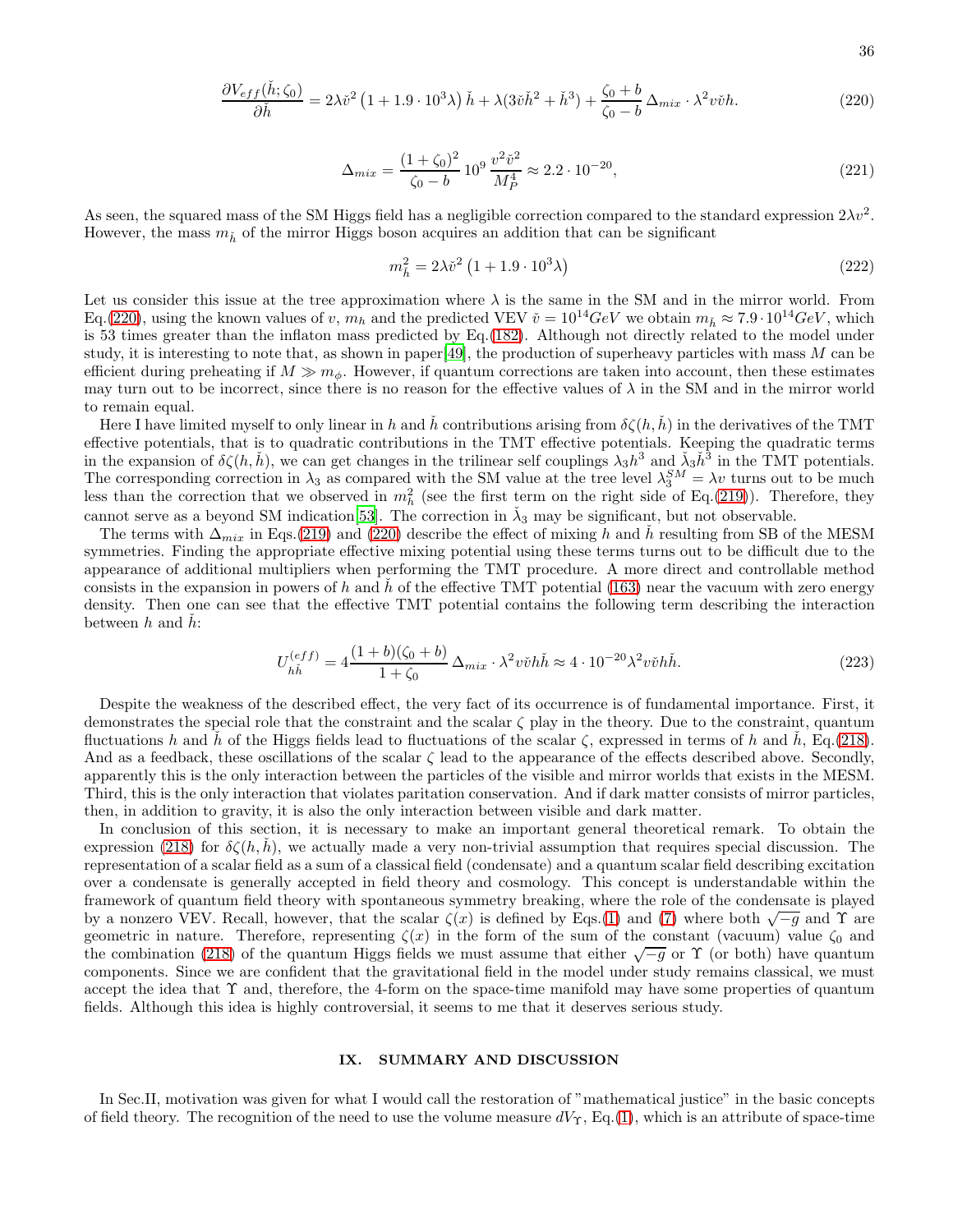$$\frac{\partial V_{eff}(\check{h};\zeta_0)}{\partial \check{h}} = 2\lambda \check{v}^2 \left(1 + 1.9\cdot 10^3 \lambda\right) \check{h} + \lambda(3\check{v}\check{h}^2 + \check{h}^3) + \frac{\zeta_0 + b}{\zeta_0 - b}\,\Delta_{mix}\cdot \lambda^2 v\check{v}h. \tag{220}$$

$$\Delta_{mix} = \frac{(1+\zeta_0)^2}{\zeta_0 - b}\,10^9\,\frac{v^2\check{v}^2}{M_P^4} \approx 2.2\cdot 10^{-20}, \tag{221}$$

As seen, the squared mass of the SM Higgs field has a negligible correction compared to the standard expression $2\lambda v^2$. However, the mass $m_{\check{h}}$ of the mirror Higgs boson acquires an addition that can be significant

$$m_{\check{h}}^2 = 2\lambda\check{v}^2\left(1 + 1.9\cdot 10^3\lambda\right) \tag{222}$$

Let us consider this issue at the tree approximation where $\lambda$ is the same in the SM and in the mirror world. From Eq.(220), using the known values of $v$, $m_h$ and the predicted VEV $\check{v} = 10^{14}GeV$ we obtain $m_{\check{h}} \approx 7.9\cdot 10^{14}GeV$, which is 53 times greater than the inflaton mass predicted by Eq.(182). Although not directly related to the model under study, it is interesting to note that, as shown in paper[49], the production of superheavy particles with mass $M$ can be efficient during preheating if $M \gg m_\phi$. However, if quantum corrections are taken into account, then these estimates may turn out to be incorrect, since there is no reason for the effective values of $\lambda$ in the SM and in the mirror world to remain equal.

Here I have limited myself to only linear in $h$ and $\check{h}$ contributions arising from $\delta\zeta(h,\check{h})$ in the derivatives of the TMT effective potentials, that is to quadratic contributions in the TMT effective potentials. Keeping the quadratic terms in the expansion of $\delta\zeta(h,\check{h})$, we can get changes in the trilinear self couplings $\lambda_3 h^3$ and $\check{\lambda}_3\check{h}^3$ in the TMT potentials. The corresponding correction in $\lambda_3$ as compared with the SM value at the tree level $\lambda_3^{SM} = \lambda v$ turns out to be much less than the correction that we observed in $m_h^2$ (see the first term on the right side of Eq.(219)). Therefore, they cannot serve as a beyond SM indication[53]. The correction in $\check{\lambda}_3$ may be significant, but not observable.

The terms with $\Delta_{mix}$ in Eqs.(219) and (220) describe the effect of mixing $h$ and $\check{h}$ resulting from SB of the MESM symmetries. Finding the appropriate effective mixing potential using these terms turns out to be difficult due to the appearance of additional multipliers when performing the TMT procedure. A more direct and controllable method consists in the expansion in powers of $h$ and $\check{h}$ of the effective TMT potential (163) near the vacuum with zero energy density. Then one can see that the effective TMT potential contains the following term describing the interaction between $h$ and $\check{h}$:

$$U_{h\check{h}}^{(eff)} = 4\frac{(1+b)(\zeta_0+b)}{1+\zeta_0}\,\Delta_{mix}\cdot\lambda^2 v\check{v}h\check{h} \approx 4\cdot 10^{-20}\lambda^2 v\check{v}h\check{h}. \tag{223}$$

Despite the weakness of the described effect, the very fact of its occurrence is of fundamental importance. First, it demonstrates the special role that the constraint and the scalar $\zeta$ play in the theory. Due to the constraint, quantum fluctuations $h$ and $\check{h}$ of the Higgs fields lead to fluctuations of the scalar $\zeta$, expressed in terms of $h$ and $\check{h}$, Eq.(218). And as a feedback, these oscillations of the scalar $\zeta$ lead to the appearance of the effects described above. Secondly, apparently this is the only interaction between the particles of the visible and mirror worlds that exists in the MESM. Third, this is the only interaction that violates paritation conservation. And if dark matter consists of mirror particles, then, in addition to gravity, it is also the only interaction between visible and dark matter.

In conclusion of this section, it is necessary to make an important general theoretical remark. To obtain the expression (218) for $\delta\zeta(h,\check{h})$, we actually made a very non-trivial assumption that requires special discussion. The representation of a scalar field as a sum of a classical field (condensate) and a quantum scalar field describing excitation over a condensate is generally accepted in field theory and cosmology. This concept is understandable within the framework of quantum field theory with spontaneous symmetry breaking, where the role of the condensate is played by a nonzero VEV. Recall, however, that the scalar $\zeta(x)$ is defined by Eqs.(1) and (7) where both $\sqrt{-g}$ and $\Upsilon$ are geometric in nature. Therefore, representing $\zeta(x)$ in the form of the sum of the constant (vacuum) value $\zeta_0$ and the combination (218) of the quantum Higgs fields we must assume that either $\sqrt{-g}$ or $\Upsilon$ (or both) have quantum components. Since we are confident that the gravitational field in the model under study remains classical, we must accept the idea that $\Upsilon$ and, therefore, the 4-form on the space-time manifold may have some properties of quantum fields. Although this idea is highly controversial, it seems to me that it deserves serious study.

## IX. SUMMARY AND DISCUSSION

In Sec.II, motivation was given for what I would call the restoration of "mathematical justice" in the basic concepts of field theory. The recognition of the need to use the volume measure $dV_\Upsilon$, Eq.(1), which is an attribute of space-time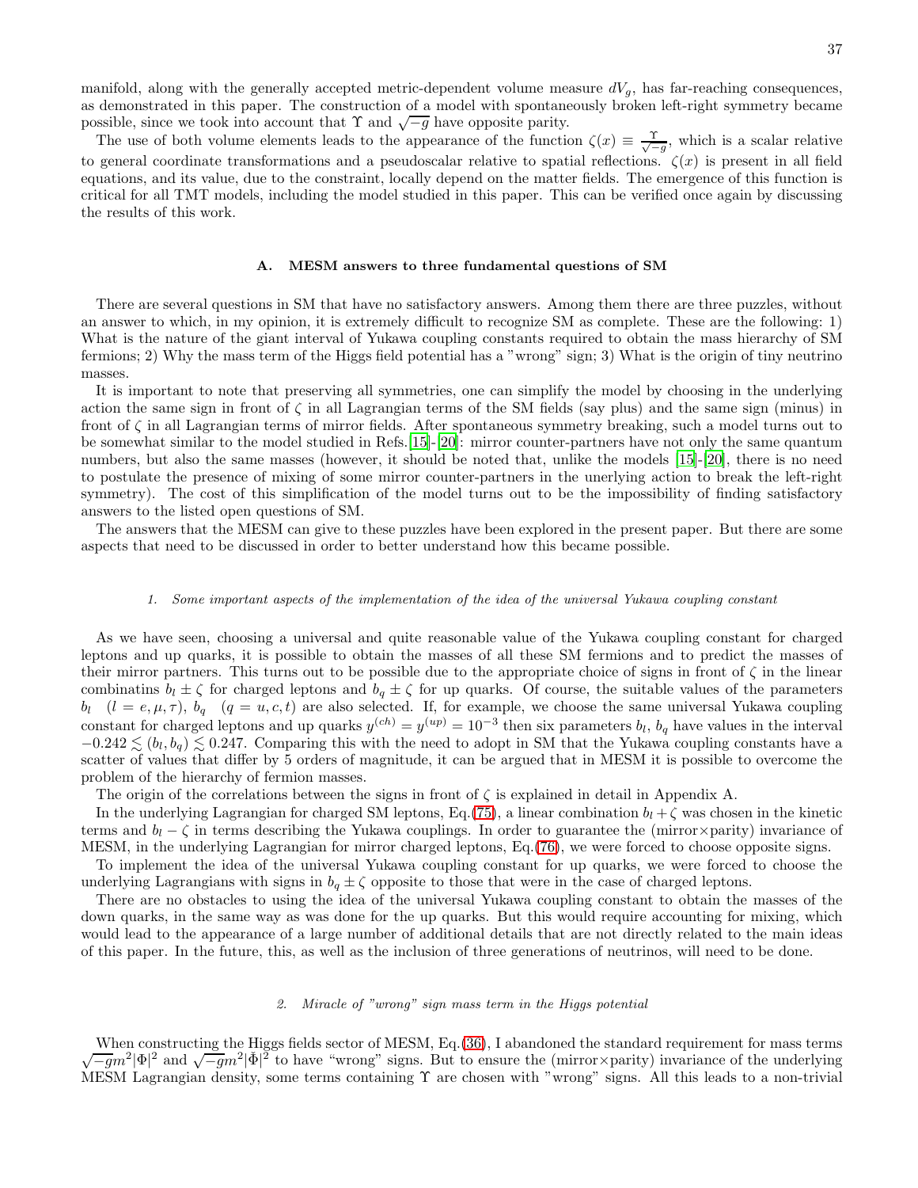manifold, along with the generally accepted metric-dependent volume measure $dV_g$, has far-reaching consequences, as demonstrated in this paper. The construction of a model with spontaneously broken left-right symmetry became possible, since we took into account that $\Upsilon$ and $\sqrt{-g}$ have opposite parity.

The use of both volume elements leads to the appearance of the function $\zeta(x) \equiv \frac{\Upsilon}{\sqrt{-g}}$, which is a scalar relative to general coordinate transformations and a pseudoscalar relative to spatial reflections. $\zeta(x)$ is present in all field equations, and its value, due to the constraint, locally depend on the matter fields. The emergence of this function is critical for all TMT models, including the model studied in this paper. This can be verified once again by discussing the results of this work.

### A. MESM answers to three fundamental questions of SM

There are several questions in SM that have no satisfactory answers. Among them there are three puzzles, without an answer to which, in my opinion, it is extremely difficult to recognize SM as complete. These are the following: 1) What is the nature of the giant interval of Yukawa coupling constants required to obtain the mass hierarchy of SM fermions; 2) Why the mass term of the Higgs field potential has a "wrong" sign; 3) What is the origin of tiny neutrino masses.

It is important to note that preserving all symmetries, one can simplify the model by choosing in the underlying action the same sign in front of $\zeta$ in all Lagrangian terms of the SM fields (say plus) and the same sign (minus) in front of $\zeta$ in all Lagrangian terms of mirror fields. After spontaneous symmetry breaking, such a model turns out to be somewhat similar to the model studied in Refs.[15]-[20]: mirror counter-partners have not only the same quantum numbers, but also the same masses (however, it should be noted that, unlike the models [15]-[20], there is no need to postulate the presence of mixing of some mirror counter-partners in the unerlying action to break the left-right symmetry). The cost of this simplification of the model turns out to be the impossibility of finding satisfactory answers to the listed open questions of SM.

The answers that the MESM can give to these puzzles have been explored in the present paper. But there are some aspects that need to be discussed in order to better understand how this became possible.

#### 1. Some important aspects of the implementation of the idea of the universal Yukawa coupling constant

As we have seen, choosing a universal and quite reasonable value of the Yukawa coupling constant for charged leptons and up quarks, it is possible to obtain the masses of all these SM fermions and to predict the masses of their mirror partners. This turns out to be possible due to the appropriate choice of signs in front of $\zeta$ in the linear combinatins $b_l \pm \zeta$ for charged leptons and $b_q \pm \zeta$ for up quarks. Of course, the suitable values of the parameters $b_l \quad (l = e, \mu, \tau)$, $b_q \quad (q = u, c, t)$ are also selected. If, for example, we choose the same universal Yukawa coupling constant for charged leptons and up quarks $y^{(ch)} = y^{(up)} = 10^{-3}$ then six parameters $b_l$, $b_q$ have values in the interval $-0.242 \lesssim (b_l, b_q) \lesssim 0.247$. Comparing this with the need to adopt in SM that the Yukawa coupling constants have a scatter of values that differ by 5 orders of magnitude, it can be argued that in MESM it is possible to overcome the problem of the hierarchy of fermion masses.

The origin of the correlations between the signs in front of $\zeta$ is explained in detail in Appendix A.

In the underlying Lagrangian for charged SM leptons, Eq.(75), a linear combination $b_l + \zeta$ was chosen in the kinetic terms and $b_l - \zeta$ in terms describing the Yukawa couplings. In order to guarantee the (mirror×parity) invariance of MESM, in the underlying Lagrangian for mirror charged leptons, Eq.(76), we were forced to choose opposite signs.

To implement the idea of the universal Yukawa coupling constant for up quarks, we were forced to choose the underlying Lagrangians with signs in $b_q \pm \zeta$ opposite to those that were in the case of charged leptons.

There are no obstacles to using the idea of the universal Yukawa coupling constant to obtain the masses of the down quarks, in the same way as was done for the up quarks. But this would require accounting for mixing, which would lead to the appearance of a large number of additional details that are not directly related to the main ideas of this paper. In the future, this, as well as the inclusion of three generations of neutrinos, will need to be done.

#### 2. Miracle of "wrong" sign mass term in the Higgs potential

When constructing the Higgs fields sector of MESM, Eq.(36), I abandoned the standard requirement for mass terms $\sqrt{-g}m^2|\Phi|^2$ and $\sqrt{-g}m^2|\breve{\Phi}|^2$ to have "wrong" signs. But to ensure the (mirror×parity) invariance of the underlying MESM Lagrangian density, some terms containing $\Upsilon$ are chosen with "wrong" signs. All this leads to a non-trivial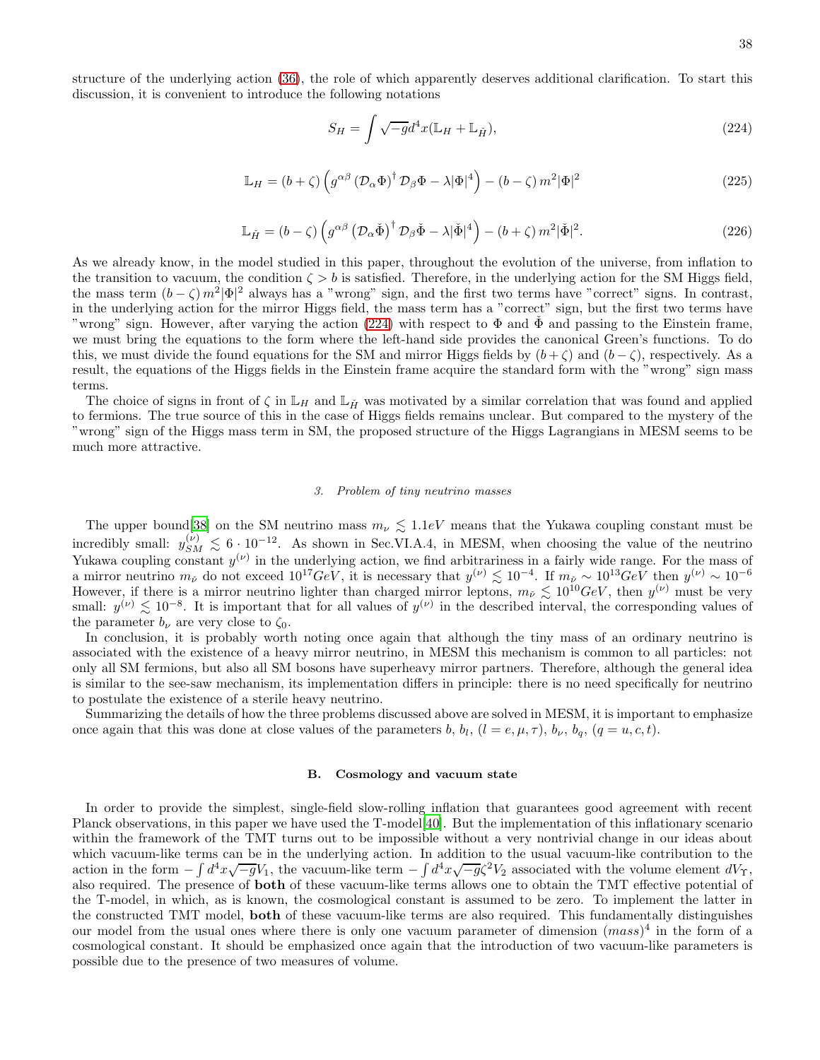structure of the underlying action (36), the role of which apparently deserves additional clarification. To start this discussion, it is convenient to introduce the following notations

$$S_H = \int \sqrt{-g} d^4x (\mathbb{L}_H + \mathbb{L}_{\breve{H}}), \tag{224}$$

$$\mathbb{L}_H = (b+\zeta)\left(g^{\alpha\beta}\left(\mathcal{D}_\alpha\Phi\right)^\dagger\mathcal{D}_\beta\Phi - \lambda|\Phi|^4\right) - (b-\zeta)\, m^2|\Phi|^2 \tag{225}$$

$$\mathbb{L}_{\breve{H}} = (b-\zeta)\left(g^{\alpha\beta}\left(\mathcal{D}_\alpha\breve{\Phi}\right)^\dagger\mathcal{D}_\beta\breve{\Phi} - \lambda|\breve{\Phi}|^4\right) - (b+\zeta)\, m^2|\breve{\Phi}|^2. \tag{226}$$

As we already know, in the model studied in this paper, throughout the evolution of the universe, from inflation to the transition to vacuum, the condition $\zeta > b$ is satisfied. Therefore, in the underlying action for the SM Higgs field, the mass term $(b-\zeta)\, m^2|\Phi|^2$ always has a "wrong" sign, and the first two terms have "correct" signs. In contrast, in the underlying action for the mirror Higgs field, the mass term has a "correct" sign, but the first two terms have "wrong" sign. However, after varying the action (224) with respect to $\Phi$ and $\breve{\Phi}$ and passing to the Einstein frame, we must bring the equations to the form where the left-hand side provides the canonical Green's functions. To do this, we must divide the found equations for the SM and mirror Higgs fields by $(b+\zeta)$ and $(b-\zeta)$, respectively. As a result, the equations of the Higgs fields in the Einstein frame acquire the standard form with the "wrong" sign mass terms.

The choice of signs in front of $\zeta$ in $\mathbb{L}_H$ and $\mathbb{L}_{\breve{H}}$ was motivated by a similar correlation that was found and applied to fermions. The true source of this in the case of Higgs fields remains unclear. But compared to the mystery of the "wrong" sign of the Higgs mass term in SM, the proposed structure of the Higgs Lagrangians in MESM seems to be much more attractive.

### *3. Problem of tiny neutrino masses*

The upper bound[38] on the SM neutrino mass $m_\nu \lesssim 1.1eV$ means that the Yukawa coupling constant must be incredibly small: $y^{(\nu)}_{SM} \lesssim 6\cdot 10^{-12}$. As shown in Sec.VI.A.4, in MESM, when choosing the value of the neutrino Yukawa coupling constant $y^{(\nu)}$ in the underlying action, we find arbitrariness in a fairly wide range. For the mass of a mirror neutrino $m_{\breve{\nu}}$ do not exceed $10^{17}GeV$, it is necessary that $y^{(\nu)} \lesssim 10^{-4}$. If $m_{\breve{\nu}} \sim 10^{13}GeV$ then $y^{(\nu)} \sim 10^{-6}$ However, if there is a mirror neutrino lighter than charged mirror leptons, $m_{\breve{\nu}} \lesssim 10^{10}GeV$, then $y^{(\nu)}$ must be very small: $y^{(\nu)} \lesssim 10^{-8}$. It is important that for all values of $y^{(\nu)}$ in the described interval, the corresponding values of the parameter $b_\nu$ are very close to $\zeta_0$.

In conclusion, it is probably worth noting once again that although the tiny mass of an ordinary neutrino is associated with the existence of a heavy mirror neutrino, in MESM this mechanism is common to all particles: not only all SM fermions, but also all SM bosons have superheavy mirror partners. Therefore, although the general idea is similar to the see-saw mechanism, its implementation differs in principle: there is no need specifically for neutrino to postulate the existence of a sterile heavy neutrino.

Summarizing the details of how the three problems discussed above are solved in MESM, it is important to emphasize once again that this was done at close values of the parameters $b$, $b_l$, $(l = e,\mu,\tau)$, $b_\nu$, $b_q$, $(q = u,c,t)$.

## B. Cosmology and vacuum state

In order to provide the simplest, single-field slow-rolling inflation that guarantees good agreement with recent Planck observations, in this paper we have used the T-model[40]. But the implementation of this inflationary scenario within the framework of the TMT turns out to be impossible without a very nontrivial change in our ideas about which vacuum-like terms can be in the underlying action. In addition to the usual vacuum-like contribution to the action in the form $-\int d^4x\sqrt{-g}V_1$, the vacuum-like term $-\int d^4x\sqrt{-g}\zeta^2 V_2$ associated with the volume element $dV_\Upsilon$, also required. The presence of **both** of these vacuum-like terms allows one to obtain the TMT effective potential of the T-model, in which, as is known, the cosmological constant is assumed to be zero. To implement the latter in the constructed TMT model, **both** of these vacuum-like terms are also required. This fundamentally distinguishes our model from the usual ones where there is only one vacuum parameter of dimension $(mass)^4$ in the form of a cosmological constant. It should be emphasized once again that the introduction of two vacuum-like parameters is possible due to the presence of two measures of volume.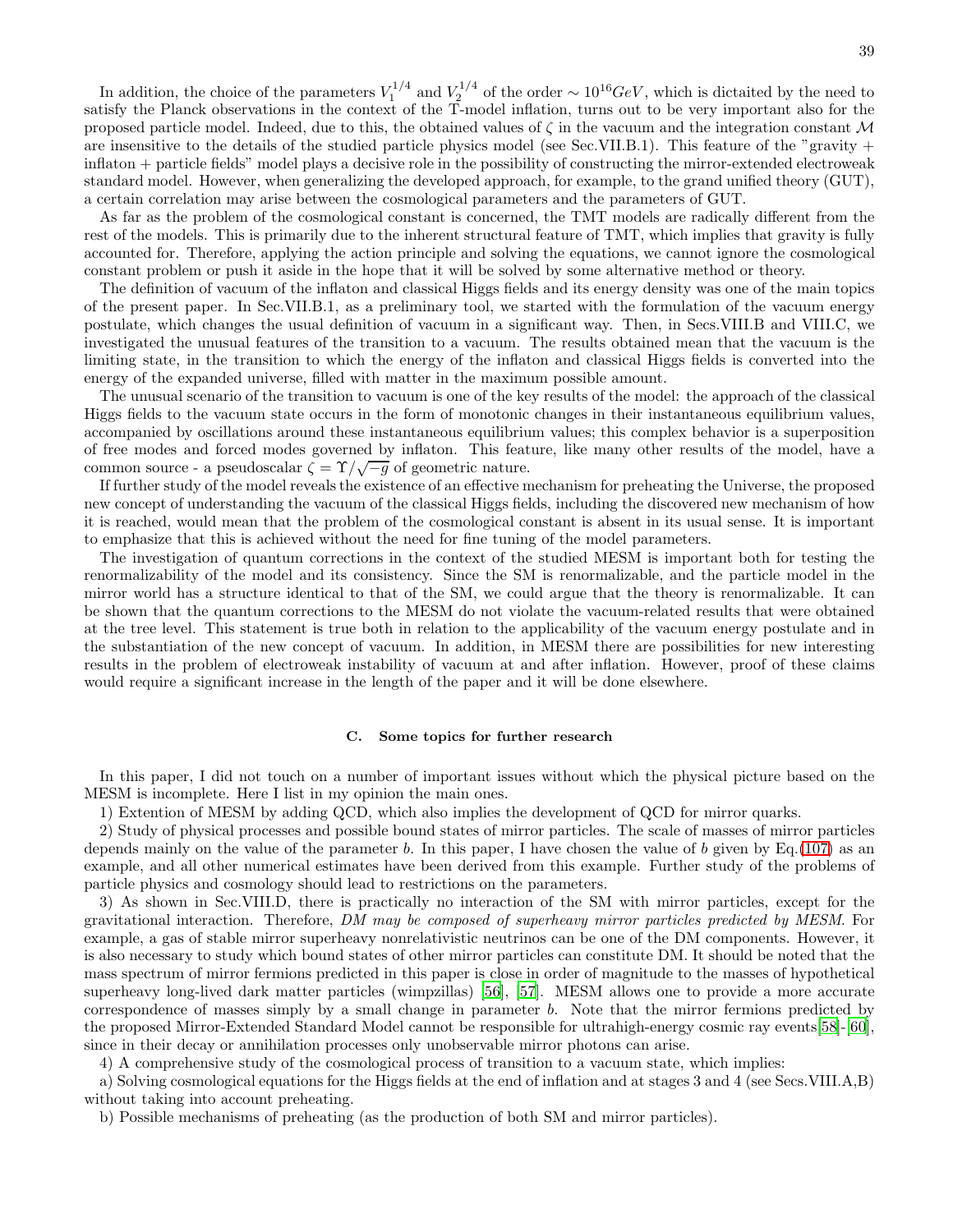In addition, the choice of the parameters $V_1^{1/4}$ and $V_2^{1/4}$ of the order $\sim 10^{16}GeV$, which is dictaited by the need to satisfy the Planck observations in the context of the T-model inflation, turns out to be very important also for the proposed particle model. Indeed, due to this, the obtained values of $\zeta$ in the vacuum and the integration constant $\mathcal{M}$ are insensitive to the details of the studied particle physics model (see Sec.VII.B.1). This feature of the "gravity + inflaton + particle fields" model plays a decisive role in the possibility of constructing the mirror-extended electroweak standard model. However, when generalizing the developed approach, for example, to the grand unified theory (GUT), a certain correlation may arise between the cosmological parameters and the parameters of GUT.

As far as the problem of the cosmological constant is concerned, the TMT models are radically different from the rest of the models. This is primarily due to the inherent structural feature of TMT, which implies that gravity is fully accounted for. Therefore, applying the action principle and solving the equations, we cannot ignore the cosmological constant problem or push it aside in the hope that it will be solved by some alternative method or theory.

The definition of vacuum of the inflaton and classical Higgs fields and its energy density was one of the main topics of the present paper. In Sec.VII.B.1, as a preliminary tool, we started with the formulation of the vacuum energy postulate, which changes the usual definition of vacuum in a significant way. Then, in Secs.VIII.B and VIII.C, we investigated the unusual features of the transition to a vacuum. The results obtained mean that the vacuum is the limiting state, in the transition to which the energy of the inflaton and classical Higgs fields is converted into the energy of the expanded universe, filled with matter in the maximum possible amount.

The unusual scenario of the transition to vacuum is one of the key results of the model: the approach of the classical Higgs fields to the vacuum state occurs in the form of monotonic changes in their instantaneous equilibrium values, accompanied by oscillations around these instantaneous equilibrium values; this complex behavior is a superposition of free modes and forced modes governed by inflaton. This feature, like many other results of the model, have a common source - a pseudoscalar $\zeta = \Upsilon/\sqrt{-g}$ of geometric nature.

If further study of the model reveals the existence of an effective mechanism for preheating the Universe, the proposed new concept of understanding the vacuum of the classical Higgs fields, including the discovered new mechanism of how it is reached, would mean that the problem of the cosmological constant is absent in its usual sense. It is important to emphasize that this is achieved without the need for fine tuning of the model parameters.

The investigation of quantum corrections in the context of the studied MESM is important both for testing the renormalizability of the model and its consistency. Since the SM is renormalizable, and the particle model in the mirror world has a structure identical to that of the SM, we could argue that the theory is renormalizable. It can be shown that the quantum corrections to the MESM do not violate the vacuum-related results that were obtained at the tree level. This statement is true both in relation to the applicability of the vacuum energy postulate and in the substantiation of the new concept of vacuum. In addition, in MESM there are possibilities for new interesting results in the problem of electroweak instability of vacuum at and after inflation. However, proof of these claims would require a significant increase in the length of the paper and it will be done elsewhere.

### C. Some topics for further research

In this paper, I did not touch on a number of important issues without which the physical picture based on the MESM is incomplete. Here I list in my opinion the main ones.

1) Extention of MESM by adding QCD, which also implies the development of QCD for mirror quarks.

2) Study of physical processes and possible bound states of mirror particles. The scale of masses of mirror particles depends mainly on the value of the parameter $b$. In this paper, I have chosen the value of $b$ given by Eq.(107) as an example, and all other numerical estimates have been derived from this example. Further study of the problems of particle physics and cosmology should lead to restrictions on the parameters.

3) As shown in Sec.VIII.D, there is practically no interaction of the SM with mirror particles, except for the gravitational interaction. Therefore, *DM may be composed of superheavy mirror particles predicted by MESM.* For example, a gas of stable mirror superheavy nonrelativistic neutrinos can be one of the DM components. However, it is also necessary to study which bound states of other mirror particles can constitute DM. It should be noted that the mass spectrum of mirror fermions predicted in this paper is close in order of magnitude to the masses of hypothetical superheavy long-lived dark matter particles (wimpzillas) [56], [57]. MESM allows one to provide a more accurate correspondence of masses simply by a small change in parameter $b$. Note that the mirror fermions predicted by the proposed Mirror-Extended Standard Model cannot be responsible for ultrahigh-energy cosmic ray events[58]-[60], since in their decay or annihilation processes only unobservable mirror photons can arise.

4) A comprehensive study of the cosmological process of transition to a vacuum state, which implies:

a) Solving cosmological equations for the Higgs fields at the end of inflation and at stages 3 and 4 (see Secs.VIII.A,B) without taking into account preheating.

b) Possible mechanisms of preheating (as the production of both SM and mirror particles).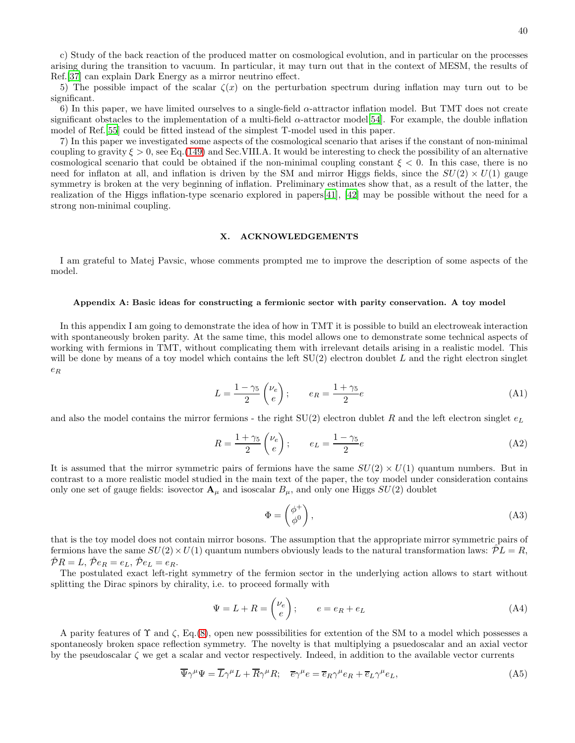c) Study of the back reaction of the produced matter on cosmological evolution, and in particular on the processes arising during the transition to vacuum. In particular, it may turn out that in the context of MESM, the results of Ref.[37] can explain Dark Energy as a mirror neutrino effect.

5) The possible impact of the scalar $\zeta(x)$ on the perturbation spectrum during inflation may turn out to be significant.

6) In this paper, we have limited ourselves to a single-field $\alpha$-attractor inflation model. But TMT does not create significant obstacles to the implementation of a multi-field $\alpha$-attractor model[54]. For example, the double inflation model of Ref.[55] could be fitted instead of the simplest T-model used in this paper.

7) In this paper we investigated some aspects of the cosmological scenario that arises if the constant of non-minimal coupling to gravity $\xi > 0$, see Eq.(149) and Sec.VIII.A. It would be interesting to check the possibility of an alternative cosmological scenario that could be obtained if the non-minimal coupling constant $\xi < 0$. In this case, there is no need for inflaton at all, and inflation is driven by the SM and mirror Higgs fields, since the $SU(2) \times U(1)$ gauge symmetry is broken at the very beginning of inflation. Preliminary estimates show that, as a result of the latter, the realization of the Higgs inflation-type scenario explored in papers[41], [42] may be possible without the need for a strong non-minimal coupling.

## X. ACKNOWLEDGEMENTS

I am grateful to Matej Pavsic, whose comments prompted me to improve the description of some aspects of the model.

### Appendix A: Basic ideas for constructing a fermionic sector with parity conservation. A toy model

In this appendix I am going to demonstrate the idea of how in TMT it is possible to build an electroweak interaction with spontaneously broken parity. At the same time, this model allows one to demonstrate some technical aspects of working with fermions in TMT, without complicating them with irrelevant details arising in a realistic model. This will be done by means of a toy model which contains the left SU(2) electron doublet $L$ and the right electron singlet $e_R$

$$L = \frac{1-\gamma_5}{2}\begin{pmatrix}\nu_e \\ e\end{pmatrix}; \qquad e_R = \frac{1+\gamma_5}{2}e \tag{A1}$$

and also the model contains the mirror fermions - the right SU(2) electron dublet $R$ and the left electron singlet $e_L$

$$R = \frac{1+\gamma_5}{2}\begin{pmatrix}\nu_e \\ e\end{pmatrix}; \qquad e_L = \frac{1-\gamma_5}{2}e \tag{A2}$$

It is assumed that the mirror symmetric pairs of fermions have the same $SU(2) \times U(1)$ quantum numbers. But in contrast to a more realistic model studied in the main text of the paper, the toy model under consideration contains only one set of gauge fields: isovector $\mathbf{A}_\mu$ and isoscalar $B_\mu$, and only one Higgs $SU(2)$ doublet

$$\Phi = \begin{pmatrix}\phi^+ \\ \phi^0\end{pmatrix}, \tag{A3}$$

that is the toy model does not contain mirror bosons. The assumption that the appropriate mirror symmetric pairs of fermions have the same $SU(2) \times U(1)$ quantum numbers obviously leads to the natural transformation laws: $\hat{\mathcal{P}}L = R$, $\hat{\mathcal{P}}R = L$, $\hat{\mathcal{P}}e_R = e_L$, $\hat{\mathcal{P}}e_L = e_R$.

The postulated exact left-right symmetry of the fermion sector in the underlying action allows to start without splitting the Dirac spinors by chirality, i.e. to proceed formally with

$$\Psi = L + R = \begin{pmatrix}\nu_e \\ e\end{pmatrix}; \qquad e = e_R + e_L \tag{A4}$$

A parity features of $\Upsilon$ and $\zeta$, Eq.(8), open new posssibilities for extention of the SM to a model which possesses a spontaneosly broken space reflection symmetry. The novelty is that multiplying a psuedoscalar and an axial vector by the pseudoscalar $\zeta$ we get a scalar and vector respectively. Indeed, in addition to the available vector currents

$$\overline{\Psi}\gamma^\mu\Psi = \overline{L}\gamma^\mu L + \overline{R}\gamma^\mu R; \quad \overline{e}\gamma^\mu e = \overline{e}_R\gamma^\mu e_R + \overline{e}_L\gamma^\mu e_L, \tag{A5}$$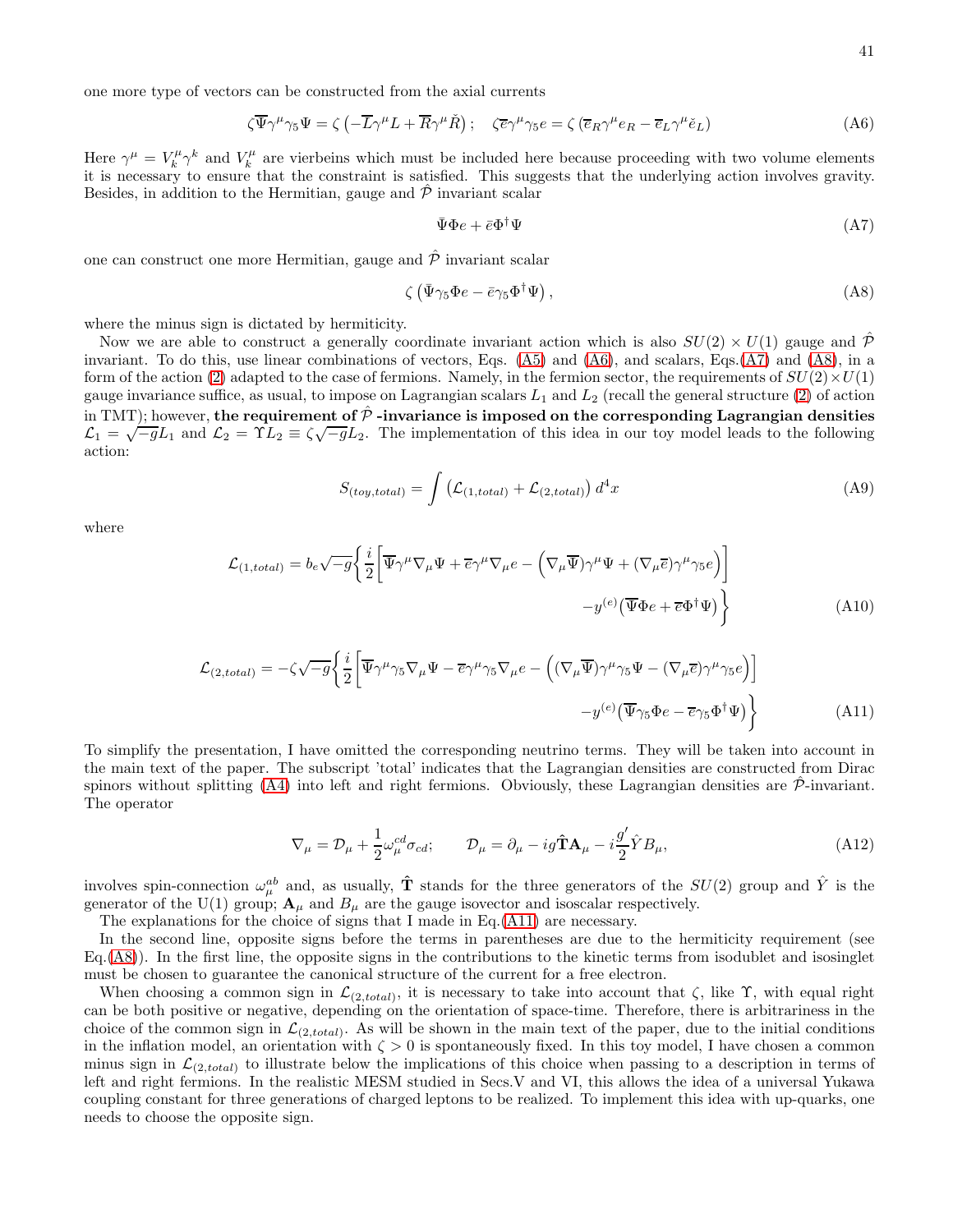one more type of vectors can be constructed from the axial currents

$$\zeta\overline{\Psi}\gamma^{\mu}\gamma_5\Psi = \zeta\left(-\overline{L}\gamma^{\mu}L + \overline{R}\gamma^{\mu}\check{R}\right); \quad \zeta\overline{e}\gamma^{\mu}\gamma_5 e = \zeta\left(\overline{e}_R\gamma^{\mu}e_R - \overline{e}_L\gamma^{\mu}\check{e}_L\right) \tag{A6}$$

Here $\gamma^{\mu} = V^{\mu}_{k}\gamma^{k}$ and $V^{\mu}_{k}$ are vierbeins which must be included here because proceeding with two volume elements it is necessary to ensure that the constraint is satisfied. This suggests that the underlying action involves gravity. Besides, in addition to the Hermitian, gauge and $\hat{\mathcal{P}}$ invariant scalar

$$\bar{\Psi}\Phi e + \bar{e}\Phi^{\dagger}\Psi \tag{A7}$$

one can construct one more Hermitian, gauge and $\hat{\mathcal{P}}$ invariant scalar

$$\zeta\left(\bar{\Psi}\gamma_5\Phi e - \bar{e}\gamma_5\Phi^{\dagger}\Psi\right), \tag{A8}$$

where the minus sign is dictated by hermiticity.

Now we are able to construct a generally coordinate invariant action which is also $SU(2)\times U(1)$ gauge and $\hat{\mathcal{P}}$ invariant. To do this, use linear combinations of vectors, Eqs. (A5) and (A6), and scalars, Eqs.(A7) and (A8), in a form of the action (2) adapted to the case of fermions. Namely, in the fermion sector, the requirements of $SU(2)\times U(1)$ gauge invariance suffice, as usual, to impose on Lagrangian scalars $L_1$ and $L_2$ (recall the general structure (2) of action in TMT); however, **the requirement of $\hat{\mathcal{P}}$ -invariance is imposed on the corresponding Lagrangian densities** $\mathcal{L}_1 = \sqrt{-g}L_1$ and $\mathcal{L}_2 = \Upsilon L_2 \equiv \zeta\sqrt{-g}L_2$. The implementation of this idea in our toy model leads to the following action:

$$S_{(toy,total)} = \int\left(\mathcal{L}_{(1,total)} + \mathcal{L}_{(2,total)}\right)d^4x \tag{A9}$$

where

$$\mathcal{L}_{(1,total)} = b_e\sqrt{-g}\Bigg\{\frac{i}{2}\Big[\overline{\Psi}\gamma^{\mu}\nabla_{\mu}\Psi + \overline{e}\gamma^{\mu}\nabla_{\mu}e - \Big(\nabla_{\mu}\overline{\Psi}\Big)\gamma^{\mu}\Psi + (\nabla_{\mu}\overline{e})\gamma^{\mu}\gamma_5 e\Big)\Big] - y^{(e)}\big(\overline{\Psi}\Phi e + \overline{e}\Phi^{\dagger}\Psi\big)\Bigg\} \tag{A10}$$

$$\mathcal{L}_{(2,total)} = -\zeta\sqrt{-g}\Bigg\{\frac{i}{2}\Big[\overline{\Psi}\gamma^{\mu}\gamma_5\nabla_{\mu}\Psi - \overline{e}\gamma^{\mu}\gamma_5\nabla_{\mu}e - \Big((\nabla_{\mu}\overline{\Psi})\gamma^{\mu}\gamma_5\Psi - (\nabla_{\mu}\overline{e})\gamma^{\mu}\gamma_5 e\Big)\Big] - y^{(e)}\big(\overline{\Psi}\gamma_5\Phi e - \overline{e}\gamma_5\Phi^{\dagger}\Psi\big)\Bigg\} \tag{A11}$$

To simplify the presentation, I have omitted the corresponding neutrino terms. They will be taken into account in the main text of the paper. The subscript 'total' indicates that the Lagrangian densities are constructed from Dirac spinors without splitting (A4) into left and right fermions. Obviously, these Lagrangian densities are $\hat{\mathcal{P}}$-invariant. The operator

$$\nabla_{\mu} = \mathcal{D}_{\mu} + \frac{1}{2}\omega^{cd}_{\mu}\sigma_{cd}; \qquad \mathcal{D}_{\mu} = \partial_{\mu} - ig\hat{\mathbf{T}}\mathbf{A}_{\mu} - i\frac{g'}{2}\hat{Y}B_{\mu}, \tag{A12}$$

involves spin-connection $\omega^{ab}_{\mu}$ and, as usually, $\hat{\mathbf{T}}$ stands for the three generators of the $SU(2)$ group and $\hat{Y}$ is the generator of the U(1) group; $\mathbf{A}_{\mu}$ and $B_{\mu}$ are the gauge isovector and isoscalar respectively.

The explanations for the choice of signs that I made in Eq.(A11) are necessary.

In the second line, opposite signs before the terms in parentheses are due to the hermiticity requirement (see Eq.(A8)). In the first line, the opposite signs in the contributions to the kinetic terms from isodublet and isosinglet must be chosen to guarantee the canonical structure of the current for a free electron.

When choosing a common sign in $\mathcal{L}_{(2,total)}$, it is necessary to take into account that $\zeta$, like $\Upsilon$, with equal right can be both positive or negative, depending on the orientation of space-time. Therefore, there is arbitrariness in the choice of the common sign in $\mathcal{L}_{(2,total)}$. As will be shown in the main text of the paper, due to the initial conditions in the inflation model, an orientation with $\zeta > 0$ is spontaneously fixed. In this toy model, I have chosen a common minus sign in $\mathcal{L}_{(2,total)}$ to illustrate below the implications of this choice when passing to a description in terms of left and right fermions. In the realistic MESM studied in Secs.V and VI, this allows the idea of a universal Yukawa coupling constant for three generations of charged leptons to be realized. To implement this idea with up-quarks, one needs to choose the opposite sign.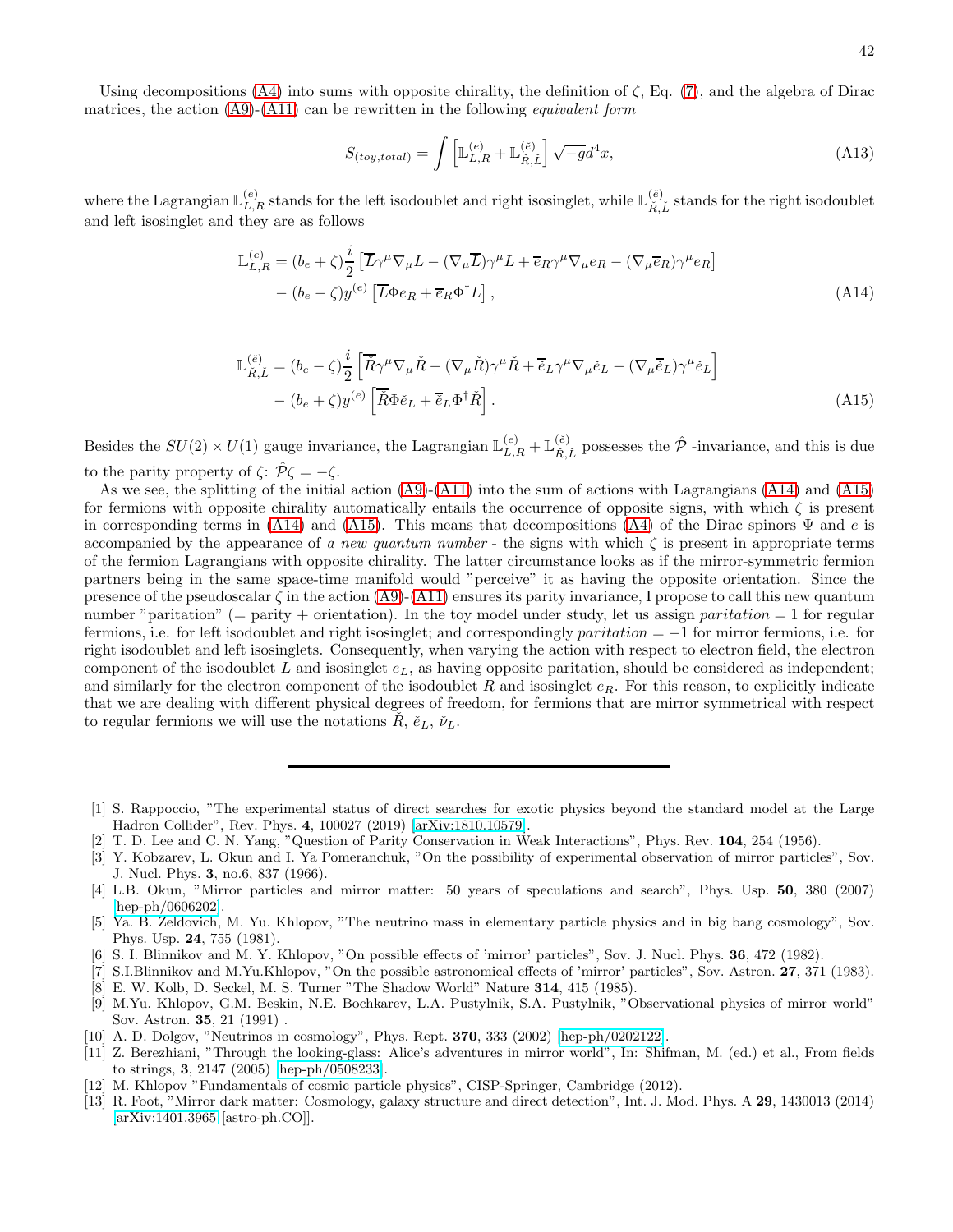Using decompositions (A4) into sums with opposite chirality, the definition of $\zeta$, Eq. (7), and the algebra of Dirac matrices, the action (A9)-(A11) can be rewritten in the following *equivalent form*

$$S_{(toy,total)} = \int \left[\mathbb{L}^{(e)}_{L,R} + \mathbb{L}^{(\check{e})}_{\check{R},\check{L}}\right] \sqrt{-g} d^4x, \tag{A13}$$

where the Lagrangian $\mathbb{L}^{(e)}_{L,R}$ stands for the left isodoublet and right isosinglet, while $\mathbb{L}^{(\check{e})}_{\check{R},\check{L}}$ stands for the right isodoublet and left isosinglet and they are as follows

$$\begin{aligned}
\mathbb{L}^{(e)}_{L,R} = & (b_e + \zeta)\frac{i}{2}\left[\overline{L}\gamma^\mu \nabla_\mu L - (\nabla_\mu \overline{L})\gamma^\mu L + \overline{e}_R \gamma^\mu \nabla_\mu e_R - (\nabla_\mu \overline{e}_R)\gamma^\mu e_R\right] \\
& - (b_e - \zeta) y^{(e)} \left[\overline{L}\Phi e_R + \overline{e}_R \Phi^\dagger L\right],
\end{aligned} \tag{A14}$$

$$\begin{aligned}
\mathbb{L}^{(\check{e})}_{\check{R},\check{L}} = & (b_e - \zeta)\frac{i}{2}\left[\overline{\check{R}}\gamma^\mu \nabla_\mu \check{R} - (\nabla_\mu \overline{\check{R}})\gamma^\mu \check{R} + \overline{\check{e}}_L \gamma^\mu \nabla_\mu \check{e}_L - (\nabla_\mu \overline{\check{e}}_L)\gamma^\mu \check{e}_L\right] \\
& - (b_e + \zeta) y^{(e)} \left[\overline{\check{R}}\Phi \check{e}_L + \overline{\check{e}}_L \Phi^\dagger \check{R}\right].
\end{aligned} \tag{A15}$$

Besides the $SU(2)\times U(1)$ gauge invariance, the Lagrangian $\mathbb{L}^{(e)}_{L,R} + \mathbb{L}^{(\check{e})}_{\check{R},\check{L}}$ possesses the $\hat{\mathcal{P}}$ -invariance, and this is due to the parity property of $\zeta$: $\hat{\mathcal{P}}\zeta = -\zeta$.

As we see, the splitting of the initial action (A9)-(A11) into the sum of actions with Lagrangians (A14) and (A15) for fermions with opposite chirality automatically entails the occurrence of opposite signs, with which $\zeta$ is present in corresponding terms in (A14) and (A15). This means that decompositions (A4) of the Dirac spinors $\Psi$ and $e$ is accompanied by the appearance of *a new quantum number* - the signs with which $\zeta$ is present in appropriate terms of the fermion Lagrangians with opposite chirality. The latter circumstance looks as if the mirror-symmetric fermion partners being in the same space-time manifold would "perceive" it as having the opposite orientation. Since the presence of the pseudoscalar $\zeta$ in the action (A9)-(A11) ensures its parity invariance, I propose to call this new quantum number "paritation" (= parity + orientation). In the toy model under study, let us assign *paritation* = 1 for regular fermions, i.e. for left isodoublet and right isosinglet; and correspondingly *paritation* = −1 for mirror fermions, i.e. for right isodoublet and left isosinglets. Consequently, when varying the action with respect to electron field, the electron component of the isodoublet $L$ and isosinglet $e_L$, as having opposite paritation, should be considered as independent; and similarly for the electron component of the isodoublet $R$ and isosinglet $e_R$. For this reason, to explicitly indicate that we are dealing with different physical degrees of freedom, for fermions that are mirror symmetrical with respect to regular fermions we will use the notations $\check{R}$, $\check{e}_L$, $\check{\nu}_L$.

---

[1] S. Rappoccio, "The experimental status of direct searches for exotic physics beyond the standard model at the Large Hadron Collider", Rev. Phys. **4**, 100027 (2019) [arXiv:1810.10579].

[2] T. D. Lee and C. N. Yang, "Question of Parity Conservation in Weak Interactions", Phys. Rev. **104**, 254 (1956).

[3] Y. Kobzarev, L. Okun and I. Ya Pomeranchuk, "On the possibility of experimental observation of mirror particles", Sov. J. Nucl. Phys. **3**, no.6, 837 (1966).

[4] L.B. Okun, "Mirror particles and mirror matter: 50 years of speculations and search", Phys. Usp. **50**, 380 (2007) [hep-ph/0606202].

[5] Ya. B. Zeldovich, M. Yu. Khlopov, "The neutrino mass in elementary particle physics and in big bang cosmology", Sov. Phys. Usp. **24**, 755 (1981).

[6] S. I. Blinnikov and M. Y. Khlopov, "On possible effects of 'mirror' particles", Sov. J. Nucl. Phys. **36**, 472 (1982).

[7] S.I.Blinnikov and M.Yu.Khlopov, "On the possible astronomical effects of 'mirror' particles", Sov. Astron. **27**, 371 (1983).

[8] E. W. Kolb, D. Seckel, M. S. Turner "The Shadow World" Nature **314**, 415 (1985).

[9] M.Yu. Khlopov, G.M. Beskin, N.E. Bochkarev, L.A. Pustylnik, S.A. Pustylnik, "Observational physics of mirror world" Sov. Astron. **35**, 21 (1991) .

[10] A. D. Dolgov, "Neutrinos in cosmology", Phys. Rept. **370**, 333 (2002) [hep-ph/0202122].

[11] Z. Berezhiani, "Through the looking-glass: Alice's adventures in mirror world", In: Shifman, M. (ed.) et al., From fields to strings, **3**, 2147 (2005) [hep-ph/0508233].

[12] M. Khlopov "Fundamentals of cosmic particle physics", CISP-Springer, Cambridge (2012).

[13] R. Foot, "Mirror dark matter: Cosmology, galaxy structure and direct detection", Int. J. Mod. Phys. A **29**, 1430013 (2014) [arXiv:1401.3965 [astro-ph.CO]].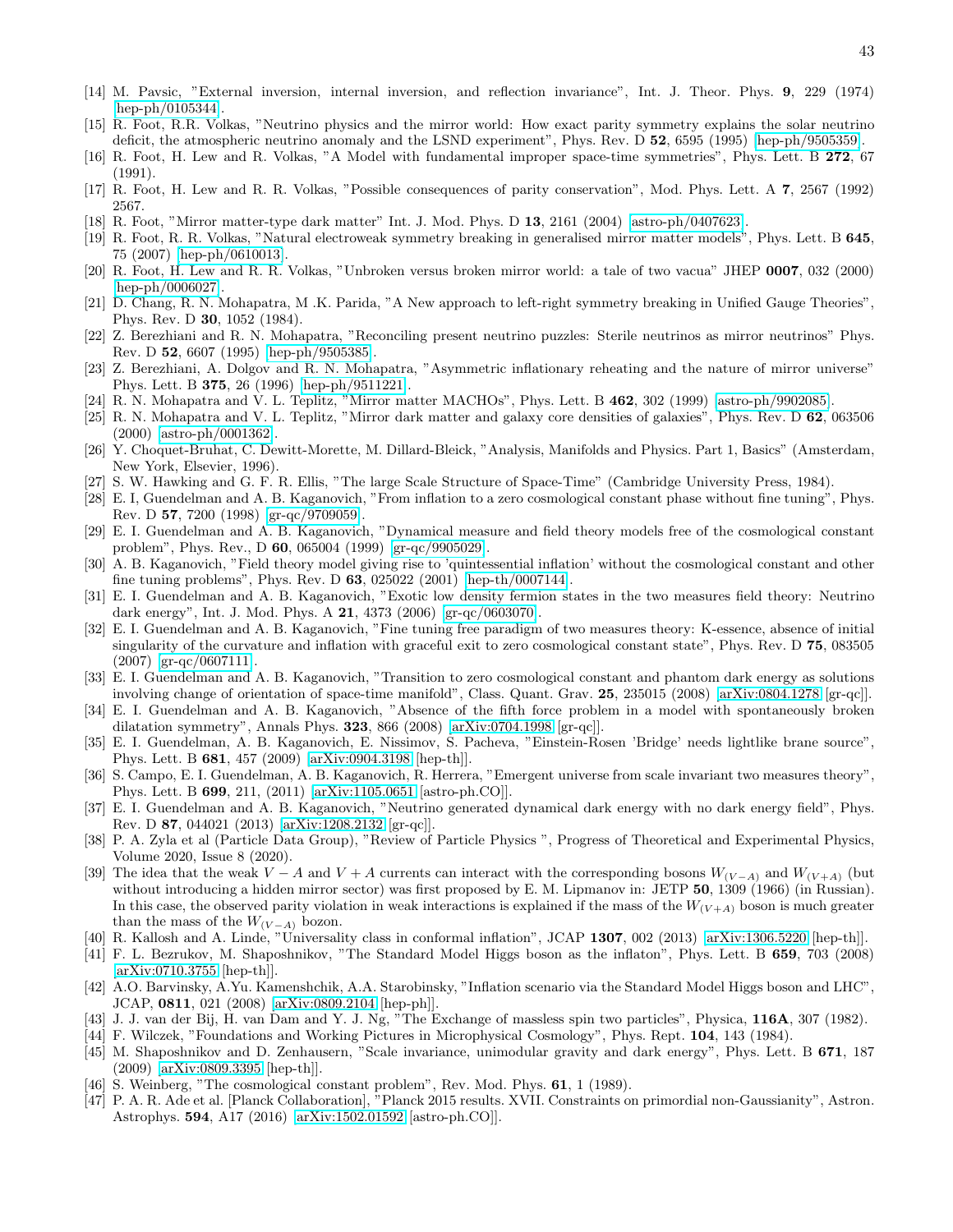[14] M. Pavsic, "External inversion, internal inversion, and reflection invariance", Int. J. Theor. Phys. **9**, 229 (1974) [hep-ph/0105344].

[15] R. Foot, R.R. Volkas, "Neutrino physics and the mirror world: How exact parity symmetry explains the solar neutrino deficit, the atmospheric neutrino anomaly and the LSND experiment", Phys. Rev. D **52**, 6595 (1995) [hep-ph/9505359].

[16] R. Foot, H. Lew and R. Volkas, "A Model with fundamental improper space-time symmetries", Phys. Lett. B **272**, 67 (1991).

[17] R. Foot, H. Lew and R. R. Volkas, "Possible consequences of parity conservation", Mod. Phys. Lett. A **7**, 2567 (1992) 2567.

[18] R. Foot, "Mirror matter-type dark matter" Int. J. Mod. Phys. D **13**, 2161 (2004) [astro-ph/0407623].

[19] R. Foot, R. R. Volkas, "Natural electroweak symmetry breaking in generalised mirror matter models", Phys. Lett. B **645**, 75 (2007) [hep-ph/0610013].

[20] R. Foot, H. Lew and R. R. Volkas, "Unbroken versus broken mirror world: a tale of two vacua" JHEP **0007**, 032 (2000) [hep-ph/0006027].

[21] D. Chang, R. N. Mohapatra, M .K. Parida, "A New approach to left-right symmetry breaking in Unified Gauge Theories", Phys. Rev. D **30**, 1052 (1984).

[22] Z. Berezhiani and R. N. Mohapatra, "Reconciling present neutrino puzzles: Sterile neutrinos as mirror neutrinos" Phys. Rev. D **52**, 6607 (1995) [hep-ph/9505385].

[23] Z. Berezhiani, A. Dolgov and R. N. Mohapatra, "Asymmetric inflationary reheating and the nature of mirror universe" Phys. Lett. B **375**, 26 (1996) [hep-ph/9511221].

[24] R. N. Mohapatra and V. L. Teplitz, "Mirror matter MACHOs", Phys. Lett. B **462**, 302 (1999) [astro-ph/9902085].

[25] R. N. Mohapatra and V. L. Teplitz, "Mirror dark matter and galaxy core densities of galaxies", Phys. Rev. D **62**, 063506 (2000) [astro-ph/0001362].

[26] Y. Choquet-Bruhat, C. Dewitt-Morette, M. Dillard-Bleick, "Analysis, Manifolds and Physics. Part 1, Basics" (Amsterdam, New York, Elsevier, 1996).

[27] S. W. Hawking and G. F. R. Ellis, "The large Scale Structure of Space-Time" (Cambridge University Press, 1984).

[28] E. I, Guendelman and A. B. Kaganovich, "From inflation to a zero cosmological constant phase without fine tuning", Phys. Rev. D **57**, 7200 (1998) [gr-qc/9709059].

[29] E. I. Guendelman and A. B. Kaganovich, "Dynamical measure and field theory models free of the cosmological constant problem", Phys. Rev., D **60**, 065004 (1999) [gr-qc/9905029].

[30] A. B. Kaganovich, "Field theory model giving rise to 'quintessential inflation' without the cosmological constant and other fine tuning problems", Phys. Rev. D **63**, 025022 (2001) [hep-th/0007144].

[31] E. I. Guendelman and A. B. Kaganovich, "Exotic low density fermion states in the two measures field theory: Neutrino dark energy", Int. J. Mod. Phys. A **21**, 4373 (2006) [gr-qc/0603070].

[32] E. I. Guendelman and A. B. Kaganovich, "Fine tuning free paradigm of two measures theory: K-essence, absence of initial singularity of the curvature and inflation with graceful exit to zero cosmological constant state", Phys. Rev. D **75**, 083505 (2007) [gr-qc/0607111].

[33] E. I. Guendelman and A. B. Kaganovich, "Transition to zero cosmological constant and phantom dark energy as solutions involving change of orientation of space-time manifold", Class. Quant. Grav. **25**, 235015 (2008) [arXiv:0804.1278 [gr-qc]].

[34] E. I. Guendelman and A. B. Kaganovich, "Absence of the fifth force problem in a model with spontaneously broken dilatation symmetry", Annals Phys. **323**, 866 (2008) [arXiv:0704.1998 [gr-qc]].

[35] E. I. Guendelman, A. B. Kaganovich, E. Nissimov, S. Pacheva, "Einstein-Rosen 'Bridge' needs lightlike brane source", Phys. Lett. B **681**, 457 (2009) [arXiv:0904.3198 [hep-th]].

[36] S. Campo, E. I. Guendelman, A. B. Kaganovich, R. Herrera, "Emergent universe from scale invariant two measures theory", Phys. Lett. B **699**, 211, (2011) [arXiv:1105.0651 [astro-ph.CO]].

[37] E. I. Guendelman and A. B. Kaganovich, "Neutrino generated dynamical dark energy with no dark energy field", Phys. Rev. D **87**, 044021 (2013) [arXiv:1208.2132 [gr-qc]].

[38] P. A. Zyla et al (Particle Data Group), "Review of Particle Physics ", Progress of Theoretical and Experimental Physics, Volume 2020, Issue 8 (2020).

[39] The idea that the weak $V-A$ and $V+A$ currents can interact with the corresponding bosons $W_{(V-A)}$ and $W_{(V+A)}$ (but without introducing a hidden mirror sector) was first proposed by E. M. Lipmanov in: JETP **50**, 1309 (1966) (in Russian). In this case, the observed parity violation in weak interactions is explained if the mass of the $W_{(V+A)}$ boson is much greater than the mass of the $W_{(V-A)}$ bozon.

[40] R. Kallosh and A. Linde, "Universality class in conformal inflation", JCAP **1307**, 002 (2013) [arXiv:1306.5220 [hep-th]].

[41] F. L. Bezrukov, M. Shaposhnikov, "The Standard Model Higgs boson as the inflaton", Phys. Lett. B **659**, 703 (2008) [arXiv:0710.3755 [hep-th]].

[42] A.O. Barvinsky, A.Yu. Kamenshchik, A.A. Starobinsky, "Inflation scenario via the Standard Model Higgs boson and LHC", JCAP, **0811**, 021 (2008) [arXiv:0809.2104 [hep-ph]].

[43] J. J. van der Bij, H. van Dam and Y. J. Ng, "The Exchange of massless spin two particles", Physica, **116A**, 307 (1982).

[44] F. Wilczek, "Foundations and Working Pictures in Microphysical Cosmology", Phys. Rept. **104**, 143 (1984).

[45] M. Shaposhnikov and D. Zenhausern, "Scale invariance, unimodular gravity and dark energy", Phys. Lett. B **671**, 187 (2009) [arXiv:0809.3395 [hep-th]].

[46] S. Weinberg, "The cosmological constant problem", Rev. Mod. Phys. **61**, 1 (1989).

[47] P. A. R. Ade et al. [Planck Collaboration], "Planck 2015 results. XVII. Constraints on primordial non-Gaussianity", Astron. Astrophys. **594**, A17 (2016) [arXiv:1502.01592 [astro-ph.CO]].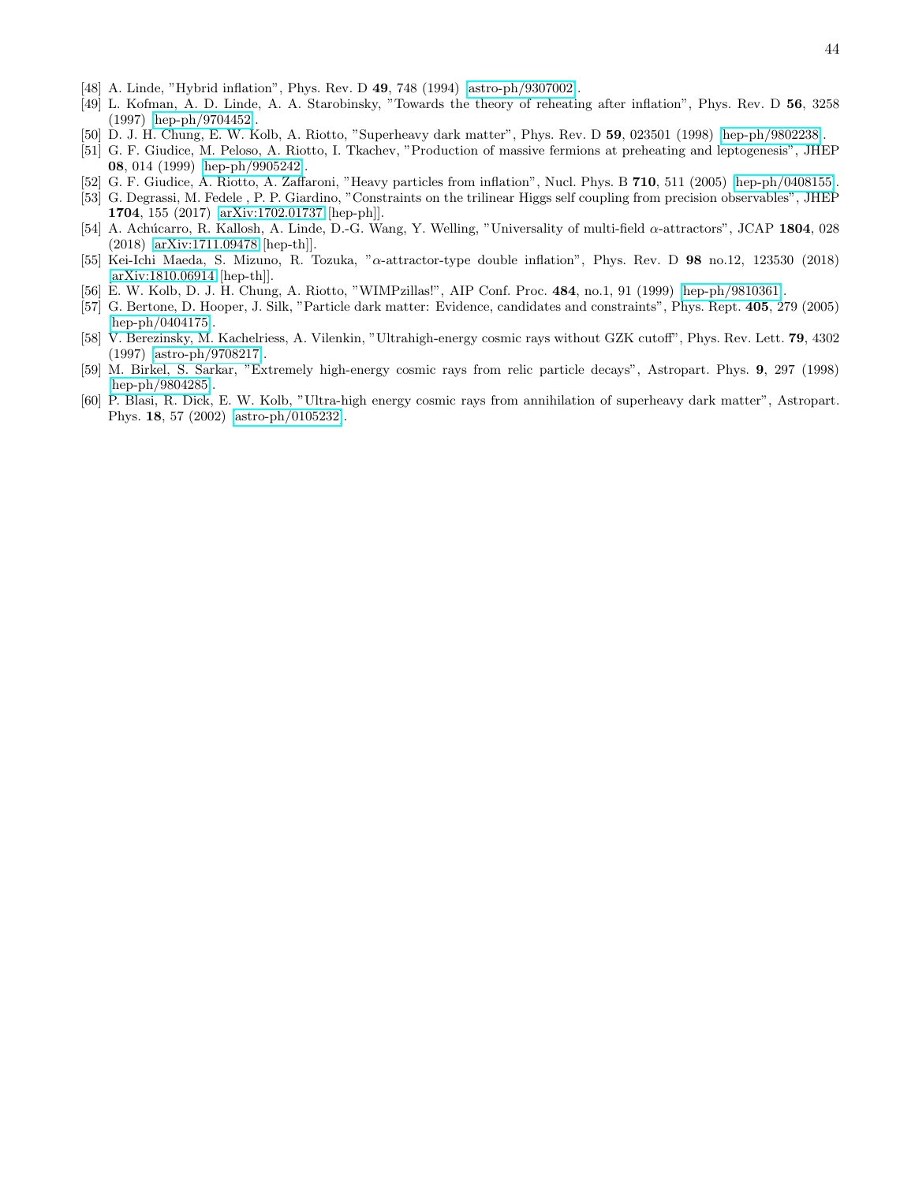[48] A. Linde, "Hybrid inflation", Phys. Rev. D **49**, 748 (1994) [astro-ph/9307002].

[49] L. Kofman, A. D. Linde, A. A. Starobinsky, "Towards the theory of reheating after inflation", Phys. Rev. D **56**, 3258 (1997) [hep-ph/9704452].

[50] D. J. H. Chung, E. W. Kolb, A. Riotto, "Superheavy dark matter", Phys. Rev. D **59**, 023501 (1998) [hep-ph/9802238].

[51] G. F. Giudice, M. Peloso, A. Riotto, I. Tkachev, "Production of massive fermions at preheating and leptogenesis", JHEP **08**, 014 (1999) [hep-ph/9905242].

[52] G. F. Giudice, A. Riotto, A. Zaffaroni, "Heavy particles from inflation", Nucl. Phys. B **710**, 511 (2005) [hep-ph/0408155].

[53] G. Degrassi, M. Fedele , P. P. Giardino, "Constraints on the trilinear Higgs self coupling from precision observables", JHEP **1704**, 155 (2017) [arXiv:1702.01737 [hep-ph]].

[54] A. Achúcarro, R. Kallosh, A. Linde, D.-G. Wang, Y. Welling, "Universality of multi-field $\alpha$-attractors", JCAP **1804**, 028 (2018) [arXiv:1711.09478 [hep-th]].

[55] Kei-Ichi Maeda, S. Mizuno, R. Tozuka, "$\alpha$-attractor-type double inflation", Phys. Rev. D **98** no.12, 123530 (2018) [arXiv:1810.06914 [hep-th]].

[56] E. W. Kolb, D. J. H. Chung, A. Riotto, "WIMPzillas!", AIP Conf. Proc. **484**, no.1, 91 (1999) [hep-ph/9810361].

[57] G. Bertone, D. Hooper, J. Silk, "Particle dark matter: Evidence, candidates and constraints", Phys. Rept. **405**, 279 (2005) [hep-ph/0404175].

[58] V. Berezinsky, M. Kachelriess, A. Vilenkin, "Ultrahigh-energy cosmic rays without GZK cutoff", Phys. Rev. Lett. **79**, 4302 (1997) [astro-ph/9708217].

[59] M. Birkel, S. Sarkar, "Extremely high-energy cosmic rays from relic particle decays", Astropart. Phys. **9**, 297 (1998) [hep-ph/9804285].

[60] P. Blasi, R. Dick, E. W. Kolb, "Ultra-high energy cosmic rays from annihilation of superheavy dark matter", Astropart. Phys. **18**, 57 (2002) [astro-ph/0105232].